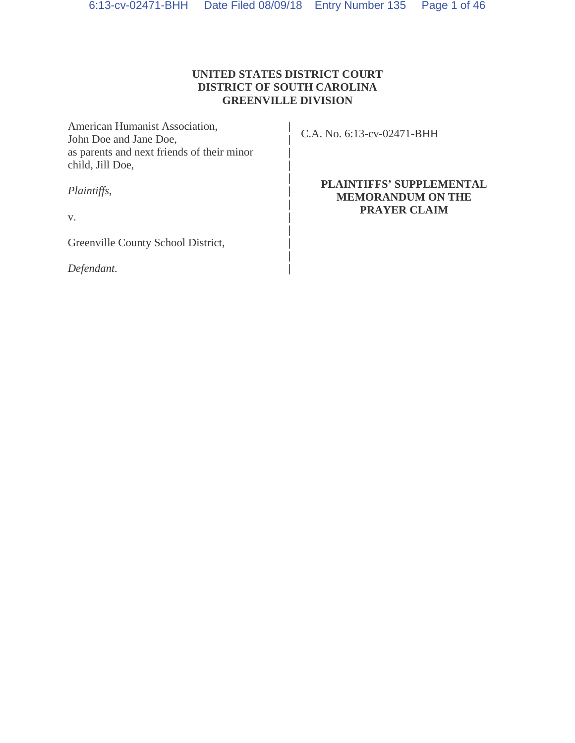**UNITED STATES DISTRICT COURT**
**DISTRICT OF SOUTH CAROLINA**
**GREENVILLE DIVISION**

American Humanist Association,
John Doe and Jane Doe,
as parents and next friends of their minor child, Jill Doe,

*Plaintiffs*,

v.

Greenville County School District,

*Defendant.*

C.A. No. 6:13-cv-02471-BHH

**PLAINTIFFS' SUPPLEMENTAL MEMORANDUM ON THE PRAYER CLAIM**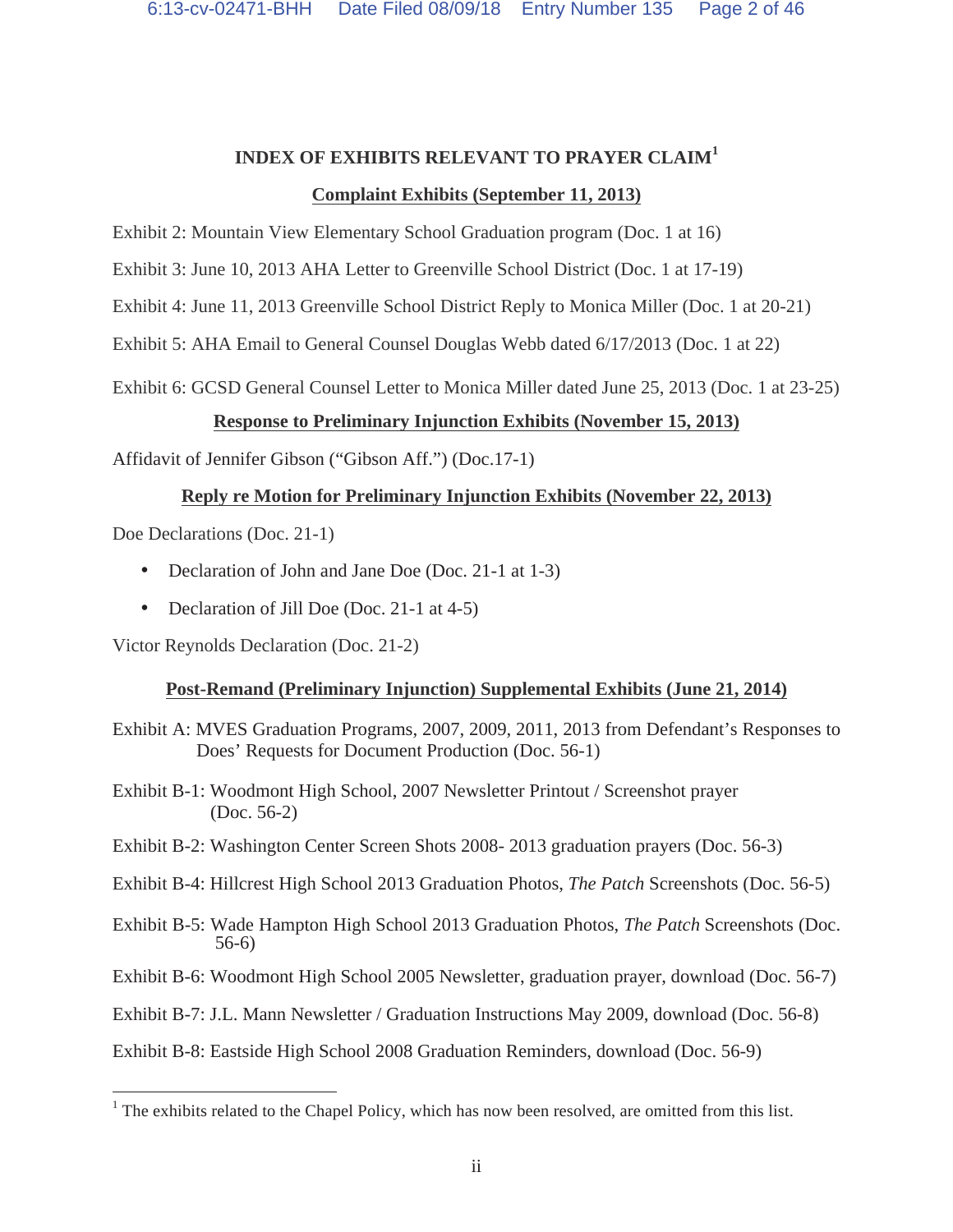## INDEX OF EXHIBITS RELEVANT TO PRAYER CLAIM[1]

### Complaint Exhibits (September 11, 2013)

Exhibit 2: Mountain View Elementary School Graduation program (Doc. 1 at 16)

Exhibit 3: June 10, 2013 AHA Letter to Greenville School District (Doc. 1 at 17-19)

Exhibit 4: June 11, 2013 Greenville School District Reply to Monica Miller (Doc. 1 at 20-21)

Exhibit 5: AHA Email to General Counsel Douglas Webb dated 6/17/2013 (Doc. 1 at 22)

Exhibit 6: GCSD General Counsel Letter to Monica Miller dated June 25, 2013 (Doc. 1 at 23-25)

### Response to Preliminary Injunction Exhibits (November 15, 2013)

Affidavit of Jennifer Gibson ("Gibson Aff.") (Doc.17-1)

### Reply re Motion for Preliminary Injunction Exhibits (November 22, 2013)

Doe Declarations (Doc. 21-1)

- Declaration of John and Jane Doe (Doc. 21-1 at 1-3)
- Declaration of Jill Doe (Doc. 21-1 at 4-5)

Victor Reynolds Declaration (Doc. 21-2)

### Post-Remand (Preliminary Injunction) Supplemental Exhibits (June 21, 2014)

Exhibit A: MVES Graduation Programs, 2007, 2009, 2011, 2013 from Defendant's Responses to Does' Requests for Document Production (Doc. 56-1)

Exhibit B-1: Woodmont High School, 2007 Newsletter Printout / Screenshot prayer (Doc. 56-2)

Exhibit B-2: Washington Center Screen Shots 2008- 2013 graduation prayers (Doc. 56-3)

Exhibit B-4: Hillcrest High School 2013 Graduation Photos, *The Patch* Screenshots (Doc. 56-5)

Exhibit B-5: Wade Hampton High School 2013 Graduation Photos, *The Patch* Screenshots (Doc. 56-6)

Exhibit B-6: Woodmont High School 2005 Newsletter, graduation prayer, download (Doc. 56-7)

Exhibit B-7: J.L. Mann Newsletter / Graduation Instructions May 2009, download (Doc. 56-8)

Exhibit B-8: Eastside High School 2008 Graduation Reminders, download (Doc. 56-9)

---

[1] The exhibits related to the Chapel Policy, which has now been resolved, are omitted from this list.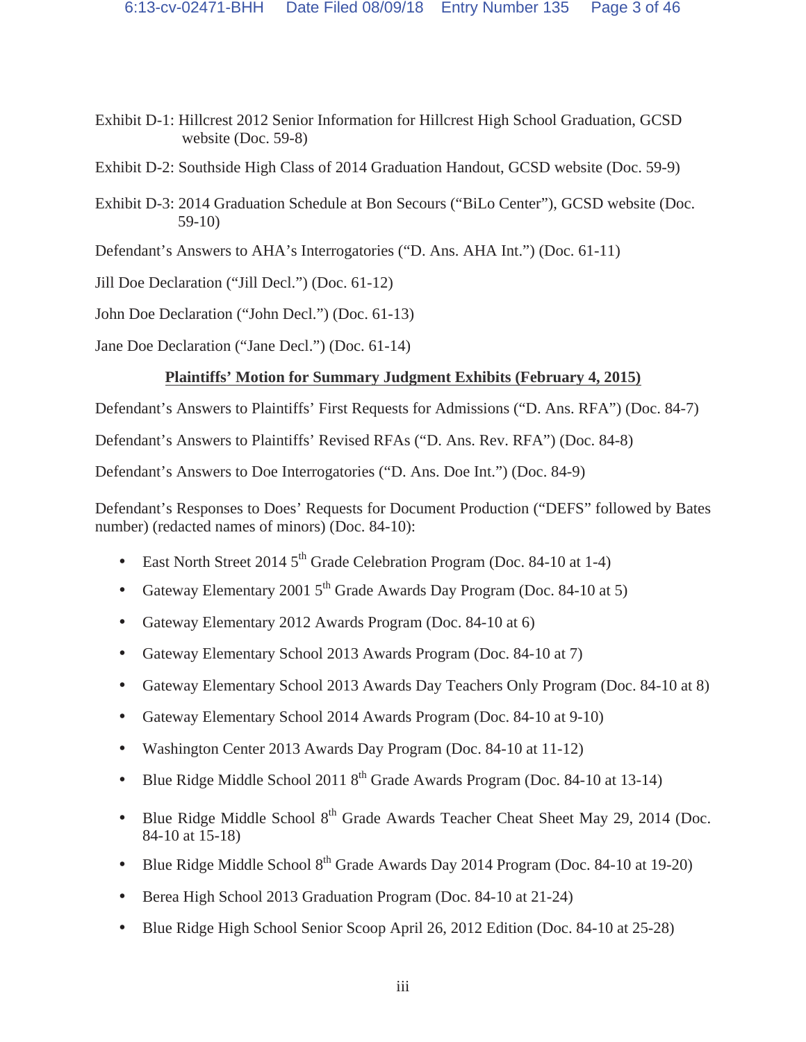Exhibit D-1: Hillcrest 2012 Senior Information for Hillcrest High School Graduation, GCSD website (Doc. 59-8)

Exhibit D-2: Southside High Class of 2014 Graduation Handout, GCSD website (Doc. 59-9)

Exhibit D-3: 2014 Graduation Schedule at Bon Secours ("BiLo Center"), GCSD website (Doc. 59-10)

Defendant's Answers to AHA's Interrogatories ("D. Ans. AHA Int.") (Doc. 61-11)

Jill Doe Declaration ("Jill Decl.") (Doc. 61-12)

John Doe Declaration ("John Decl.") (Doc. 61-13)

Jane Doe Declaration ("Jane Decl.") (Doc. 61-14)

**Plaintiffs' Motion for Summary Judgment Exhibits (February 4, 2015)**

Defendant's Answers to Plaintiffs' First Requests for Admissions ("D. Ans. RFA") (Doc. 84-7)

Defendant's Answers to Plaintiffs' Revised RFAs ("D. Ans. Rev. RFA") (Doc. 84-8)

Defendant's Answers to Doe Interrogatories ("D. Ans. Doe Int.") (Doc. 84-9)

Defendant's Responses to Does' Requests for Document Production ("DEFS" followed by Bates number) (redacted names of minors) (Doc. 84-10):

- East North Street 2014 5th Grade Celebration Program (Doc. 84-10 at 1-4)
- Gateway Elementary 2001 5th Grade Awards Day Program (Doc. 84-10 at 5)
- Gateway Elementary 2012 Awards Program (Doc. 84-10 at 6)
- Gateway Elementary School 2013 Awards Program (Doc. 84-10 at 7)
- Gateway Elementary School 2013 Awards Day Teachers Only Program (Doc. 84-10 at 8)
- Gateway Elementary School 2014 Awards Program (Doc. 84-10 at 9-10)
- Washington Center 2013 Awards Day Program (Doc. 84-10 at 11-12)
- Blue Ridge Middle School 2011 8th Grade Awards Program (Doc. 84-10 at 13-14)
- Blue Ridge Middle School 8th Grade Awards Teacher Cheat Sheet May 29, 2014 (Doc. 84-10 at 15-18)
- Blue Ridge Middle School 8th Grade Awards Day 2014 Program (Doc. 84-10 at 19-20)
- Berea High School 2013 Graduation Program (Doc. 84-10 at 21-24)
- Blue Ridge High School Senior Scoop April 26, 2012 Edition (Doc. 84-10 at 25-28)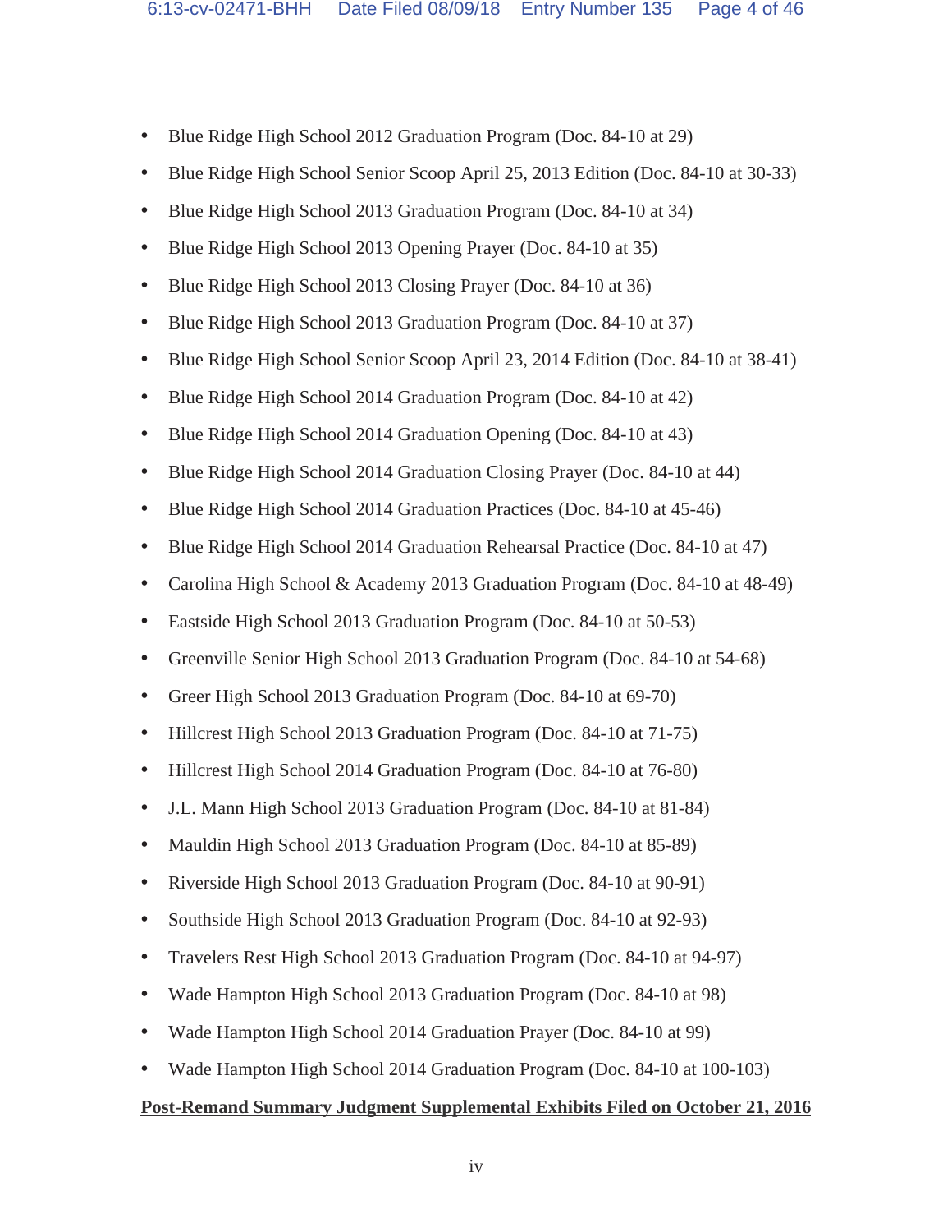- Blue Ridge High School 2012 Graduation Program (Doc. 84-10 at 29)
- Blue Ridge High School Senior Scoop April 25, 2013 Edition (Doc. 84-10 at 30-33)
- Blue Ridge High School 2013 Graduation Program (Doc. 84-10 at 34)
- Blue Ridge High School 2013 Opening Prayer (Doc. 84-10 at 35)
- Blue Ridge High School 2013 Closing Prayer (Doc. 84-10 at 36)
- Blue Ridge High School 2013 Graduation Program (Doc. 84-10 at 37)
- Blue Ridge High School Senior Scoop April 23, 2014 Edition (Doc. 84-10 at 38-41)
- Blue Ridge High School 2014 Graduation Program (Doc. 84-10 at 42)
- Blue Ridge High School 2014 Graduation Opening (Doc. 84-10 at 43)
- Blue Ridge High School 2014 Graduation Closing Prayer (Doc. 84-10 at 44)
- Blue Ridge High School 2014 Graduation Practices (Doc. 84-10 at 45-46)
- Blue Ridge High School 2014 Graduation Rehearsal Practice (Doc. 84-10 at 47)
- Carolina High School & Academy 2013 Graduation Program (Doc. 84-10 at 48-49)
- Eastside High School 2013 Graduation Program (Doc. 84-10 at 50-53)
- Greenville Senior High School 2013 Graduation Program (Doc. 84-10 at 54-68)
- Greer High School 2013 Graduation Program (Doc. 84-10 at 69-70)
- Hillcrest High School 2013 Graduation Program (Doc. 84-10 at 71-75)
- Hillcrest High School 2014 Graduation Program (Doc. 84-10 at 76-80)
- J.L. Mann High School 2013 Graduation Program (Doc. 84-10 at 81-84)
- Mauldin High School 2013 Graduation Program (Doc. 84-10 at 85-89)
- Riverside High School 2013 Graduation Program (Doc. 84-10 at 90-91)
- Southside High School 2013 Graduation Program (Doc. 84-10 at 92-93)
- Travelers Rest High School 2013 Graduation Program (Doc. 84-10 at 94-97)
- Wade Hampton High School 2013 Graduation Program (Doc. 84-10 at 98)
- Wade Hampton High School 2014 Graduation Prayer (Doc. 84-10 at 99)
- Wade Hampton High School 2014 Graduation Program (Doc. 84-10 at 100-103)

**Post-Remand Summary Judgment Supplemental Exhibits Filed on October 21, 2016**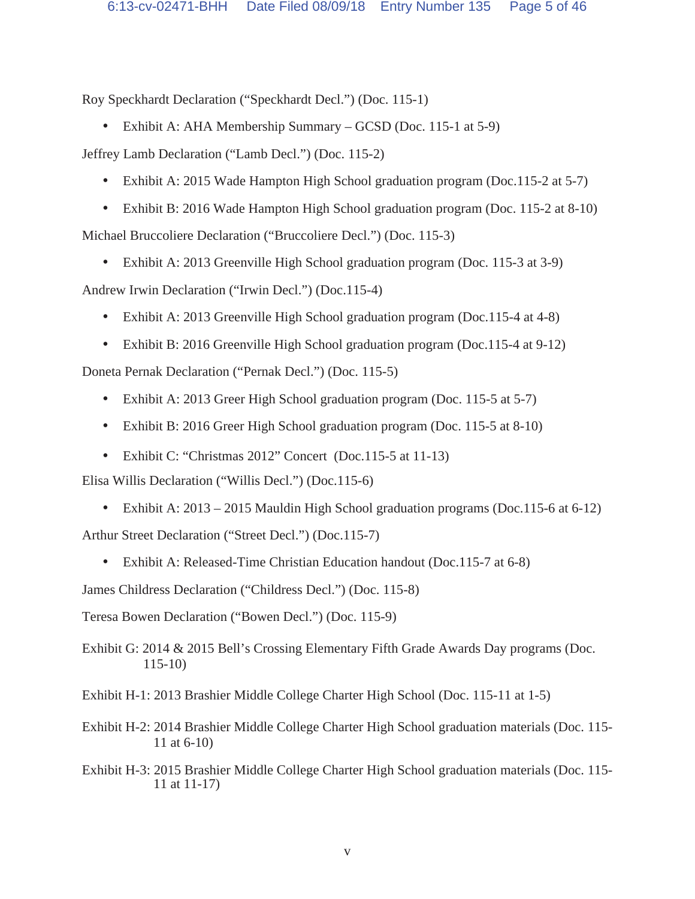Roy Speckhardt Declaration ("Speckhardt Decl.") (Doc. 115-1)

- Exhibit A: AHA Membership Summary – GCSD (Doc. 115-1 at 5-9)

Jeffrey Lamb Declaration ("Lamb Decl.") (Doc. 115-2)

- Exhibit A: 2015 Wade Hampton High School graduation program (Doc.115-2 at 5-7)
- Exhibit B: 2016 Wade Hampton High School graduation program (Doc. 115-2 at 8-10)

Michael Bruccoliere Declaration ("Bruccoliere Decl.") (Doc. 115-3)

- Exhibit A: 2013 Greenville High School graduation program (Doc. 115-3 at 3-9)

Andrew Irwin Declaration ("Irwin Decl.") (Doc.115-4)

- Exhibit A: 2013 Greenville High School graduation program (Doc.115-4 at 4-8)
- Exhibit B: 2016 Greenville High School graduation program (Doc.115-4 at 9-12)

Doneta Pernak Declaration ("Pernak Decl.") (Doc. 115-5)

- Exhibit A: 2013 Greer High School graduation program (Doc. 115-5 at 5-7)
- Exhibit B: 2016 Greer High School graduation program (Doc. 115-5 at 8-10)
- Exhibit C: "Christmas 2012" Concert (Doc.115-5 at 11-13)

Elisa Willis Declaration ("Willis Decl.") (Doc.115-6)

- Exhibit A: 2013 – 2015 Mauldin High School graduation programs (Doc.115-6 at 6-12)

Arthur Street Declaration ("Street Decl.") (Doc.115-7)

- Exhibit A: Released-Time Christian Education handout (Doc.115-7 at 6-8)

James Childress Declaration ("Childress Decl.") (Doc. 115-8)

Teresa Bowen Declaration ("Bowen Decl.") (Doc. 115-9)

Exhibit G: 2014 & 2015 Bell's Crossing Elementary Fifth Grade Awards Day programs (Doc. 115-10)

Exhibit H-1: 2013 Brashier Middle College Charter High School (Doc. 115-11 at 1-5)

Exhibit H-2: 2014 Brashier Middle College Charter High School graduation materials (Doc. 115-11 at 6-10)

Exhibit H-3: 2015 Brashier Middle College Charter High School graduation materials (Doc. 115-11 at 11-17)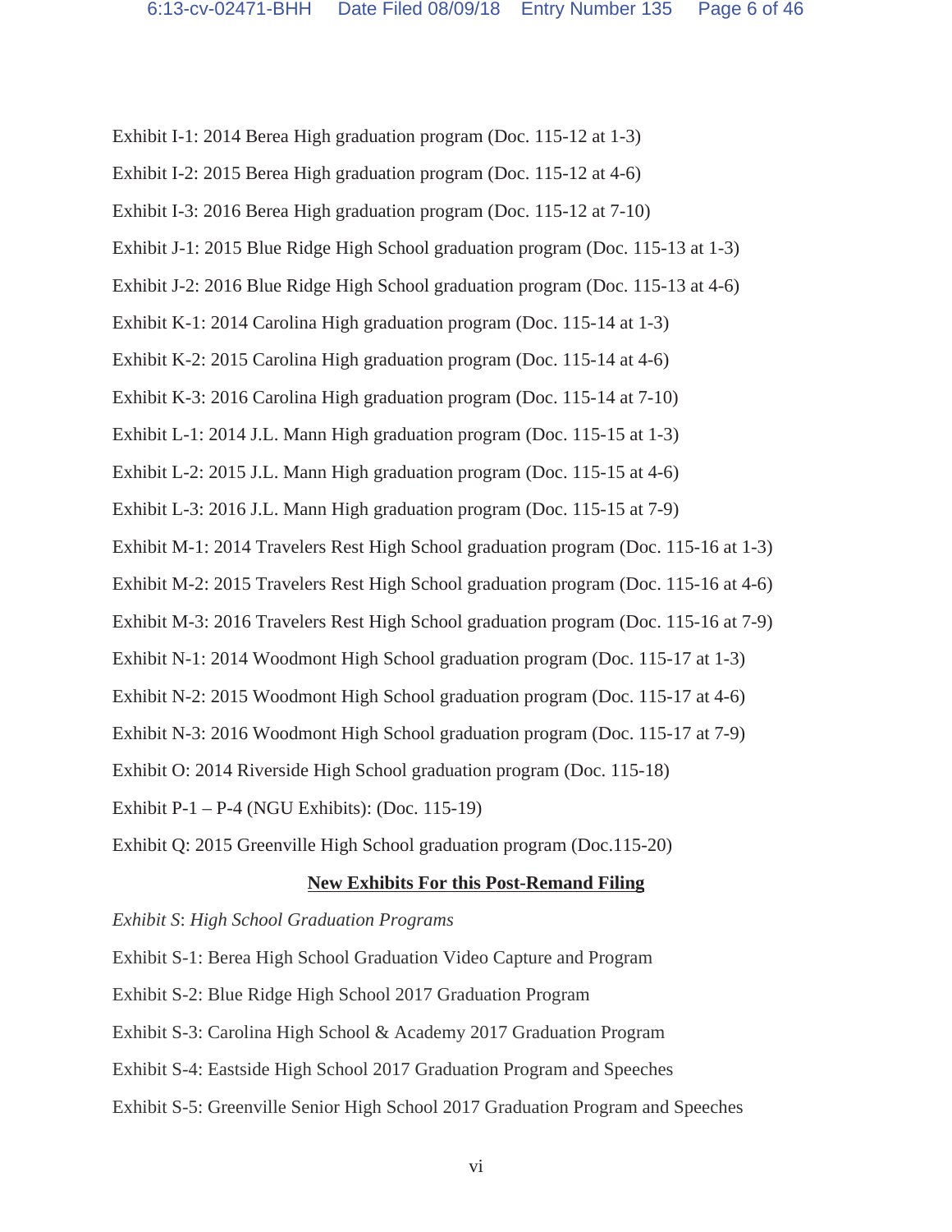Exhibit I-1: 2014 Berea High graduation program (Doc. 115-12 at 1-3)

Exhibit I-2: 2015 Berea High graduation program (Doc. 115-12 at 4-6)

Exhibit I-3: 2016 Berea High graduation program (Doc. 115-12 at 7-10)

Exhibit J-1: 2015 Blue Ridge High School graduation program (Doc. 115-13 at 1-3)

Exhibit J-2: 2016 Blue Ridge High School graduation program (Doc. 115-13 at 4-6)

Exhibit K-1: 2014 Carolina High graduation program (Doc. 115-14 at 1-3)

Exhibit K-2: 2015 Carolina High graduation program (Doc. 115-14 at 4-6)

Exhibit K-3: 2016 Carolina High graduation program (Doc. 115-14 at 7-10)

Exhibit L-1: 2014 J.L. Mann High graduation program (Doc. 115-15 at 1-3)

Exhibit L-2: 2015 J.L. Mann High graduation program (Doc. 115-15 at 4-6)

Exhibit L-3: 2016 J.L. Mann High graduation program (Doc. 115-15 at 7-9)

Exhibit M-1: 2014 Travelers Rest High School graduation program (Doc. 115-16 at 1-3)

Exhibit M-2: 2015 Travelers Rest High School graduation program (Doc. 115-16 at 4-6)

Exhibit M-3: 2016 Travelers Rest High School graduation program (Doc. 115-16 at 7-9)

Exhibit N-1: 2014 Woodmont High School graduation program (Doc. 115-17 at 1-3)

Exhibit N-2: 2015 Woodmont High School graduation program (Doc. 115-17 at 4-6)

Exhibit N-3: 2016 Woodmont High School graduation program (Doc. 115-17 at 7-9)

Exhibit O: 2014 Riverside High School graduation program (Doc. 115-18)

Exhibit P-1 – P-4 (NGU Exhibits): (Doc. 115-19)

Exhibit Q: 2015 Greenville High School graduation program (Doc.115-20)

**New Exhibits For this Post-Remand Filing**

*Exhibit S*: *High School Graduation Programs*

Exhibit S-1: Berea High School Graduation Video Capture and Program

Exhibit S-2: Blue Ridge High School 2017 Graduation Program

Exhibit S-3: Carolina High School & Academy 2017 Graduation Program

Exhibit S-4: Eastside High School 2017 Graduation Program and Speeches

Exhibit S-5: Greenville Senior High School 2017 Graduation Program and Speeches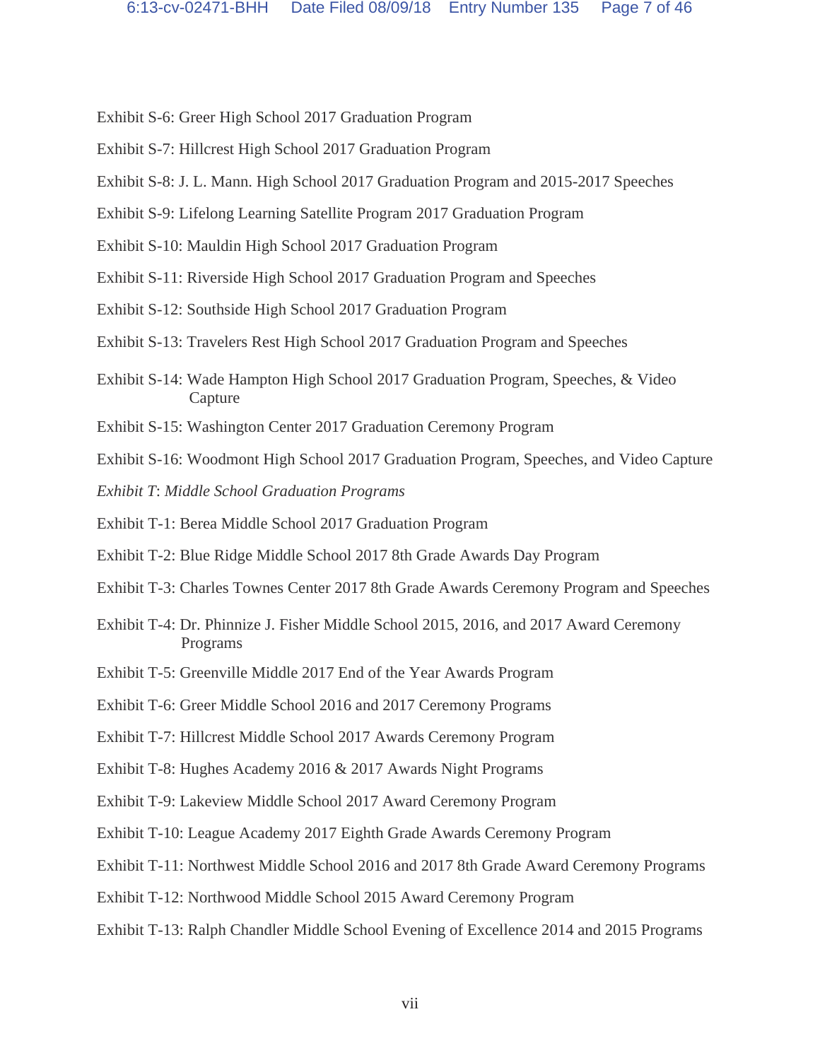Exhibit S-6: Greer High School 2017 Graduation Program

Exhibit S-7: Hillcrest High School 2017 Graduation Program

Exhibit S-8: J. L. Mann. High School 2017 Graduation Program and 2015-2017 Speeches

Exhibit S-9: Lifelong Learning Satellite Program 2017 Graduation Program

Exhibit S-10: Mauldin High School 2017 Graduation Program

Exhibit S-11: Riverside High School 2017 Graduation Program and Speeches

Exhibit S-12: Southside High School 2017 Graduation Program

Exhibit S-13: Travelers Rest High School 2017 Graduation Program and Speeches

Exhibit S-14: Wade Hampton High School 2017 Graduation Program, Speeches, & Video Capture

Exhibit S-15: Washington Center 2017 Graduation Ceremony Program

Exhibit S-16: Woodmont High School 2017 Graduation Program, Speeches, and Video Capture

*Exhibit T: Middle School Graduation Programs*

Exhibit T-1: Berea Middle School 2017 Graduation Program

Exhibit T-2: Blue Ridge Middle School 2017 8th Grade Awards Day Program

Exhibit T-3: Charles Townes Center 2017 8th Grade Awards Ceremony Program and Speeches

Exhibit T-4: Dr. Phinnize J. Fisher Middle School 2015, 2016, and 2017 Award Ceremony Programs

Exhibit T-5: Greenville Middle 2017 End of the Year Awards Program

Exhibit T-6: Greer Middle School 2016 and 2017 Ceremony Programs

Exhibit T-7: Hillcrest Middle School 2017 Awards Ceremony Program

Exhibit T-8: Hughes Academy 2016 & 2017 Awards Night Programs

Exhibit T-9: Lakeview Middle School 2017 Award Ceremony Program

Exhibit T-10: League Academy 2017 Eighth Grade Awards Ceremony Program

Exhibit T-11: Northwest Middle School 2016 and 2017 8th Grade Award Ceremony Programs

Exhibit T-12: Northwood Middle School 2015 Award Ceremony Program

Exhibit T-13: Ralph Chandler Middle School Evening of Excellence 2014 and 2015 Programs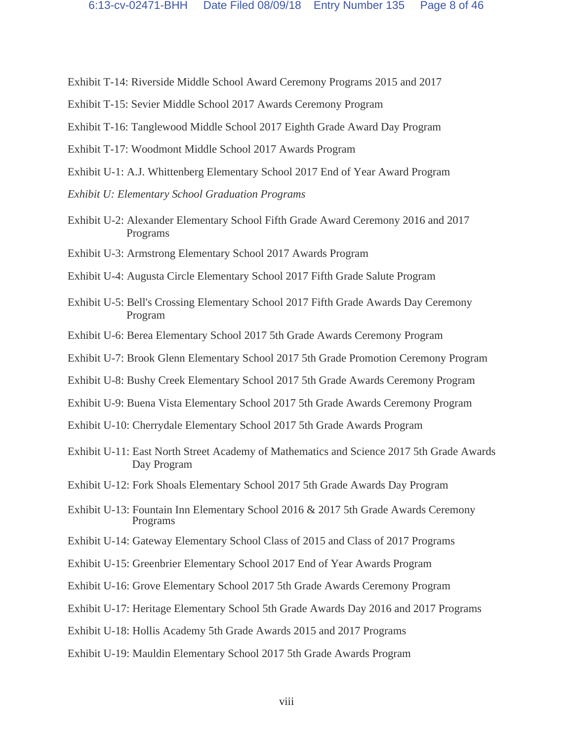Exhibit T-14: Riverside Middle School Award Ceremony Programs 2015 and 2017

Exhibit T-15: Sevier Middle School 2017 Awards Ceremony Program

Exhibit T-16: Tanglewood Middle School 2017 Eighth Grade Award Day Program

Exhibit T-17: Woodmont Middle School 2017 Awards Program

Exhibit U-1: A.J. Whittenberg Elementary School 2017 End of Year Award Program

*Exhibit U: Elementary School Graduation Programs*

Exhibit U-2: Alexander Elementary School Fifth Grade Award Ceremony 2016 and 2017 Programs

Exhibit U-3: Armstrong Elementary School 2017 Awards Program

Exhibit U-4: Augusta Circle Elementary School 2017 Fifth Grade Salute Program

Exhibit U-5: Bell's Crossing Elementary School 2017 Fifth Grade Awards Day Ceremony Program

Exhibit U-6: Berea Elementary School 2017 5th Grade Awards Ceremony Program

Exhibit U-7: Brook Glenn Elementary School 2017 5th Grade Promotion Ceremony Program

Exhibit U-8: Bushy Creek Elementary School 2017 5th Grade Awards Ceremony Program

Exhibit U-9: Buena Vista Elementary School 2017 5th Grade Awards Ceremony Program

Exhibit U-10: Cherrydale Elementary School 2017 5th Grade Awards Program

Exhibit U-11: East North Street Academy of Mathematics and Science 2017 5th Grade Awards Day Program

Exhibit U-12: Fork Shoals Elementary School 2017 5th Grade Awards Day Program

Exhibit U-13: Fountain Inn Elementary School 2016 & 2017 5th Grade Awards Ceremony Programs

Exhibit U-14: Gateway Elementary School Class of 2015 and Class of 2017 Programs

Exhibit U-15: Greenbrier Elementary School 2017 End of Year Awards Program

Exhibit U-16: Grove Elementary School 2017 5th Grade Awards Ceremony Program

Exhibit U-17: Heritage Elementary School 5th Grade Awards Day 2016 and 2017 Programs

Exhibit U-18: Hollis Academy 5th Grade Awards 2015 and 2017 Programs

Exhibit U-19: Mauldin Elementary School 2017 5th Grade Awards Program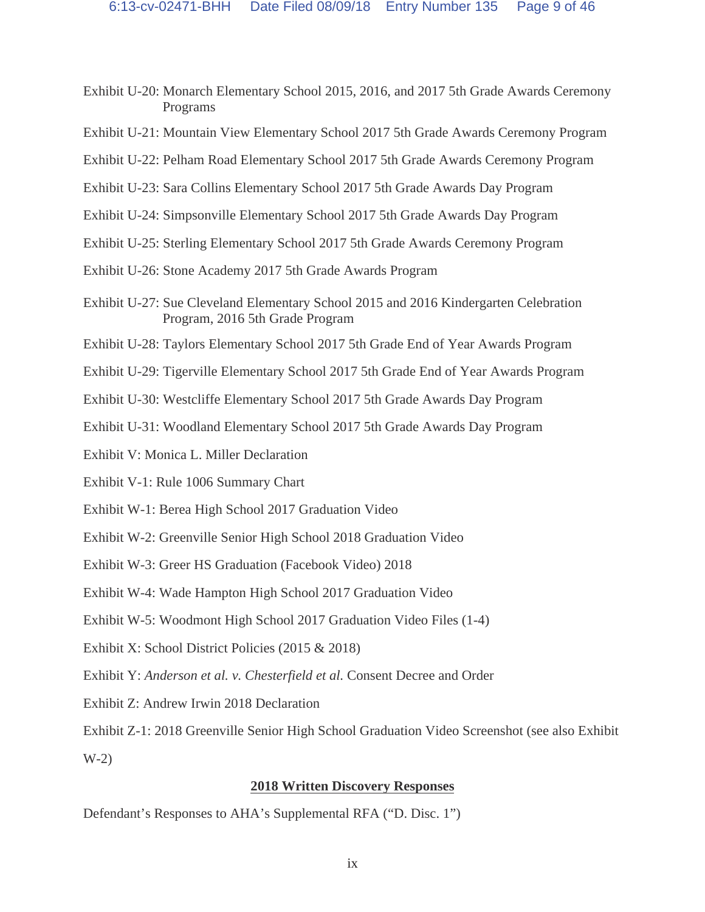Exhibit U-20: Monarch Elementary School 2015, 2016, and 2017 5th Grade Awards Ceremony Programs

Exhibit U-21: Mountain View Elementary School 2017 5th Grade Awards Ceremony Program

Exhibit U-22: Pelham Road Elementary School 2017 5th Grade Awards Ceremony Program

Exhibit U-23: Sara Collins Elementary School 2017 5th Grade Awards Day Program

Exhibit U-24: Simpsonville Elementary School 2017 5th Grade Awards Day Program

Exhibit U-25: Sterling Elementary School 2017 5th Grade Awards Ceremony Program

Exhibit U-26: Stone Academy 2017 5th Grade Awards Program

Exhibit U-27: Sue Cleveland Elementary School 2015 and 2016 Kindergarten Celebration Program, 2016 5th Grade Program

Exhibit U-28: Taylors Elementary School 2017 5th Grade End of Year Awards Program

Exhibit U-29: Tigerville Elementary School 2017 5th Grade End of Year Awards Program

Exhibit U-30: Westcliffe Elementary School 2017 5th Grade Awards Day Program

Exhibit U-31: Woodland Elementary School 2017 5th Grade Awards Day Program

Exhibit V: Monica L. Miller Declaration

Exhibit V-1: Rule 1006 Summary Chart

Exhibit W-1: Berea High School 2017 Graduation Video

Exhibit W-2: Greenville Senior High School 2018 Graduation Video

Exhibit W-3: Greer HS Graduation (Facebook Video) 2018

Exhibit W-4: Wade Hampton High School 2017 Graduation Video

Exhibit W-5: Woodmont High School 2017 Graduation Video Files (1-4)

Exhibit X: School District Policies (2015 & 2018)

Exhibit Y: *Anderson et al. v. Chesterfield et al.* Consent Decree and Order

Exhibit Z: Andrew Irwin 2018 Declaration

Exhibit Z-1: 2018 Greenville Senior High School Graduation Video Screenshot (see also Exhibit W-2)

**2018 Written Discovery Responses**

Defendant's Responses to AHA's Supplemental RFA ("D. Disc. 1")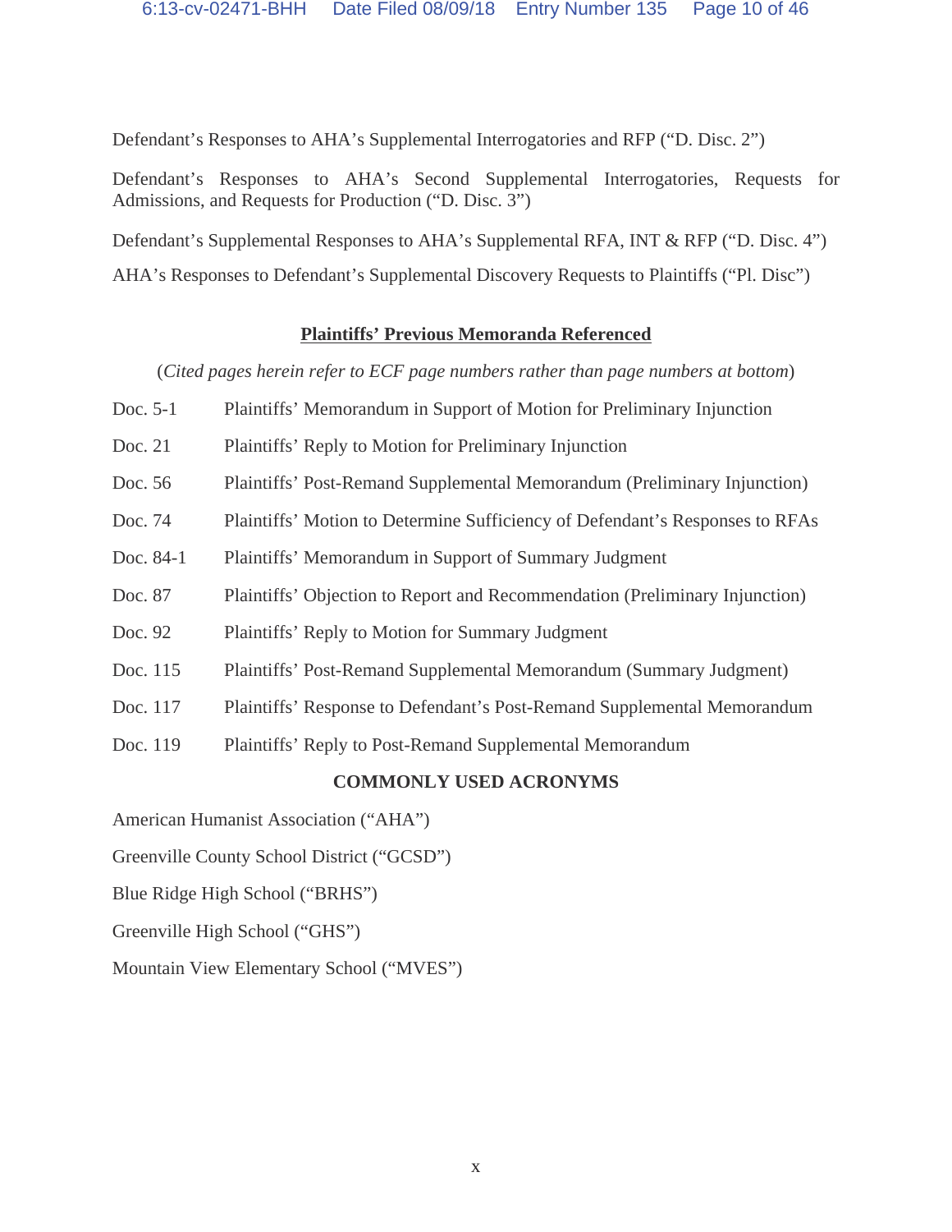Defendant's Responses to AHA's Supplemental Interrogatories and RFP ("D. Disc. 2")

Defendant's Responses to AHA's Second Supplemental Interrogatories, Requests for Admissions, and Requests for Production ("D. Disc. 3")

Defendant's Supplemental Responses to AHA's Supplemental RFA, INT & RFP ("D. Disc. 4")

AHA's Responses to Defendant's Supplemental Discovery Requests to Plaintiffs ("Pl. Disc")

## Plaintiffs' Previous Memoranda Referenced

(*Cited pages herein refer to ECF page numbers rather than page numbers at bottom*)

| | |
|---|---|
| Doc. 5-1 | Plaintiffs' Memorandum in Support of Motion for Preliminary Injunction |
| Doc. 21 | Plaintiffs' Reply to Motion for Preliminary Injunction |
| Doc. 56 | Plaintiffs' Post-Remand Supplemental Memorandum (Preliminary Injunction) |
| Doc. 74 | Plaintiffs' Motion to Determine Sufficiency of Defendant's Responses to RFAs |
| Doc. 84-1 | Plaintiffs' Memorandum in Support of Summary Judgment |
| Doc. 87 | Plaintiffs' Objection to Report and Recommendation (Preliminary Injunction) |
| Doc. 92 | Plaintiffs' Reply to Motion for Summary Judgment |
| Doc. 115 | Plaintiffs' Post-Remand Supplemental Memorandum (Summary Judgment) |
| Doc. 117 | Plaintiffs' Response to Defendant's Post-Remand Supplemental Memorandum |
| Doc. 119 | Plaintiffs' Reply to Post-Remand Supplemental Memorandum |

## COMMONLY USED ACRONYMS

American Humanist Association ("AHA")

Greenville County School District ("GCSD")

Blue Ridge High School ("BRHS")

Greenville High School ("GHS")

Mountain View Elementary School ("MVES")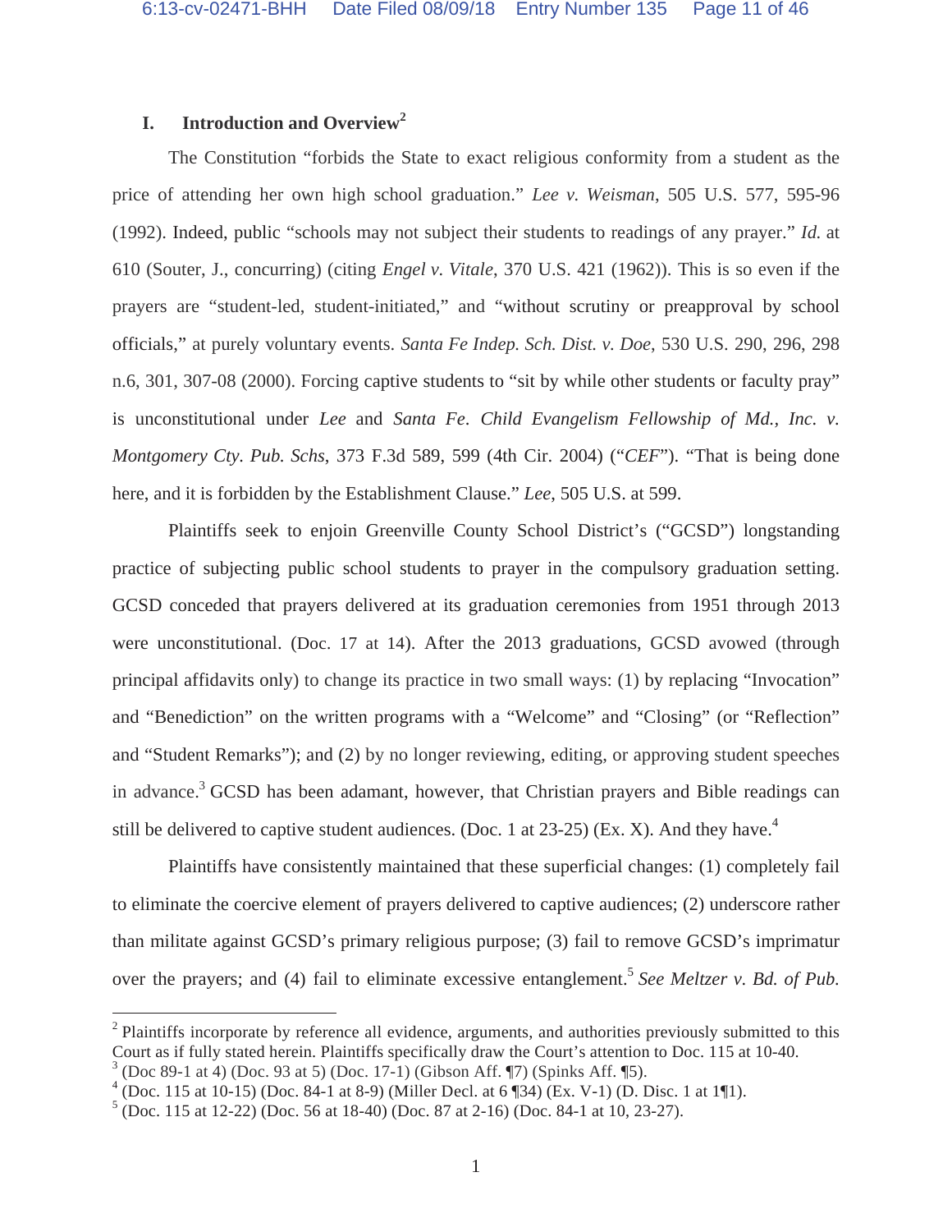## I. Introduction and Overview[2]

The Constitution "forbids the State to exact religious conformity from a student as the price of attending her own high school graduation." *Lee v. Weisman*, 505 U.S. 577, 595-96 (1992). Indeed, public "schools may not subject their students to readings of any prayer." *Id.* at 610 (Souter, J., concurring) (citing *Engel v. Vitale*, 370 U.S. 421 (1962)). This is so even if the prayers are "student-led, student-initiated," and "without scrutiny or preapproval by school officials," at purely voluntary events. *Santa Fe Indep. Sch. Dist. v. Doe*, 530 U.S. 290, 296, 298 n.6, 301, 307-08 (2000). Forcing captive students to "sit by while other students or faculty pray" is unconstitutional under *Lee* and *Santa Fe*. *Child Evangelism Fellowship of Md., Inc. v. Montgomery Cty. Pub. Schs*, 373 F.3d 589, 599 (4th Cir. 2004) ("*CEF*"). "That is being done here, and it is forbidden by the Establishment Clause." *Lee*, 505 U.S. at 599.

Plaintiffs seek to enjoin Greenville County School District's ("GCSD") longstanding practice of subjecting public school students to prayer in the compulsory graduation setting. GCSD conceded that prayers delivered at its graduation ceremonies from 1951 through 2013 were unconstitutional. (Doc. 17 at 14). After the 2013 graduations, GCSD avowed (through principal affidavits only) to change its practice in two small ways: (1) by replacing "Invocation" and "Benediction" on the written programs with a "Welcome" and "Closing" (or "Reflection" and "Student Remarks"); and (2) by no longer reviewing, editing, or approving student speeches in advance.[3] GCSD has been adamant, however, that Christian prayers and Bible readings can still be delivered to captive student audiences. (Doc. 1 at 23-25) (Ex. X). And they have.[4]

Plaintiffs have consistently maintained that these superficial changes: (1) completely fail to eliminate the coercive element of prayers delivered to captive audiences; (2) underscore rather than militate against GCSD's primary religious purpose; (3) fail to remove GCSD's imprimatur over the prayers; and (4) fail to eliminate excessive entanglement.[5] *See Meltzer v. Bd. of Pub.*

---

[2] Plaintiffs incorporate by reference all evidence, arguments, and authorities previously submitted to this Court as if fully stated herein. Plaintiffs specifically draw the Court's attention to Doc. 115 at 10-40.

[3] (Doc 89-1 at 4) (Doc. 93 at 5) (Doc. 17-1) (Gibson Aff. ¶7) (Spinks Aff. ¶5).

[4] (Doc. 115 at 10-15) (Doc. 84-1 at 8-9) (Miller Decl. at 6 ¶34) (Ex. V-1) (D. Disc. 1 at 1¶1).

[5] (Doc. 115 at 12-22) (Doc. 56 at 18-40) (Doc. 87 at 2-16) (Doc. 84-1 at 10, 23-27).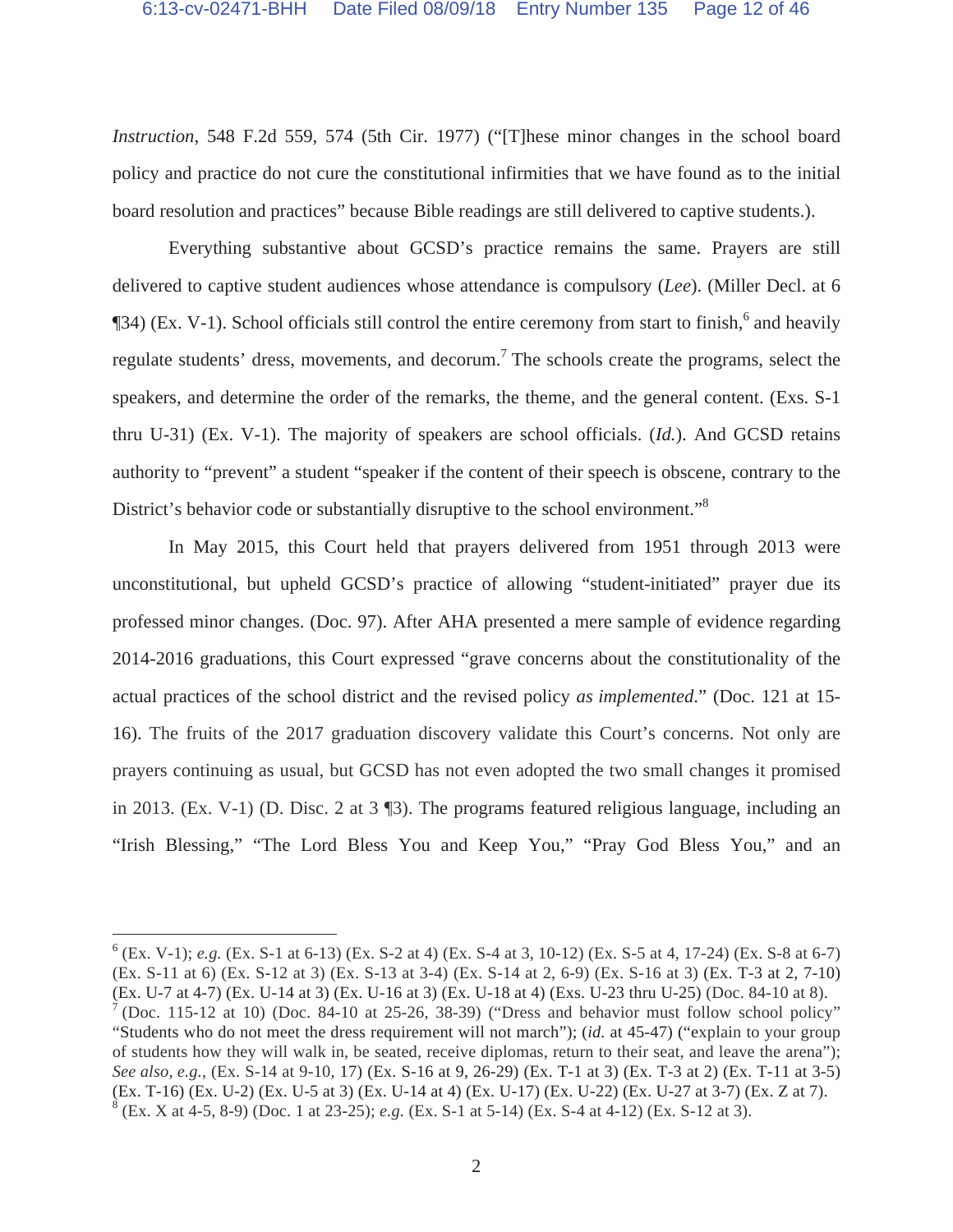*Instruction*, 548 F.2d 559, 574 (5th Cir. 1977) ("[T]hese minor changes in the school board policy and practice do not cure the constitutional infirmities that we have found as to the initial board resolution and practices" because Bible readings are still delivered to captive students.).

Everything substantive about GCSD's practice remains the same. Prayers are still delivered to captive student audiences whose attendance is compulsory (*Lee*). (Miller Decl. at 6 ¶34) (Ex. V-1). School officials still control the entire ceremony from start to finish,[6] and heavily regulate students' dress, movements, and decorum.[7] The schools create the programs, select the speakers, and determine the order of the remarks, the theme, and the general content. (Exs. S-1 thru U-31) (Ex. V-1). The majority of speakers are school officials. (*Id.*). And GCSD retains authority to "prevent" a student "speaker if the content of their speech is obscene, contrary to the District's behavior code or substantially disruptive to the school environment."[8]

In May 2015, this Court held that prayers delivered from 1951 through 2013 were unconstitutional, but upheld GCSD's practice of allowing "student-initiated" prayer due its professed minor changes. (Doc. 97). After AHA presented a mere sample of evidence regarding 2014-2016 graduations, this Court expressed "grave concerns about the constitutionality of the actual practices of the school district and the revised policy *as implemented*." (Doc. 121 at 15-16). The fruits of the 2017 graduation discovery validate this Court's concerns. Not only are prayers continuing as usual, but GCSD has not even adopted the two small changes it promised in 2013. (Ex. V-1) (D. Disc. 2 at 3 ¶3). The programs featured religious language, including an "Irish Blessing," "The Lord Bless You and Keep You," "Pray God Bless You," and an

---

[6] (Ex. V-1); *e.g.* (Ex. S-1 at 6-13) (Ex. S-2 at 4) (Ex. S-4 at 3, 10-12) (Ex. S-5 at 4, 17-24) (Ex. S-8 at 6-7) (Ex. S-11 at 6) (Ex. S-12 at 3) (Ex. S-13 at 3-4) (Ex. S-14 at 2, 6-9) (Ex. S-16 at 3) (Ex. T-3 at 2, 7-10) (Ex. U-7 at 4-7) (Ex. U-14 at 3) (Ex. U-16 at 3) (Ex. U-18 at 4) (Exs. U-23 thru U-25) (Doc. 84-10 at 8).

[7] (Doc. 115-12 at 10) (Doc. 84-10 at 25-26, 38-39) ("Dress and behavior must follow school policy" "Students who do not meet the dress requirement will not march"); (*id.* at 45-47) ("explain to your group of students how they will walk in, be seated, receive diplomas, return to their seat, and leave the arena"); *See also, e.g.*, (Ex. S-14 at 9-10, 17) (Ex. S-16 at 9, 26-29) (Ex. T-1 at 3) (Ex. T-3 at 2) (Ex. T-11 at 3-5) (Ex. T-16) (Ex. U-2) (Ex. U-5 at 3) (Ex. U-14 at 4) (Ex. U-17) (Ex. U-22) (Ex. U-27 at 3-7) (Ex. Z at 7).

[8] (Ex. X at 4-5, 8-9) (Doc. 1 at 23-25); *e.g.* (Ex. S-1 at 5-14) (Ex. S-4 at 4-12) (Ex. S-12 at 3).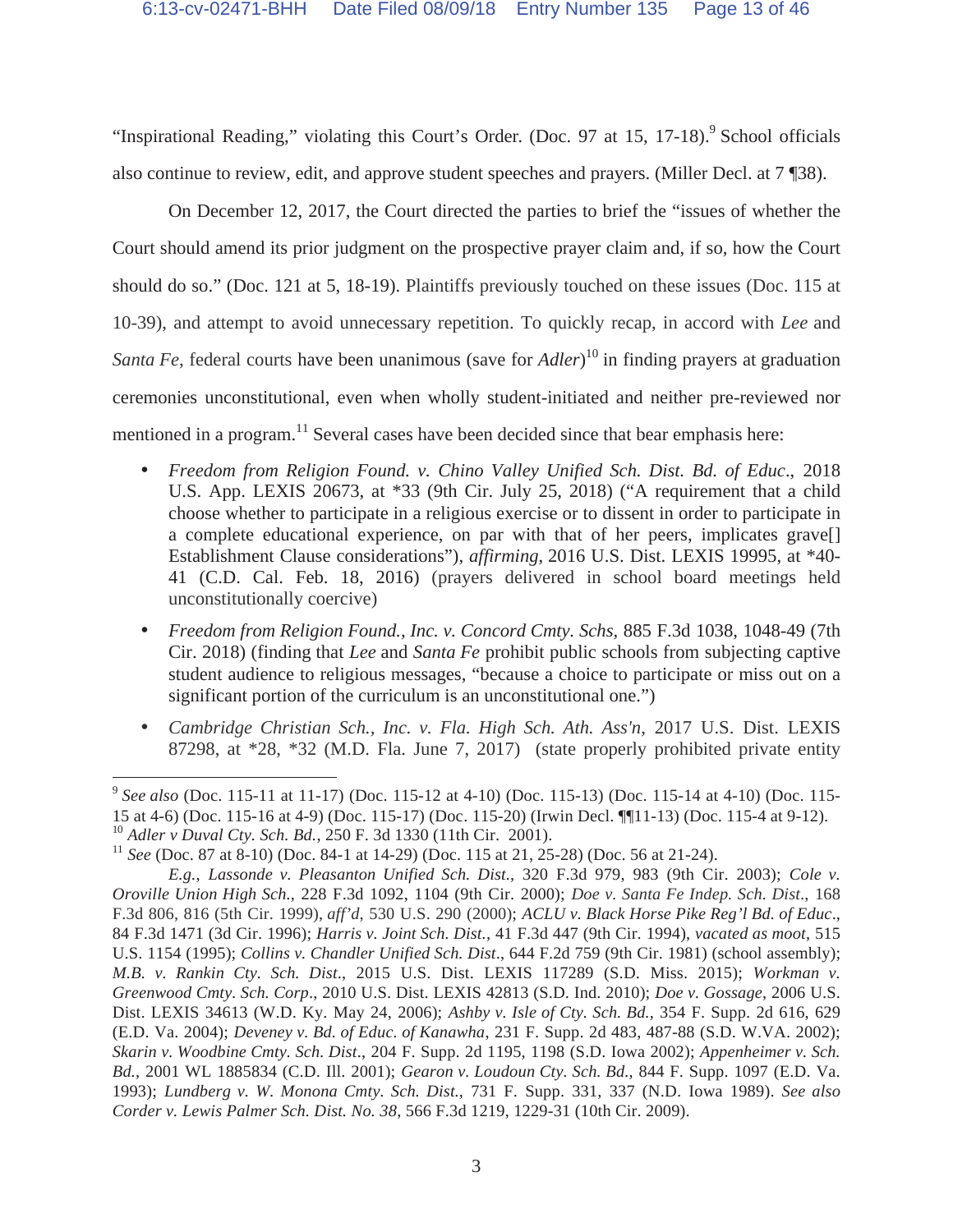"Inspirational Reading," violating this Court's Order. (Doc. 97 at 15, 17-18).[9] School officials also continue to review, edit, and approve student speeches and prayers. (Miller Decl. at 7 ¶38).

On December 12, 2017, the Court directed the parties to brief the "issues of whether the Court should amend its prior judgment on the prospective prayer claim and, if so, how the Court should do so." (Doc. 121 at 5, 18-19). Plaintiffs previously touched on these issues (Doc. 115 at 10-39), and attempt to avoid unnecessary repetition. To quickly recap, in accord with *Lee* and *Santa Fe*, federal courts have been unanimous (save for *Adler*)[10] in finding prayers at graduation ceremonies unconstitutional, even when wholly student-initiated and neither pre-reviewed nor mentioned in a program.[11] Several cases have been decided since that bear emphasis here:

- *Freedom from Religion Found. v. Chino Valley Unified Sch. Dist. Bd. of Educ*., 2018 U.S. App. LEXIS 20673, at *33 (9th Cir. July 25, 2018) ("A requirement that a child choose whether to participate in a religious exercise or to dissent in order to participate in a complete educational experience, on par with that of her peers, implicates grave[] Establishment Clause considerations"), *affirming*, 2016 U.S. Dist. LEXIS 19995, at *40-41 (C.D. Cal. Feb. 18, 2016) (prayers delivered in school board meetings held unconstitutionally coercive)
- *Freedom from Religion Found., Inc. v. Concord Cmty. Schs*, 885 F.3d 1038, 1048-49 (7th Cir. 2018) (finding that *Lee* and *Santa Fe* prohibit public schools from subjecting captive student audience to religious messages, "because a choice to participate or miss out on a significant portion of the curriculum is an unconstitutional one.")
- *Cambridge Christian Sch., Inc. v. Fla. High Sch. Ath. Ass'n*, 2017 U.S. Dist. LEXIS 87298, at *28, *32 (M.D. Fla. June 7, 2017) (state properly prohibited private entity

---

[9] *See also* (Doc. 115-11 at 11-17) (Doc. 115-12 at 4-10) (Doc. 115-13) (Doc. 115-14 at 4-10) (Doc. 115-15 at 4-6) (Doc. 115-16 at 4-9) (Doc. 115-17) (Doc. 115-20) (Irwin Decl. ¶¶11-13) (Doc. 115-4 at 9-12).

[10] *Adler v Duval Cty. Sch. Bd.*, 250 F. 3d 1330 (11th Cir. 2001).

[11] *See* (Doc. 87 at 8-10) (Doc. 84-1 at 14-29) (Doc. 115 at 21, 25-28) (Doc. 56 at 21-24).

*E.g.*, *Lassonde v. Pleasanton Unified Sch. Dist.*, 320 F.3d 979, 983 (9th Cir. 2003); *Cole v. Oroville Union High Sch.*, 228 F.3d 1092, 1104 (9th Cir. 2000); *Doe v. Santa Fe Indep. Sch. Dist*., 168 F.3d 806, 816 (5th Cir. 1999), *aff'd*, 530 U.S. 290 (2000); *ACLU v. Black Horse Pike Reg'l Bd. of Educ*., 84 F.3d 1471 (3d Cir. 1996); *Harris v. Joint Sch. Dist.*, 41 F.3d 447 (9th Cir. 1994), *vacated as moot*, 515 U.S. 1154 (1995); *Collins v. Chandler Unified Sch. Dist*., 644 F.2d 759 (9th Cir. 1981) (school assembly); *M.B. v. Rankin Cty. Sch. Dist*., 2015 U.S. Dist. LEXIS 117289 (S.D. Miss. 2015); *Workman v. Greenwood Cmty. Sch. Corp*., 2010 U.S. Dist. LEXIS 42813 (S.D. Ind. 2010); *Doe v. Gossage*, 2006 U.S. Dist. LEXIS 34613 (W.D. Ky. May 24, 2006); *Ashby v. Isle of Cty. Sch. Bd.*, 354 F. Supp. 2d 616, 629 (E.D. Va. 2004); *Deveney v. Bd. of Educ. of Kanawha*, 231 F. Supp. 2d 483, 487-88 (S.D. W.VA. 2002); *Skarin v. Woodbine Cmty. Sch. Dist*., 204 F. Supp. 2d 1195, 1198 (S.D. Iowa 2002); *Appenheimer v. Sch. Bd.*, 2001 WL 1885834 (C.D. Ill. 2001); *Gearon v. Loudoun Cty. Sch. Bd.*, 844 F. Supp. 1097 (E.D. Va. 1993); *Lundberg v. W. Monona Cmty. Sch. Dist.*, 731 F. Supp. 331, 337 (N.D. Iowa 1989). *See also* *Corder v. Lewis Palmer Sch. Dist. No. 38*, 566 F.3d 1219, 1229-31 (10th Cir. 2009).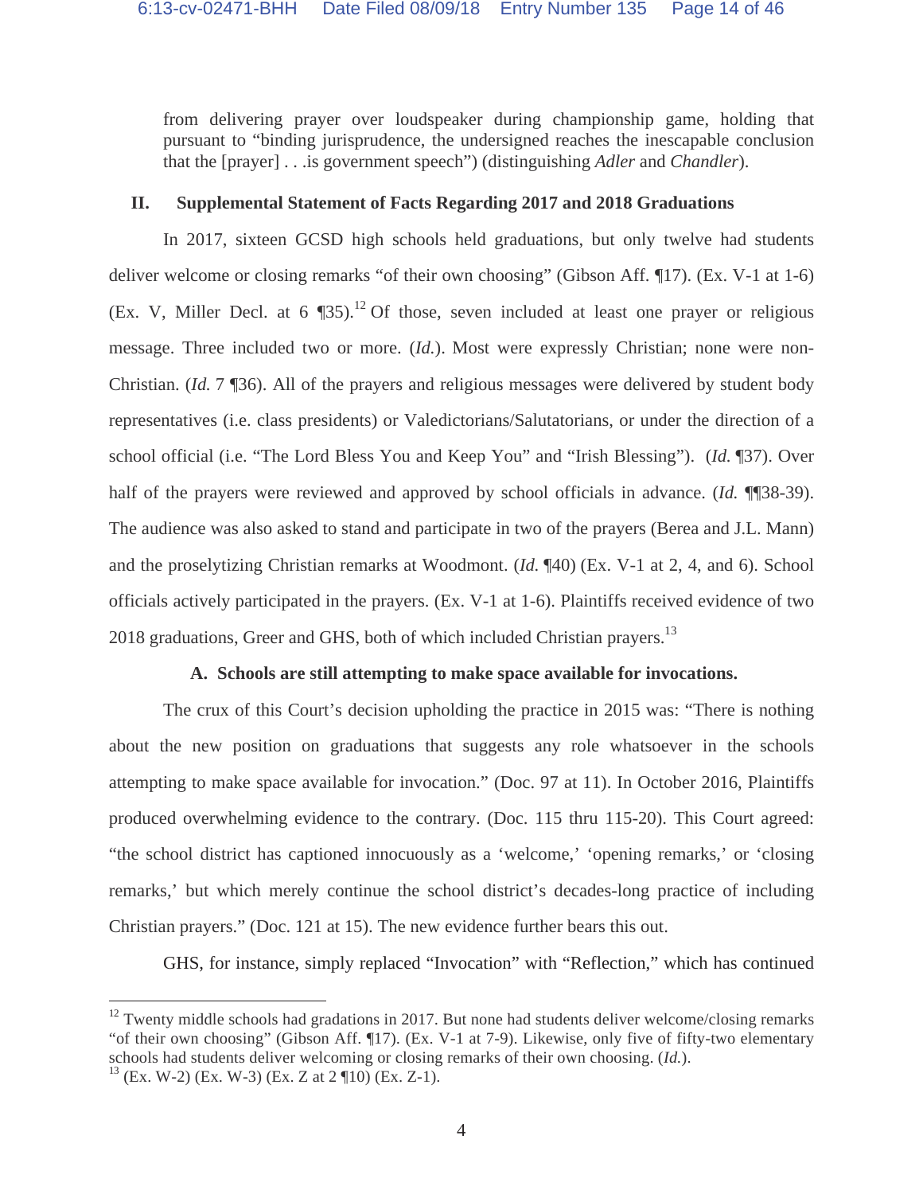from delivering prayer over loudspeaker during championship game, holding that pursuant to "binding jurisprudence, the undersigned reaches the inescapable conclusion that the [prayer] . . .is government speech") (distinguishing *Adler* and *Chandler*).

## II. Supplemental Statement of Facts Regarding 2017 and 2018 Graduations

In 2017, sixteen GCSD high schools held graduations, but only twelve had students deliver welcome or closing remarks "of their own choosing" (Gibson Aff. ¶17). (Ex. V-1 at 1-6) (Ex. V, Miller Decl. at 6 ¶35).[12] Of those, seven included at least one prayer or religious message. Three included two or more. (*Id.*). Most were expressly Christian; none were non-Christian. (*Id.* 7 ¶36). All of the prayers and religious messages were delivered by student body representatives (i.e. class presidents) or Valedictorians/Salutatorians, or under the direction of a school official (i.e. "The Lord Bless You and Keep You" and "Irish Blessing"). (*Id.* ¶37). Over half of the prayers were reviewed and approved by school officials in advance. (*Id.* ¶¶38-39). The audience was also asked to stand and participate in two of the prayers (Berea and J.L. Mann) and the proselytizing Christian remarks at Woodmont. (*Id.* ¶40) (Ex. V-1 at 2, 4, and 6). School officials actively participated in the prayers. (Ex. V-1 at 1-6). Plaintiffs received evidence of two 2018 graduations, Greer and GHS, both of which included Christian prayers.[13]

### A. Schools are still attempting to make space available for invocations.

The crux of this Court's decision upholding the practice in 2015 was: "There is nothing about the new position on graduations that suggests any role whatsoever in the schools attempting to make space available for invocation." (Doc. 97 at 11). In October 2016, Plaintiffs produced overwhelming evidence to the contrary. (Doc. 115 thru 115-20). This Court agreed: "the school district has captioned innocuously as a 'welcome,' 'opening remarks,' or 'closing remarks,' but which merely continue the school district's decades-long practice of including Christian prayers." (Doc. 121 at 15). The new evidence further bears this out.

GHS, for instance, simply replaced "Invocation" with "Reflection," which has continued

---

[12] Twenty middle schools had gradations in 2017. But none had students deliver welcome/closing remarks "of their own choosing" (Gibson Aff. ¶17). (Ex. V-1 at 7-9). Likewise, only five of fifty-two elementary schools had students deliver welcoming or closing remarks of their own choosing. (*Id.*).

[13] (Ex. W-2) (Ex. W-3) (Ex. Z at 2 ¶10) (Ex. Z-1).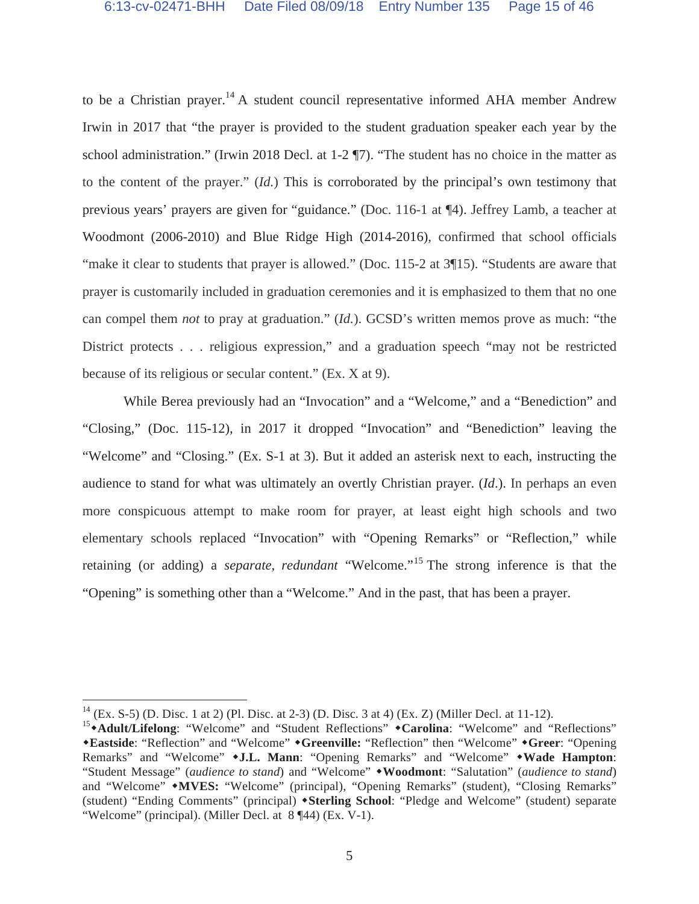to be a Christian prayer.[14] A student council representative informed AHA member Andrew Irwin in 2017 that "the prayer is provided to the student graduation speaker each year by the school administration." (Irwin 2018 Decl. at 1-2 ¶7). "The student has no choice in the matter as to the content of the prayer." (*Id.*) This is corroborated by the principal's own testimony that previous years' prayers are given for "guidance." (Doc. 116-1 at ¶4). Jeffrey Lamb, a teacher at Woodmont (2006-2010) and Blue Ridge High (2014-2016), confirmed that school officials "make it clear to students that prayer is allowed." (Doc. 115-2 at 3¶15). "Students are aware that prayer is customarily included in graduation ceremonies and it is emphasized to them that no one can compel them *not* to pray at graduation." (*Id.*). GCSD's written memos prove as much: "the District protects . . . religious expression," and a graduation speech "may not be restricted because of its religious or secular content." (Ex. X at 9).

While Berea previously had an "Invocation" and a "Welcome," and a "Benediction" and "Closing," (Doc. 115-12), in 2017 it dropped "Invocation" and "Benediction" leaving the "Welcome" and "Closing." (Ex. S-1 at 3). But it added an asterisk next to each, instructing the audience to stand for what was ultimately an overtly Christian prayer. (*Id*.). In perhaps an even more conspicuous attempt to make room for prayer, at least eight high schools and two elementary schools replaced "Invocation" with "Opening Remarks" or "Reflection," while retaining (or adding) a *separate, redundant* "Welcome."[15] The strong inference is that the "Opening" is something other than a "Welcome." And in the past, that has been a prayer.

---

[14] (Ex. S-5) (D. Disc. 1 at 2) (Pl. Disc. at 2-3) (D. Disc. 3 at 4) (Ex. Z) (Miller Decl. at 11-12).

[15] ◆**Adult/Lifelong**: "Welcome" and "Student Reflections" ◆**Carolina**: "Welcome" and "Reflections" ◆**Eastside**: "Reflection" and "Welcome" ◆**Greenville:** "Reflection" then "Welcome" ◆**Greer**: "Opening Remarks" and "Welcome" ◆**J.L. Mann**: "Opening Remarks" and "Welcome" ◆**Wade Hampton**: "Student Message" (*audience to stand*) and "Welcome" ◆**Woodmont**: "Salutation" (*audience to stand*) and "Welcome" ◆**MVES:** "Welcome" (principal), "Opening Remarks" (student), "Closing Remarks" (student) "Ending Comments" (principal) ◆**Sterling School**: "Pledge and Welcome" (student) separate "Welcome" (principal). (Miller Decl. at 8 ¶44) (Ex. V-1).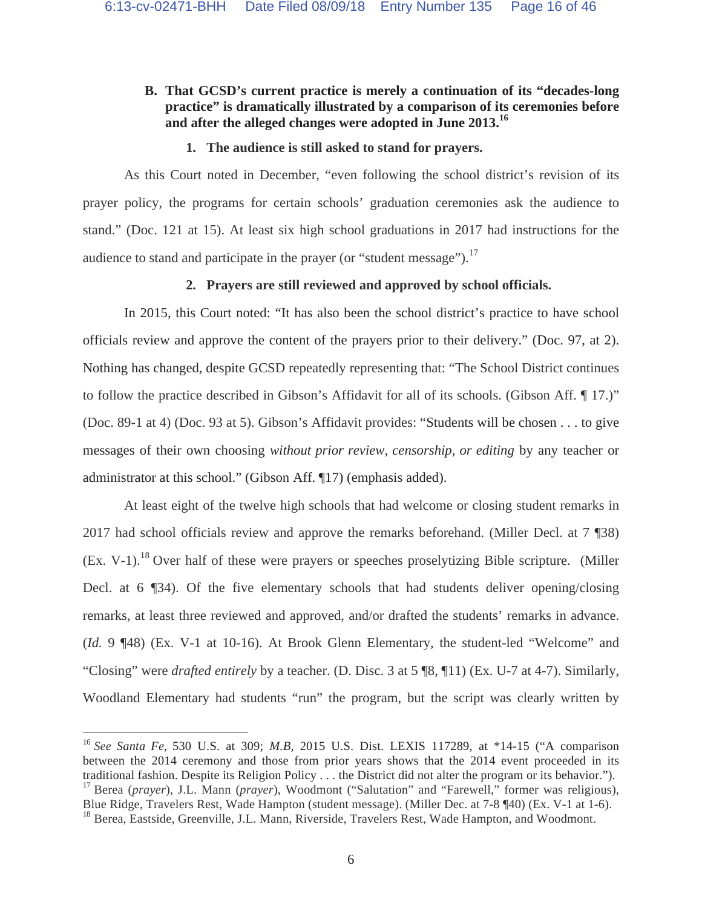### B. That GCSD's current practice is merely a continuation of its "decades-long practice" is dramatically illustrated by a comparison of its ceremonies before and after the alleged changes were adopted in June 2013.[16]

#### 1. The audience is still asked to stand for prayers.

As this Court noted in December, "even following the school district's revision of its prayer policy, the programs for certain schools' graduation ceremonies ask the audience to stand." (Doc. 121 at 15). At least six high school graduations in 2017 had instructions for the audience to stand and participate in the prayer (or "student message").[17]

#### 2. Prayers are still reviewed and approved by school officials.

In 2015, this Court noted: "It has also been the school district's practice to have school officials review and approve the content of the prayers prior to their delivery." (Doc. 97, at 2). Nothing has changed, despite GCSD repeatedly representing that: "The School District continues to follow the practice described in Gibson's Affidavit for all of its schools. (Gibson Aff. ¶ 17.)" (Doc. 89-1 at 4) (Doc. 93 at 5). Gibson's Affidavit provides: "Students will be chosen . . . to give messages of their own choosing *without prior review, censorship, or editing* by any teacher or administrator at this school." (Gibson Aff. ¶17) (emphasis added).

At least eight of the twelve high schools that had welcome or closing student remarks in 2017 had school officials review and approve the remarks beforehand. (Miller Decl. at 7 ¶38) (Ex. V-1).[18] Over half of these were prayers or speeches proselytizing Bible scripture. (Miller Decl. at 6 ¶34). Of the five elementary schools that had students deliver opening/closing remarks, at least three reviewed and approved, and/or drafted the students' remarks in advance. (*Id.* 9 ¶48) (Ex. V-1 at 10-16). At Brook Glenn Elementary, the student-led "Welcome" and "Closing" were *drafted entirely* by a teacher. (D. Disc. 3 at 5 ¶8, ¶11) (Ex. U-7 at 4-7). Similarly, Woodland Elementary had students "run" the program, but the script was clearly written by

---

[16] *See Santa Fe*, 530 U.S. at 309; *M.B*, 2015 U.S. Dist. LEXIS 117289, at *14-15 ("A comparison between the 2014 ceremony and those from prior years shows that the 2014 event proceeded in its traditional fashion. Despite its Religion Policy . . . the District did not alter the program or its behavior.").

[17] Berea (*prayer*), J.L. Mann (*prayer*), Woodmont ("Salutation" and "Farewell," former was religious), Blue Ridge, Travelers Rest, Wade Hampton (student message). (Miller Dec. at 7-8 ¶40) (Ex. V-1 at 1-6).

[18] Berea, Eastside, Greenville, J.L. Mann, Riverside, Travelers Rest, Wade Hampton, and Woodmont.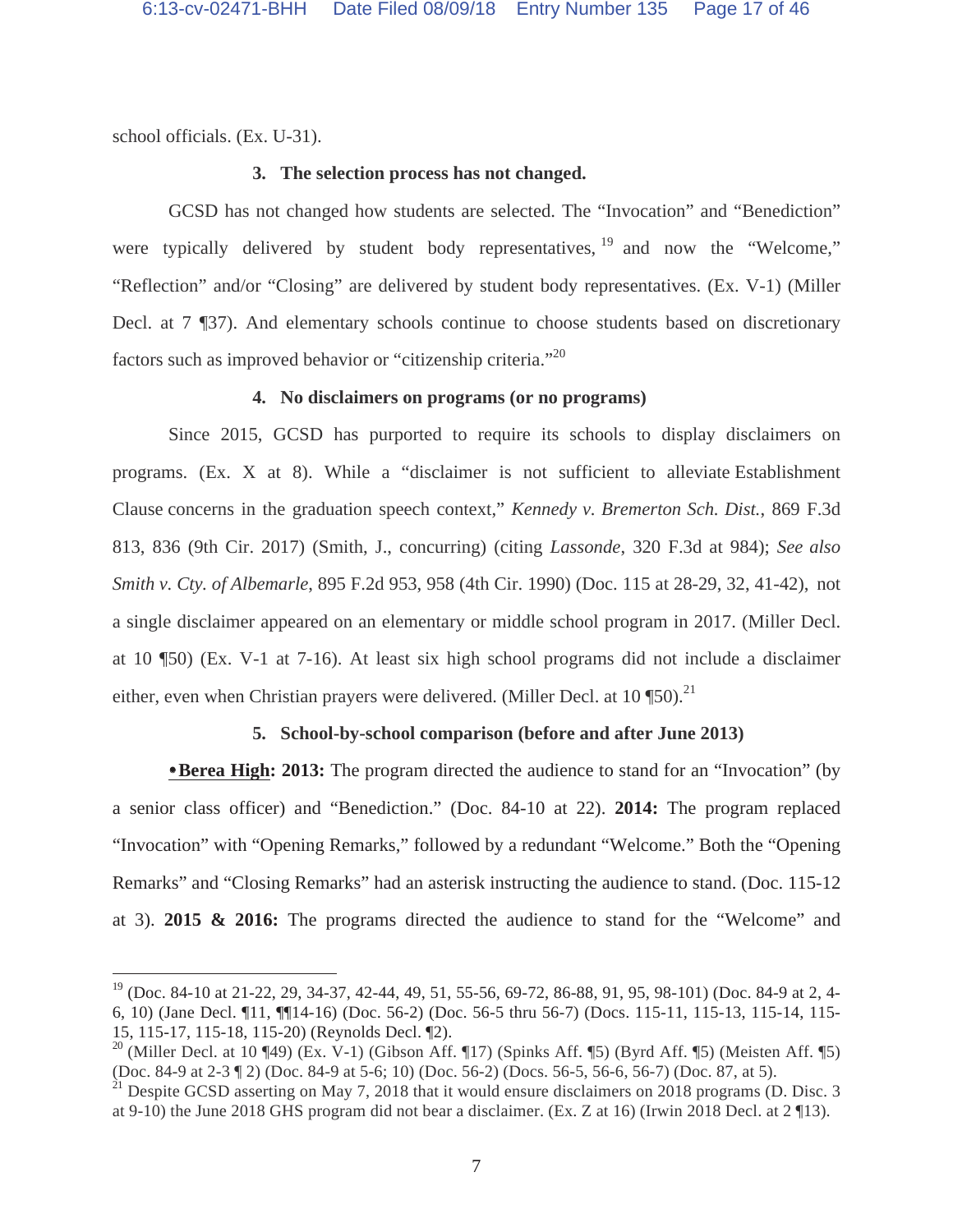school officials. (Ex. U-31).

### 3. The selection process has not changed.

GCSD has not changed how students are selected. The "Invocation" and "Benediction" were typically delivered by student body representatives,[19] and now the "Welcome," "Reflection" and/or "Closing" are delivered by student body representatives. (Ex. V-1) (Miller Decl. at 7 ¶37). And elementary schools continue to choose students based on discretionary factors such as improved behavior or "citizenship criteria."[20]

### 4. No disclaimers on programs (or no programs)

Since 2015, GCSD has purported to require its schools to display disclaimers on programs. (Ex. X at 8). While a "disclaimer is not sufficient to alleviate Establishment Clause concerns in the graduation speech context," *Kennedy v. Bremerton Sch. Dist.*, 869 F.3d 813, 836 (9th Cir. 2017) (Smith, J., concurring) (citing *Lassonde*, 320 F.3d at 984); *See also Smith v. Cty. of Albemarle*, 895 F.2d 953, 958 (4th Cir. 1990) (Doc. 115 at 28-29, 32, 41-42), not a single disclaimer appeared on an elementary or middle school program in 2017. (Miller Decl. at 10 ¶50) (Ex. V-1 at 7-16). At least six high school programs did not include a disclaimer either, even when Christian prayers were delivered. (Miller Decl. at 10 ¶50).[21]

### 5. School-by-school comparison (before and after June 2013)

• **Berea High: 2013:** The program directed the audience to stand for an "Invocation" (by a senior class officer) and "Benediction." (Doc. 84-10 at 22). **2014:** The program replaced "Invocation" with "Opening Remarks," followed by a redundant "Welcome." Both the "Opening Remarks" and "Closing Remarks" had an asterisk instructing the audience to stand. (Doc. 115-12 at 3). **2015 & 2016:** The programs directed the audience to stand for the "Welcome" and

---

[19] (Doc. 84-10 at 21-22, 29, 34-37, 42-44, 49, 51, 55-56, 69-72, 86-88, 91, 95, 98-101) (Doc. 84-9 at 2, 4-6, 10) (Jane Decl. ¶11, ¶¶14-16) (Doc. 56-2) (Doc. 56-5 thru 56-7) (Docs. 115-11, 115-13, 115-14, 115-15, 115-17, 115-18, 115-20) (Reynolds Decl. ¶2).

[20] (Miller Decl. at 10 ¶49) (Ex. V-1) (Gibson Aff. ¶17) (Spinks Aff. ¶5) (Byrd Aff. ¶5) (Meisten Aff. ¶5) (Doc. 84-9 at 2-3 ¶ 2) (Doc. 84-9 at 5-6; 10) (Doc. 56-2) (Docs. 56-5, 56-6, 56-7) (Doc. 87, at 5).

[21] Despite GCSD asserting on May 7, 2018 that it would ensure disclaimers on 2018 programs (D. Disc. 3 at 9-10) the June 2018 GHS program did not bear a disclaimer. (Ex. Z at 16) (Irwin 2018 Decl. at 2 ¶13).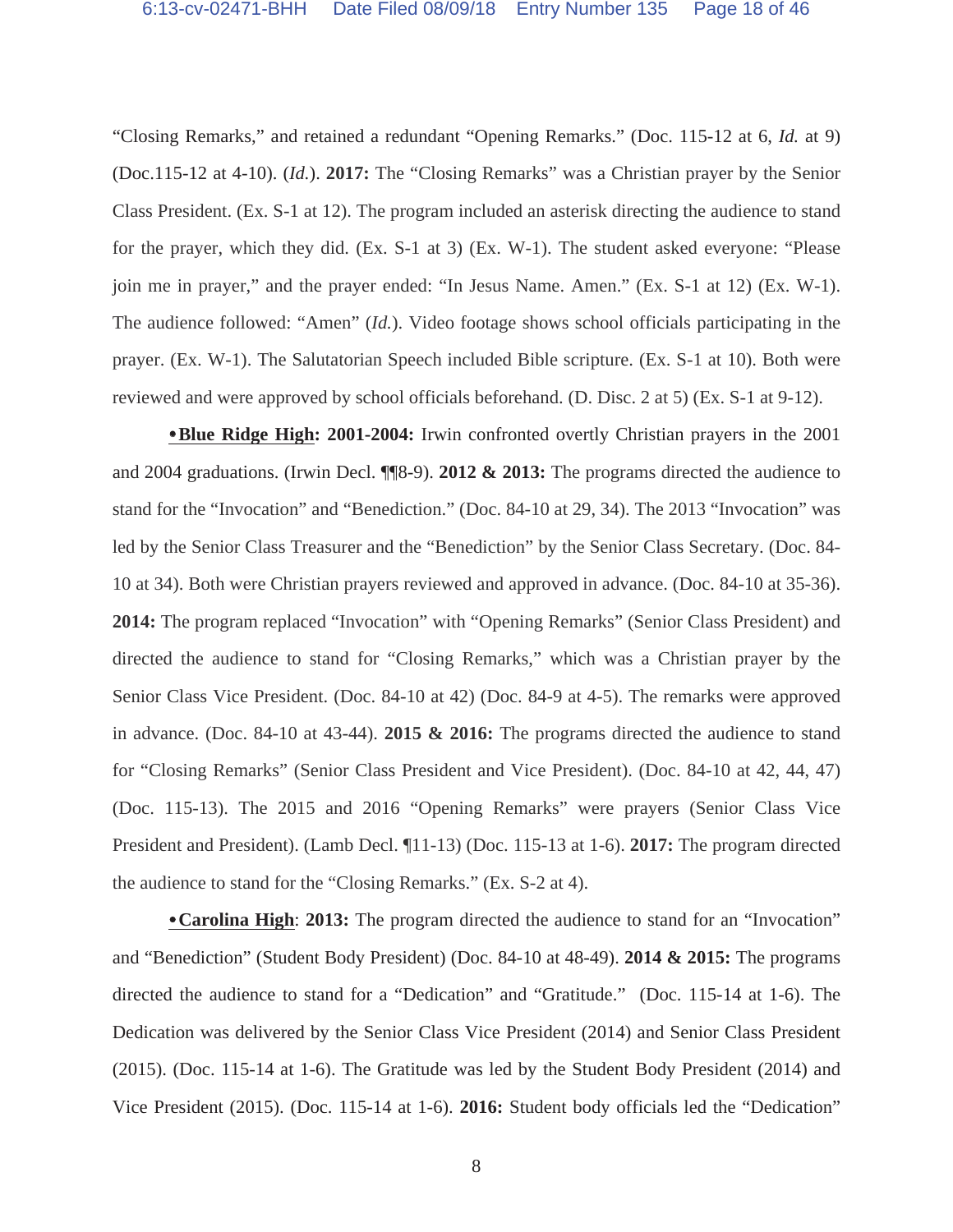"Closing Remarks," and retained a redundant "Opening Remarks." (Doc. 115-12 at 6, *Id.* at 9) (Doc.115-12 at 4-10). (*Id.*). **2017:** The "Closing Remarks" was a Christian prayer by the Senior Class President. (Ex. S-1 at 12). The program included an asterisk directing the audience to stand for the prayer, which they did. (Ex. S-1 at 3) (Ex. W-1). The student asked everyone: "Please join me in prayer," and the prayer ended: "In Jesus Name. Amen." (Ex. S-1 at 12) (Ex. W-1). The audience followed: "Amen" (*Id.*). Video footage shows school officials participating in the prayer. (Ex. W-1). The Salutatorian Speech included Bible scripture. (Ex. S-1 at 10). Both were reviewed and were approved by school officials beforehand. (D. Disc. 2 at 5) (Ex. S-1 at 9-12).

**• <u>Blue Ridge High</u>: 2001-2004:** Irwin confronted overtly Christian prayers in the 2001 and 2004 graduations. (Irwin Decl. ¶¶8-9). **2012 & 2013:** The programs directed the audience to stand for the "Invocation" and "Benediction." (Doc. 84-10 at 29, 34). The 2013 "Invocation" was led by the Senior Class Treasurer and the "Benediction" by the Senior Class Secretary. (Doc. 84-10 at 34). Both were Christian prayers reviewed and approved in advance. (Doc. 84-10 at 35-36). **2014:** The program replaced "Invocation" with "Opening Remarks" (Senior Class President) and directed the audience to stand for "Closing Remarks," which was a Christian prayer by the Senior Class Vice President. (Doc. 84-10 at 42) (Doc. 84-9 at 4-5). The remarks were approved in advance. (Doc. 84-10 at 43-44). **2015 & 2016:** The programs directed the audience to stand for "Closing Remarks" (Senior Class President and Vice President). (Doc. 84-10 at 42, 44, 47) (Doc. 115-13). The 2015 and 2016 "Opening Remarks" were prayers (Senior Class Vice President and President). (Lamb Decl. ¶11-13) (Doc. 115-13 at 1-6). **2017:** The program directed the audience to stand for the "Closing Remarks." (Ex. S-2 at 4).

**• <u>Carolina High</u>**: **2013:** The program directed the audience to stand for an "Invocation" and "Benediction" (Student Body President) (Doc. 84-10 at 48-49). **2014 & 2015:** The programs directed the audience to stand for a "Dedication" and "Gratitude." (Doc. 115-14 at 1-6). The Dedication was delivered by the Senior Class Vice President (2014) and Senior Class President (2015). (Doc. 115-14 at 1-6). The Gratitude was led by the Student Body President (2014) and Vice President (2015). (Doc. 115-14 at 1-6). **2016:** Student body officials led the "Dedication"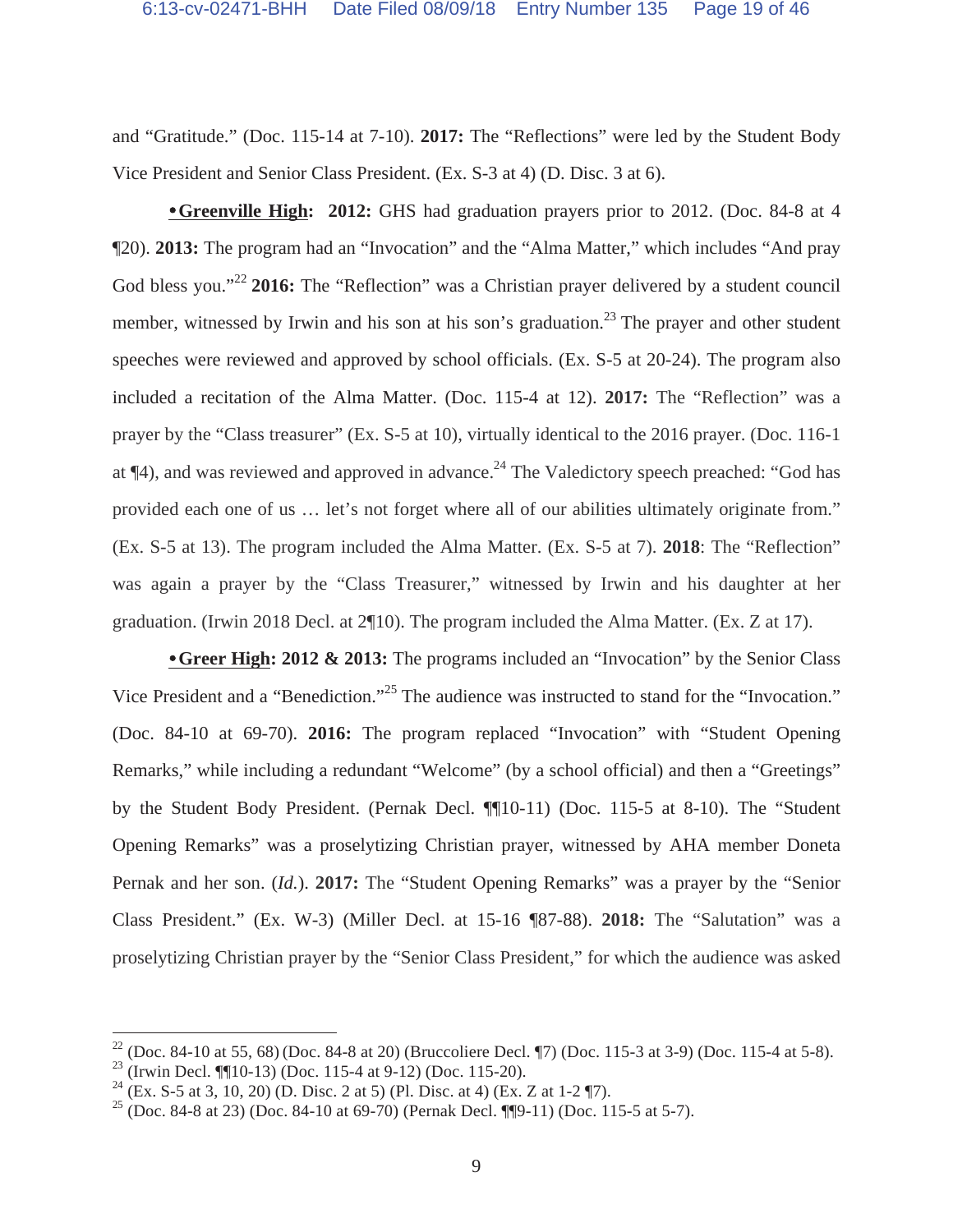and "Gratitude." (Doc. 115-14 at 7-10). **2017:** The "Reflections" were led by the Student Body Vice President and Senior Class President. (Ex. S-3 at 4) (D. Disc. 3 at 6).

• **Greenville High:** **2012:** GHS had graduation prayers prior to 2012. (Doc. 84-8 at 4 ¶20). **2013:** The program had an "Invocation" and the "Alma Matter," which includes "And pray God bless you."[22] **2016:** The "Reflection" was a Christian prayer delivered by a student council member, witnessed by Irwin and his son at his son's graduation.[23] The prayer and other student speeches were reviewed and approved by school officials. (Ex. S-5 at 20-24). The program also included a recitation of the Alma Matter. (Doc. 115-4 at 12). **2017:** The "Reflection" was a prayer by the "Class treasurer" (Ex. S-5 at 10), virtually identical to the 2016 prayer. (Doc. 116-1 at ¶4), and was reviewed and approved in advance.[24] The Valedictory speech preached: "God has provided each one of us … let's not forget where all of our abilities ultimately originate from." (Ex. S-5 at 13). The program included the Alma Matter. (Ex. S-5 at 7). **2018**: The "Reflection" was again a prayer by the "Class Treasurer," witnessed by Irwin and his daughter at her graduation. (Irwin 2018 Decl. at 2¶10). The program included the Alma Matter. (Ex. Z at 17).

• **Greer High: 2012 & 2013:** The programs included an "Invocation" by the Senior Class Vice President and a "Benediction."[25] The audience was instructed to stand for the "Invocation." (Doc. 84-10 at 69-70). **2016:** The program replaced "Invocation" with "Student Opening Remarks," while including a redundant "Welcome" (by a school official) and then a "Greetings" by the Student Body President. (Pernak Decl. ¶¶10-11) (Doc. 115-5 at 8-10). The "Student Opening Remarks" was a proselytizing Christian prayer, witnessed by AHA member Doneta Pernak and her son. (*Id.*). **2017:** The "Student Opening Remarks" was a prayer by the "Senior Class President." (Ex. W-3) (Miller Decl. at 15-16 ¶87-88). **2018:** The "Salutation" was a proselytizing Christian prayer by the "Senior Class President," for which the audience was asked

---

[22] (Doc. 84-10 at 55, 68) (Doc. 84-8 at 20) (Bruccoliere Decl. ¶7) (Doc. 115-3 at 3-9) (Doc. 115-4 at 5-8).

[23] (Irwin Decl. ¶¶10-13) (Doc. 115-4 at 9-12) (Doc. 115-20).

[24] (Ex. S-5 at 3, 10, 20) (D. Disc. 2 at 5) (Pl. Disc. at 4) (Ex. Z at 1-2 ¶7).

[25] (Doc. 84-8 at 23) (Doc. 84-10 at 69-70) (Pernak Decl. ¶¶9-11) (Doc. 115-5 at 5-7).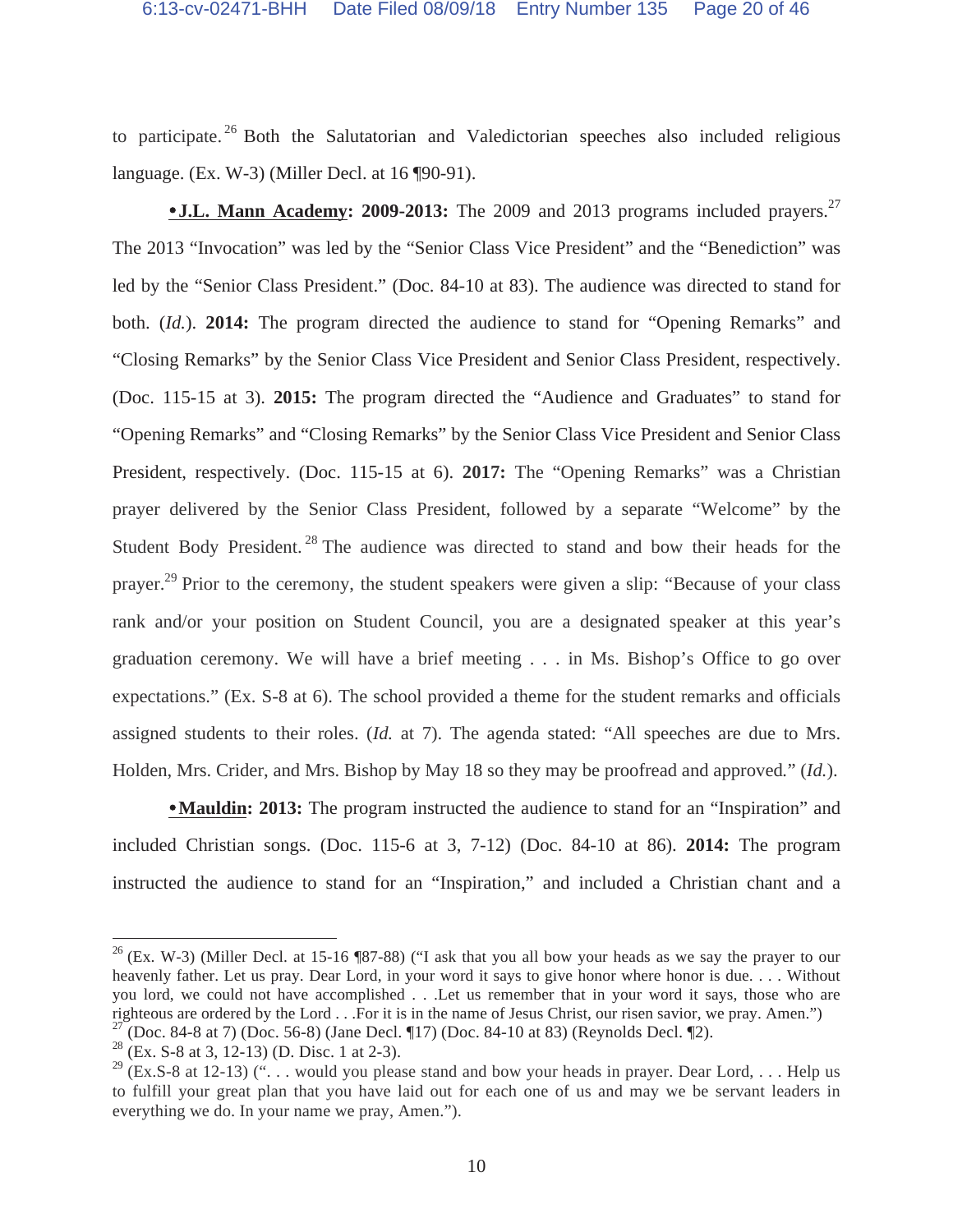to participate.[26] Both the Salutatorian and Valedictorian speeches also included religious language. (Ex. W-3) (Miller Decl. at 16 ¶90-91).

• **<u>J.L. Mann Academy</u>: 2009-2013:** The 2009 and 2013 programs included prayers.[27] The 2013 "Invocation" was led by the "Senior Class Vice President" and the "Benediction" was led by the "Senior Class President." (Doc. 84-10 at 83). The audience was directed to stand for both. (*Id.*). **2014:** The program directed the audience to stand for "Opening Remarks" and "Closing Remarks" by the Senior Class Vice President and Senior Class President, respectively. (Doc. 115-15 at 3). **2015:** The program directed the "Audience and Graduates" to stand for "Opening Remarks" and "Closing Remarks" by the Senior Class Vice President and Senior Class President, respectively. (Doc. 115-15 at 6). **2017:** The "Opening Remarks" was a Christian prayer delivered by the Senior Class President, followed by a separate "Welcome" by the Student Body President.[28] The audience was directed to stand and bow their heads for the prayer.[29] Prior to the ceremony, the student speakers were given a slip: "Because of your class rank and/or your position on Student Council, you are a designated speaker at this year's graduation ceremony. We will have a brief meeting . . . in Ms. Bishop's Office to go over expectations." (Ex. S-8 at 6). The school provided a theme for the student remarks and officials assigned students to their roles. (*Id.* at 7). The agenda stated: "All speeches are due to Mrs. Holden, Mrs. Crider, and Mrs. Bishop by May 18 so they may be proofread and approved." (*Id.*).

• **<u>Mauldin</u>: 2013:** The program instructed the audience to stand for an "Inspiration" and included Christian songs. (Doc. 115-6 at 3, 7-12) (Doc. 84-10 at 86). **2014:** The program instructed the audience to stand for an "Inspiration," and included a Christian chant and a

---

[26] (Ex. W-3) (Miller Decl. at 15-16 ¶87-88) ("I ask that you all bow your heads as we say the prayer to our heavenly father. Let us pray. Dear Lord, in your word it says to give honor where honor is due. . . . Without you lord, we could not have accomplished . . .Let us remember that in your word it says, those who are righteous are ordered by the Lord . . .For it is in the name of Jesus Christ, our risen savior, we pray. Amen.")

[27] (Doc. 84-8 at 7) (Doc. 56-8) (Jane Decl. ¶17) (Doc. 84-10 at 83) (Reynolds Decl. ¶2).

[28] (Ex. S-8 at 3, 12-13) (D. Disc. 1 at 2-3).

[29] (Ex.S-8 at 12-13) (". . . would you please stand and bow your heads in prayer. Dear Lord, . . . Help us to fulfill your great plan that you have laid out for each one of us and may we be servant leaders in everything we do. In your name we pray, Amen.").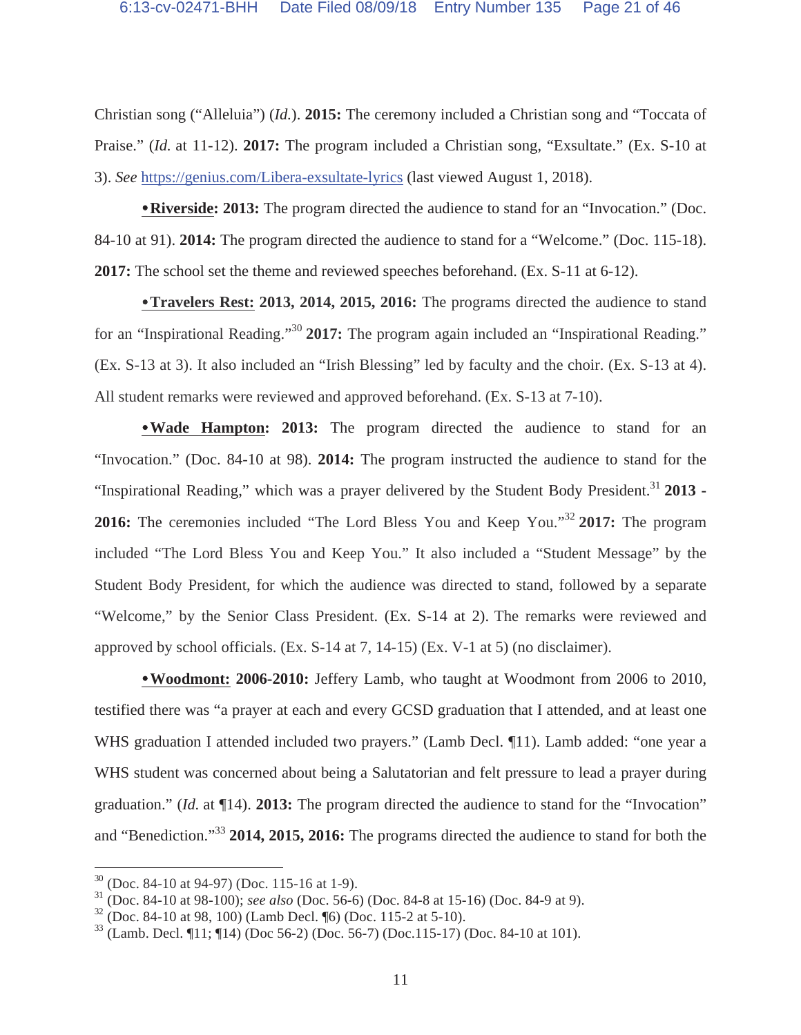Christian song ("Alleluia") (*Id.*). **2015:** The ceremony included a Christian song and "Toccata of Praise." (*Id.* at 11-12). **2017:** The program included a Christian song, "Exsultate." (Ex. S-10 at 3). *See* https://genius.com/Libera-exsultate-lyrics (last viewed August 1, 2018).

• **Riverside: 2013:** The program directed the audience to stand for an "Invocation." (Doc. 84-10 at 91). **2014:** The program directed the audience to stand for a "Welcome." (Doc. 115-18). **2017:** The school set the theme and reviewed speeches beforehand. (Ex. S-11 at 6-12).

• **Travelers Rest: 2013, 2014, 2015, 2016:** The programs directed the audience to stand for an "Inspirational Reading."[30] **2017:** The program again included an "Inspirational Reading." (Ex. S-13 at 3). It also included an "Irish Blessing" led by faculty and the choir. (Ex. S-13 at 4). All student remarks were reviewed and approved beforehand. (Ex. S-13 at 7-10).

• **Wade Hampton: 2013:** The program directed the audience to stand for an "Invocation." (Doc. 84-10 at 98). **2014:** The program instructed the audience to stand for the "Inspirational Reading," which was a prayer delivered by the Student Body President.[31] **2013 - 2016:** The ceremonies included "The Lord Bless You and Keep You."[32] **2017:** The program included "The Lord Bless You and Keep You." It also included a "Student Message" by the Student Body President, for which the audience was directed to stand, followed by a separate "Welcome," by the Senior Class President. (Ex. S-14 at 2). The remarks were reviewed and approved by school officials. (Ex. S-14 at 7, 14-15) (Ex. V-1 at 5) (no disclaimer).

• **Woodmont: 2006-2010:** Jeffery Lamb, who taught at Woodmont from 2006 to 2010, testified there was "a prayer at each and every GCSD graduation that I attended, and at least one WHS graduation I attended included two prayers." (Lamb Decl. ¶11). Lamb added: "one year a WHS student was concerned about being a Salutatorian and felt pressure to lead a prayer during graduation." (*Id.* at ¶14). **2013:** The program directed the audience to stand for the "Invocation" and "Benediction."[33] **2014, 2015, 2016:** The programs directed the audience to stand for both the

---

[30] (Doc. 84-10 at 94-97) (Doc. 115-16 at 1-9).

[31] (Doc. 84-10 at 98-100); *see also* (Doc. 56-6) (Doc. 84-8 at 15-16) (Doc. 84-9 at 9).

[32] (Doc. 84-10 at 98, 100) (Lamb Decl. ¶6) (Doc. 115-2 at 5-10).

[33] (Lamb. Decl. ¶11; ¶14) (Doc 56-2) (Doc. 56-7) (Doc.115-17) (Doc. 84-10 at 101).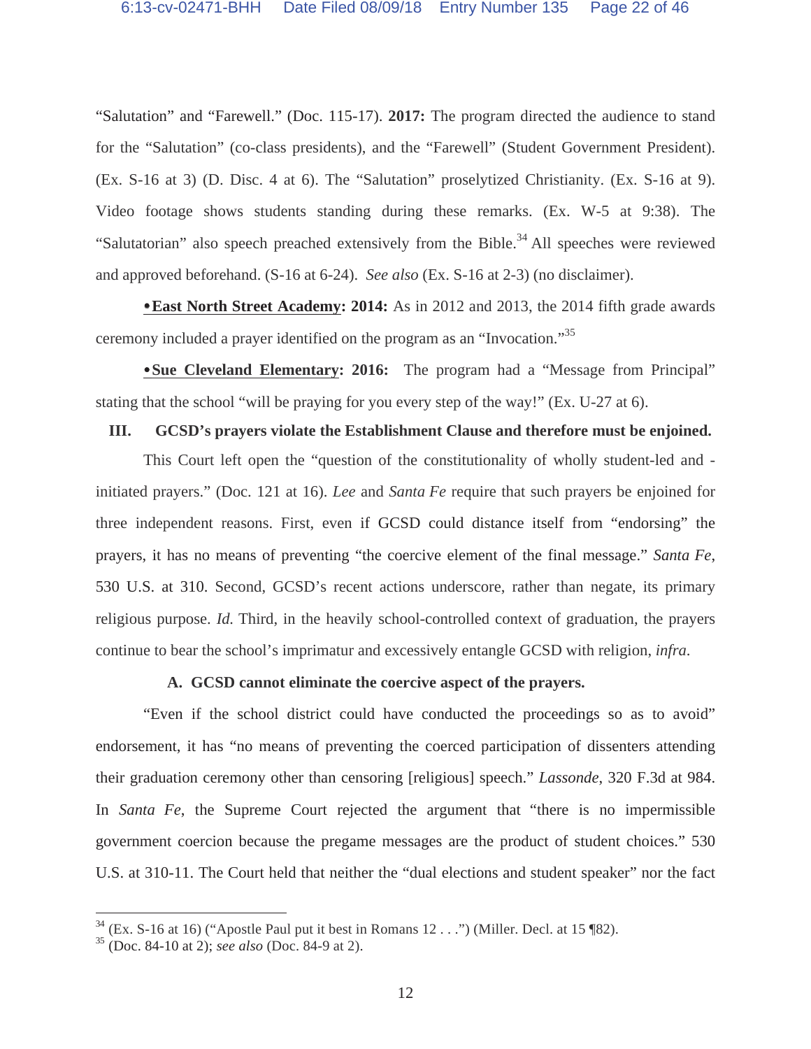"Salutation" and "Farewell." (Doc. 115-17). **2017:** The program directed the audience to stand for the "Salutation" (co-class presidents), and the "Farewell" (Student Government President). (Ex. S-16 at 3) (D. Disc. 4 at 6). The "Salutation" proselytized Christianity. (Ex. S-16 at 9). Video footage shows students standing during these remarks. (Ex. W-5 at 9:38). The "Salutatorian" also speech preached extensively from the Bible.[34] All speeches were reviewed and approved beforehand. (S-16 at 6-24). *See also* (Ex. S-16 at 2-3) (no disclaimer).

**•<u>East North Street Academy</u>: 2014:** As in 2012 and 2013, the 2014 fifth grade awards ceremony included a prayer identified on the program as an "Invocation."[35]

**•<u>Sue Cleveland Elementary</u>: 2016:** The program had a "Message from Principal" stating that the school "will be praying for you every step of the way!" (Ex. U-27 at 6).

## III. GCSD's prayers violate the Establishment Clause and therefore must be enjoined.

This Court left open the "question of the constitutionality of wholly student-led and -initiated prayers." (Doc. 121 at 16). *Lee* and *Santa Fe* require that such prayers be enjoined for three independent reasons. First, even if GCSD could distance itself from "endorsing" the prayers, it has no means of preventing "the coercive element of the final message." *Santa Fe*, 530 U.S. at 310. Second, GCSD's recent actions underscore, rather than negate, its primary religious purpose. *Id.* Third, in the heavily school-controlled context of graduation, the prayers continue to bear the school's imprimatur and excessively entangle GCSD with religion, *infra*.

### A. GCSD cannot eliminate the coercive aspect of the prayers.

"Even if the school district could have conducted the proceedings so as to avoid" endorsement, it has "no means of preventing the coerced participation of dissenters attending their graduation ceremony other than censoring [religious] speech." *Lassonde*, 320 F.3d at 984. In *Santa Fe*, the Supreme Court rejected the argument that "there is no impermissible government coercion because the pregame messages are the product of student choices." 530 U.S. at 310-11. The Court held that neither the "dual elections and student speaker" nor the fact

---

[34] (Ex. S-16 at 16) ("Apostle Paul put it best in Romans 12 . . .") (Miller. Decl. at 15 ¶82).

[35] (Doc. 84-10 at 2); *see also* (Doc. 84-9 at 2).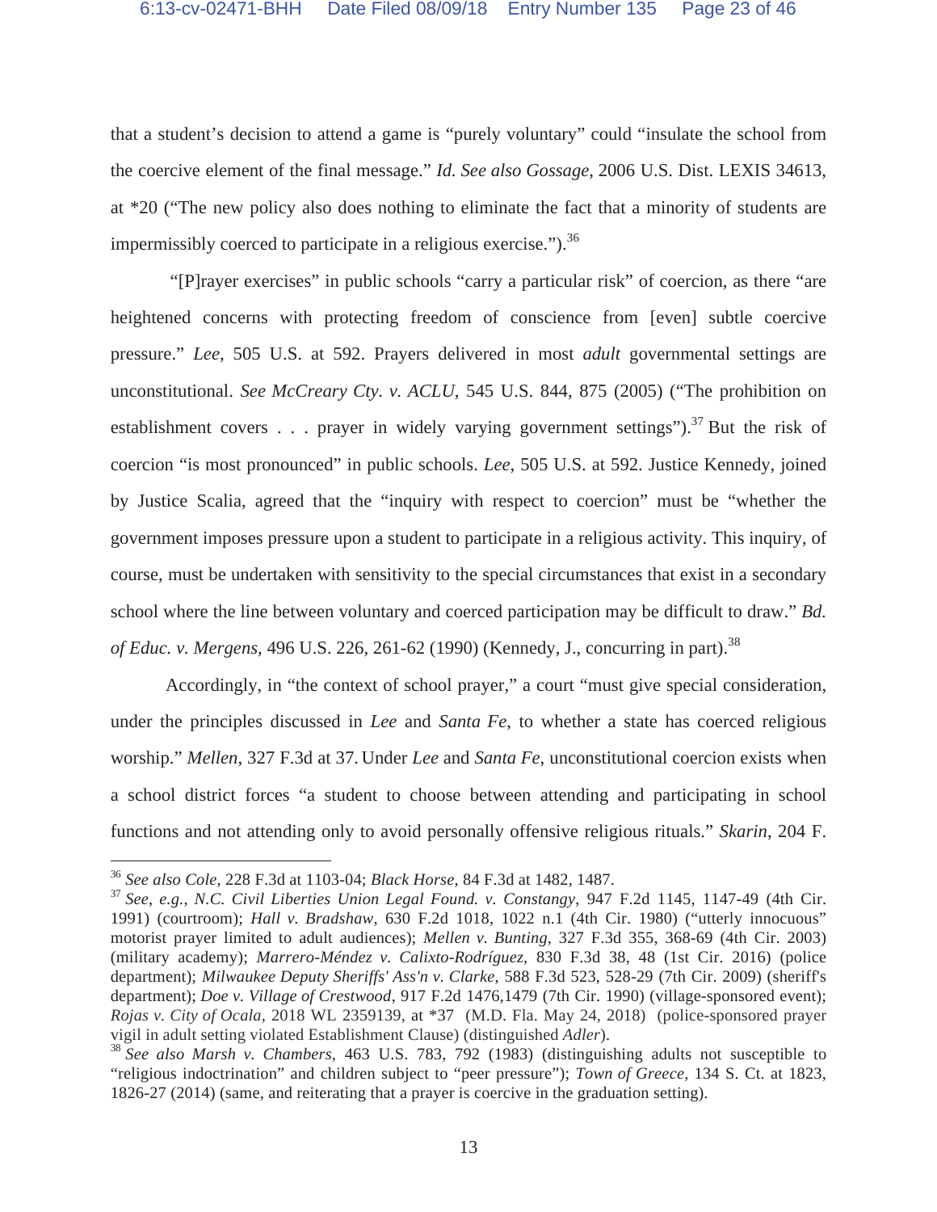that a student's decision to attend a game is "purely voluntary" could "insulate the school from the coercive element of the final message." *Id. See also Gossage*, 2006 U.S. Dist. LEXIS 34613, at *20 ("The new policy also does nothing to eliminate the fact that a minority of students are impermissibly coerced to participate in a religious exercise.").[36]

"[P]rayer exercises" in public schools "carry a particular risk" of coercion, as there "are heightened concerns with protecting freedom of conscience from [even] subtle coercive pressure." *Lee*, 505 U.S. at 592. Prayers delivered in most *adult* governmental settings are unconstitutional. *See McCreary Cty. v. ACLU*, 545 U.S. 844, 875 (2005) ("The prohibition on establishment covers . . . prayer in widely varying government settings").[37] But the risk of coercion "is most pronounced" in public schools. *Lee*, 505 U.S. at 592. Justice Kennedy, joined by Justice Scalia, agreed that the "inquiry with respect to coercion" must be "whether the government imposes pressure upon a student to participate in a religious activity. This inquiry, of course, must be undertaken with sensitivity to the special circumstances that exist in a secondary school where the line between voluntary and coerced participation may be difficult to draw." *Bd. of Educ. v. Mergens*, 496 U.S. 226, 261-62 (1990) (Kennedy, J., concurring in part).[38]

Accordingly, in "the context of school prayer," a court "must give special consideration, under the principles discussed in *Lee* and *Santa Fe*, to whether a state has coerced religious worship." *Mellen*, 327 F.3d at 37. Under *Lee* and *Santa Fe*, unconstitutional coercion exists when a school district forces "a student to choose between attending and participating in school functions and not attending only to avoid personally offensive religious rituals." *Skarin*, 204 F.

---

[36] *See also Cole*, 228 F.3d at 1103-04; *Black Horse*, 84 F.3d at 1482, 1487.

[37] *See*, *e.g.*, *N.C. Civil Liberties Union Legal Found. v. Constangy*, 947 F.2d 1145, 1147-49 (4th Cir. 1991) (courtroom); *Hall v. Bradshaw*, 630 F.2d 1018, 1022 n.1 (4th Cir. 1980) ("utterly innocuous" motorist prayer limited to adult audiences); *Mellen v. Bunting*, 327 F.3d 355, 368-69 (4th Cir. 2003) (military academy); *Marrero-Méndez v. Calixto-Rodríguez*, 830 F.3d 38, 48 (1st Cir. 2016) (police department); *Milwaukee Deputy Sheriffs' Ass'n v. Clarke*, 588 F.3d 523, 528-29 (7th Cir. 2009) (sheriff's department); *Doe v. Village of Crestwood*, 917 F.2d 1476,1479 (7th Cir. 1990) (village-sponsored event); *Rojas v. City of Ocala*, 2018 WL 2359139, at *37 (M.D. Fla. May 24, 2018) (police-sponsored prayer vigil in adult setting violated Establishment Clause) (distinguished *Adler*).

[38] *See also Marsh v. Chambers*, 463 U.S. 783, 792 (1983) (distinguishing adults not susceptible to "religious indoctrination" and children subject to "peer pressure"); *Town of Greece*, 134 S. Ct. at 1823, 1826-27 (2014) (same, and reiterating that a prayer is coercive in the graduation setting).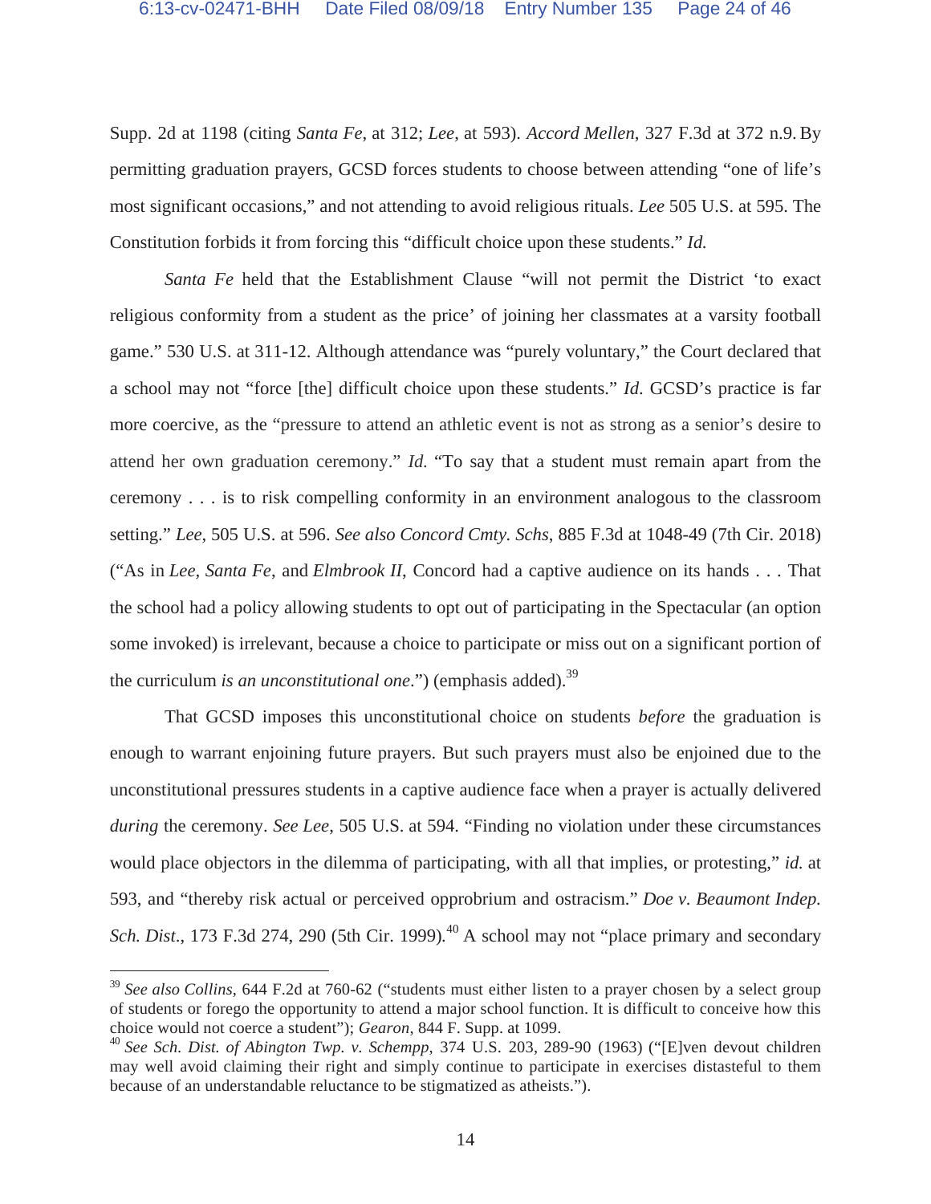Supp. 2d at 1198 (citing *Santa Fe*, at 312; *Lee*, at 593). *Accord Mellen*, 327 F.3d at 372 n.9. By permitting graduation prayers, GCSD forces students to choose between attending "one of life's most significant occasions," and not attending to avoid religious rituals. *Lee* 505 U.S. at 595. The Constitution forbids it from forcing this "difficult choice upon these students." *Id.*

*Santa Fe* held that the Establishment Clause "will not permit the District 'to exact religious conformity from a student as the price' of joining her classmates at a varsity football game." 530 U.S. at 311-12. Although attendance was "purely voluntary," the Court declared that a school may not "force [the] difficult choice upon these students." *Id.* GCSD's practice is far more coercive, as the "pressure to attend an athletic event is not as strong as a senior's desire to attend her own graduation ceremony." *Id.* "To say that a student must remain apart from the ceremony . . . is to risk compelling conformity in an environment analogous to the classroom setting." *Lee*, 505 U.S. at 596. *See also Concord Cmty. Schs*, 885 F.3d at 1048-49 (7th Cir. 2018) ("As in *Lee*, *Santa Fe*, and *Elmbrook II*, Concord had a captive audience on its hands . . . That the school had a policy allowing students to opt out of participating in the Spectacular (an option some invoked) is irrelevant, because a choice to participate or miss out on a significant portion of the curriculum *is an unconstitutional one*.") (emphasis added).[39]

That GCSD imposes this unconstitutional choice on students *before* the graduation is enough to warrant enjoining future prayers. But such prayers must also be enjoined due to the unconstitutional pressures students in a captive audience face when a prayer is actually delivered *during* the ceremony. *See Lee*, 505 U.S. at 594. "Finding no violation under these circumstances would place objectors in the dilemma of participating, with all that implies, or protesting," *id.* at 593, and "thereby risk actual or perceived opprobrium and ostracism." *Doe v. Beaumont Indep. Sch. Dist*., 173 F.3d 274, 290 (5th Cir. 1999).[40] A school may not "place primary and secondary

---

[39] *See also Collins*, 644 F.2d at 760-62 ("students must either listen to a prayer chosen by a select group of students or forego the opportunity to attend a major school function. It is difficult to conceive how this choice would not coerce a student"); *Gearon*, 844 F. Supp. at 1099.

[40] *See Sch. Dist. of Abington Twp. v. Schempp*, 374 U.S. 203, 289-90 (1963) ("[E]ven devout children may well avoid claiming their right and simply continue to participate in exercises distasteful to them because of an understandable reluctance to be stigmatized as atheists.").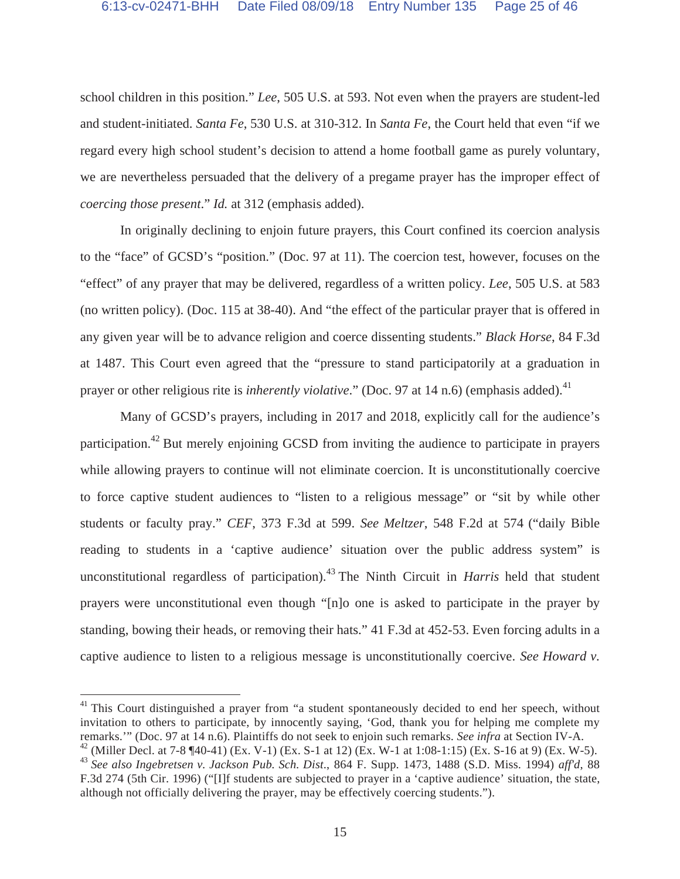school children in this position." *Lee*, 505 U.S. at 593. Not even when the prayers are student-led and student-initiated. *Santa Fe*, 530 U.S. at 310-312. In *Santa Fe*, the Court held that even "if we regard every high school student's decision to attend a home football game as purely voluntary, we are nevertheless persuaded that the delivery of a pregame prayer has the improper effect of *coercing those present*." *Id.* at 312 (emphasis added).

In originally declining to enjoin future prayers, this Court confined its coercion analysis to the "face" of GCSD's "position." (Doc. 97 at 11). The coercion test, however, focuses on the "effect" of any prayer that may be delivered, regardless of a written policy. *Lee*, 505 U.S. at 583 (no written policy). (Doc. 115 at 38-40). And "the effect of the particular prayer that is offered in any given year will be to advance religion and coerce dissenting students." *Black Horse*, 84 F.3d at 1487. This Court even agreed that the "pressure to stand participatorily at a graduation in prayer or other religious rite is *inherently violative*." (Doc. 97 at 14 n.6) (emphasis added).[41]

Many of GCSD's prayers, including in 2017 and 2018, explicitly call for the audience's participation.[42] But merely enjoining GCSD from inviting the audience to participate in prayers while allowing prayers to continue will not eliminate coercion. It is unconstitutionally coercive to force captive student audiences to "listen to a religious message" or "sit by while other students or faculty pray." *CEF*, 373 F.3d at 599. *See Meltzer*, 548 F.2d at 574 ("daily Bible reading to students in a 'captive audience' situation over the public address system" is unconstitutional regardless of participation).[43] The Ninth Circuit in *Harris* held that student prayers were unconstitutional even though "[n]o one is asked to participate in the prayer by standing, bowing their heads, or removing their hats." 41 F.3d at 452-53. Even forcing adults in a captive audience to listen to a religious message is unconstitutionally coercive. *See Howard v.*

---

[41] This Court distinguished a prayer from "a student spontaneously decided to end her speech, without invitation to others to participate, by innocently saying, 'God, thank you for helping me complete my remarks.'" (Doc. 97 at 14 n.6). Plaintiffs do not seek to enjoin such remarks. *See infra* at Section IV-A.

[42] (Miller Decl. at 7-8 ¶40-41) (Ex. V-1) (Ex. S-1 at 12) (Ex. W-1 at 1:08-1:15) (Ex. S-16 at 9) (Ex. W-5).

[43] *See also Ingebretsen v. Jackson Pub. Sch. Dist.*, 864 F. Supp. 1473, 1488 (S.D. Miss. 1994) *aff'd*, 88 F.3d 274 (5th Cir. 1996) ("[I]f students are subjected to prayer in a 'captive audience' situation, the state, although not officially delivering the prayer, may be effectively coercing students.").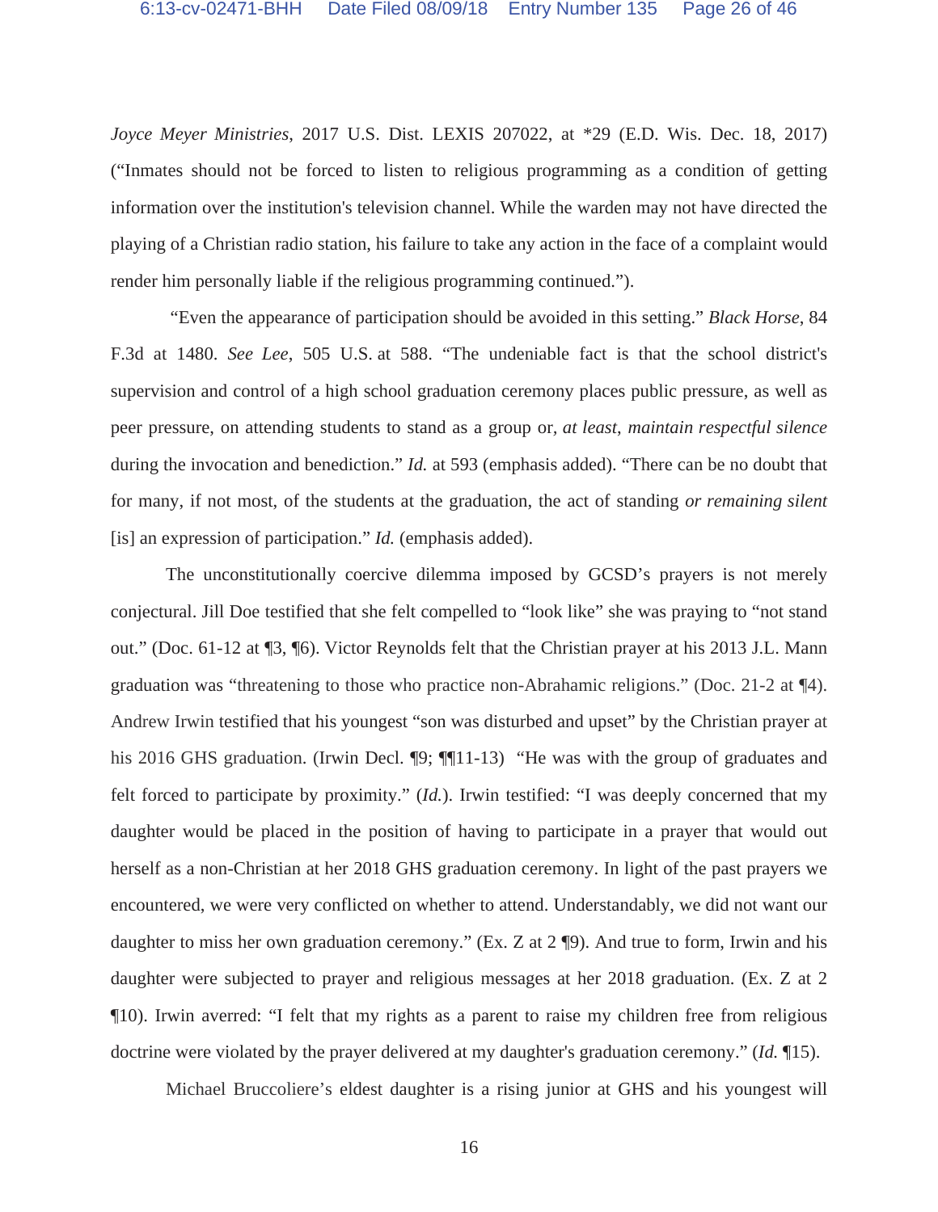*Joyce Meyer Ministries*, 2017 U.S. Dist. LEXIS 207022, at *29 (E.D. Wis. Dec. 18, 2017) ("Inmates should not be forced to listen to religious programming as a condition of getting information over the institution's television channel. While the warden may not have directed the playing of a Christian radio station, his failure to take any action in the face of a complaint would render him personally liable if the religious programming continued.").

"Even the appearance of participation should be avoided in this setting." *Black Horse*, 84 F.3d at 1480. *See Lee*, 505 U.S. at 588. "The undeniable fact is that the school district's supervision and control of a high school graduation ceremony places public pressure, as well as peer pressure, on attending students to stand as a group or, *at least*, *maintain respectful silence* during the invocation and benediction." *Id.* at 593 (emphasis added). "There can be no doubt that for many, if not most, of the students at the graduation, the act of standing *or remaining silent* [is] an expression of participation." *Id.* (emphasis added).

The unconstitutionally coercive dilemma imposed by GCSD's prayers is not merely conjectural. Jill Doe testified that she felt compelled to "look like" she was praying to "not stand out." (Doc. 61-12 at ¶3, ¶6). Victor Reynolds felt that the Christian prayer at his 2013 J.L. Mann graduation was "threatening to those who practice non-Abrahamic religions." (Doc. 21-2 at ¶4). Andrew Irwin testified that his youngest "son was disturbed and upset" by the Christian prayer at his 2016 GHS graduation. (Irwin Decl. ¶9; ¶¶11-13) "He was with the group of graduates and felt forced to participate by proximity." (*Id.*). Irwin testified: "I was deeply concerned that my daughter would be placed in the position of having to participate in a prayer that would out herself as a non-Christian at her 2018 GHS graduation ceremony. In light of the past prayers we encountered, we were very conflicted on whether to attend. Understandably, we did not want our daughter to miss her own graduation ceremony." (Ex. Z at 2 ¶9). And true to form, Irwin and his daughter were subjected to prayer and religious messages at her 2018 graduation. (Ex. Z at 2 ¶10). Irwin averred: "I felt that my rights as a parent to raise my children free from religious doctrine were violated by the prayer delivered at my daughter's graduation ceremony." (*Id.* ¶15).

Michael Bruccoliere's eldest daughter is a rising junior at GHS and his youngest will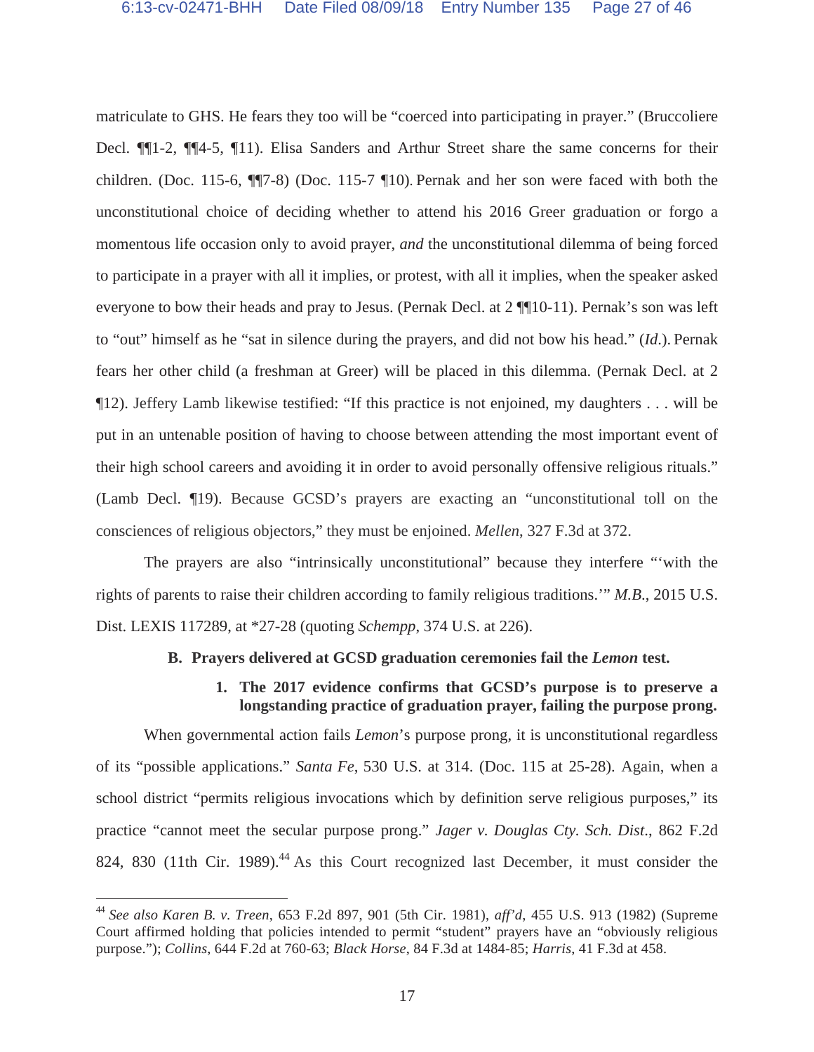matriculate to GHS. He fears they too will be "coerced into participating in prayer." (Bruccoliere Decl. ¶¶1-2, ¶¶4-5, ¶11). Elisa Sanders and Arthur Street share the same concerns for their children. (Doc. 115-6, ¶¶7-8) (Doc. 115-7 ¶10). Pernak and her son were faced with both the unconstitutional choice of deciding whether to attend his 2016 Greer graduation or forgo a momentous life occasion only to avoid prayer, *and* the unconstitutional dilemma of being forced to participate in a prayer with all it implies, or protest, with all it implies, when the speaker asked everyone to bow their heads and pray to Jesus. (Pernak Decl. at 2 ¶¶10-11). Pernak's son was left to "out" himself as he "sat in silence during the prayers, and did not bow his head." (*Id.*). Pernak fears her other child (a freshman at Greer) will be placed in this dilemma. (Pernak Decl. at 2 ¶12). Jeffery Lamb likewise testified: "If this practice is not enjoined, my daughters . . . will be put in an untenable position of having to choose between attending the most important event of their high school careers and avoiding it in order to avoid personally offensive religious rituals." (Lamb Decl. ¶19). Because GCSD's prayers are exacting an "unconstitutional toll on the consciences of religious objectors," they must be enjoined. *Mellen*, 327 F.3d at 372.

The prayers are also "intrinsically unconstitutional" because they interfere "'with the rights of parents to raise their children according to family religious traditions.'" *M.B.*, 2015 U.S. Dist. LEXIS 117289, at *27-28 (quoting *Schempp*, 374 U.S. at 226).

### B. Prayers delivered at GCSD graduation ceremonies fail the *Lemon* test.

#### 1. The 2017 evidence confirms that GCSD's purpose is to preserve a longstanding practice of graduation prayer, failing the purpose prong.

When governmental action fails *Lemon*'s purpose prong, it is unconstitutional regardless of its "possible applications." *Santa Fe*, 530 U.S. at 314. (Doc. 115 at 25-28). Again, when a school district "permits religious invocations which by definition serve religious purposes," its practice "cannot meet the secular purpose prong." *Jager v. Douglas Cty. Sch. Dist.*, 862 F.2d 824, 830 (11th Cir. 1989).[44] As this Court recognized last December, it must consider the

---

[44] *See also Karen B. v. Treen*, 653 F.2d 897, 901 (5th Cir. 1981), *aff'd*, 455 U.S. 913 (1982) (Supreme Court affirmed holding that policies intended to permit "student" prayers have an "obviously religious purpose."); *Collins*, 644 F.2d at 760-63; *Black Horse*, 84 F.3d at 1484-85; *Harris*, 41 F.3d at 458.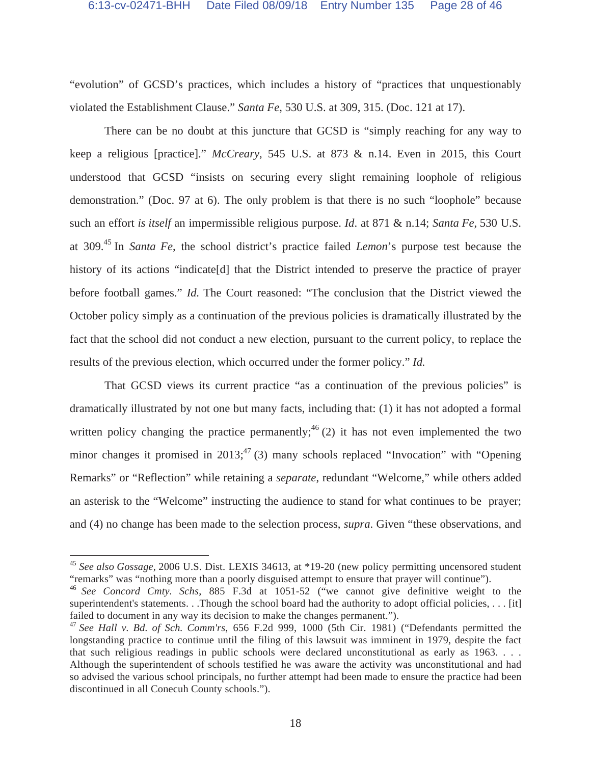"evolution" of GCSD's practices, which includes a history of "practices that unquestionably violated the Establishment Clause." *Santa Fe*, 530 U.S. at 309, 315. (Doc. 121 at 17).

There can be no doubt at this juncture that GCSD is "simply reaching for any way to keep a religious [practice]." *McCreary*, 545 U.S. at 873 & n.14. Even in 2015, this Court understood that GCSD "insists on securing every slight remaining loophole of religious demonstration." (Doc. 97 at 6). The only problem is that there is no such "loophole" because such an effort *is itself* an impermissible religious purpose. *Id*. at 871 & n.14; *Santa Fe*, 530 U.S. at 309.[45] In *Santa Fe*, the school district's practice failed *Lemon*'s purpose test because the history of its actions "indicate[d] that the District intended to preserve the practice of prayer before football games." *Id.* The Court reasoned: "The conclusion that the District viewed the October policy simply as a continuation of the previous policies is dramatically illustrated by the fact that the school did not conduct a new election, pursuant to the current policy, to replace the results of the previous election, which occurred under the former policy." *Id.*

That GCSD views its current practice "as a continuation of the previous policies" is dramatically illustrated by not one but many facts, including that: (1) it has not adopted a formal written policy changing the practice permanently;[46] (2) it has not even implemented the two minor changes it promised in 2013;[47] (3) many schools replaced "Invocation" with "Opening Remarks" or "Reflection" while retaining a *separate*, redundant "Welcome," while others added an asterisk to the "Welcome" instructing the audience to stand for what continues to be prayer; and (4) no change has been made to the selection process, *supra*. Given "these observations, and

---

[45] *See also Gossage*, 2006 U.S. Dist. LEXIS 34613, at *19-20 (new policy permitting uncensored student "remarks" was "nothing more than a poorly disguised attempt to ensure that prayer will continue").

[46] *See Concord Cmty. Schs*, 885 F.3d at 1051-52 ("we cannot give definitive weight to the superintendent's statements. . .Though the school board had the authority to adopt official policies, . . . [it] failed to document in any way its decision to make the changes permanent.").

[47] *See Hall v. Bd. of Sch. Comm'rs*, 656 F.2d 999, 1000 (5th Cir. 1981) ("Defendants permitted the longstanding practice to continue until the filing of this lawsuit was imminent in 1979, despite the fact that such religious readings in public schools were declared unconstitutional as early as 1963. . . . Although the superintendent of schools testified he was aware the activity was unconstitutional and had so advised the various school principals, no further attempt had been made to ensure the practice had been discontinued in all Conecuh County schools.").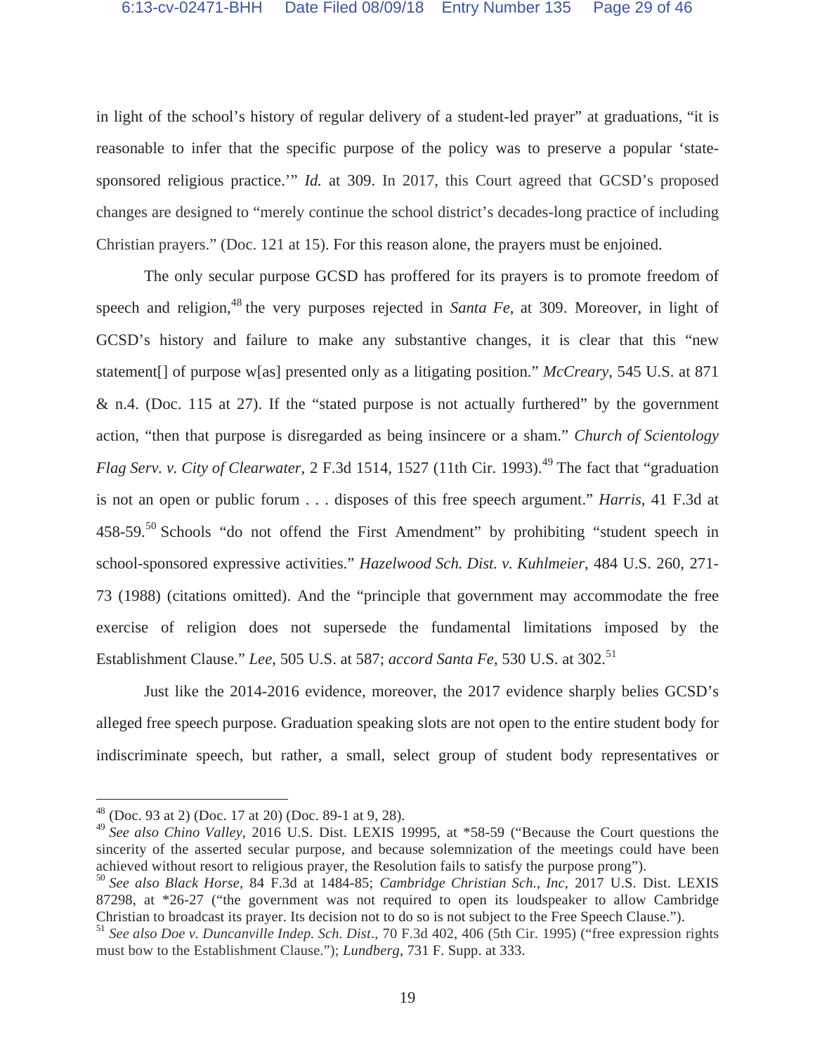in light of the school's history of regular delivery of a student-led prayer" at graduations, "it is reasonable to infer that the specific purpose of the policy was to preserve a popular 'state-sponsored religious practice.'" *Id.* at 309. In 2017, this Court agreed that GCSD's proposed changes are designed to "merely continue the school district's decades-long practice of including Christian prayers." (Doc. 121 at 15). For this reason alone, the prayers must be enjoined.

The only secular purpose GCSD has proffered for its prayers is to promote freedom of speech and religion,[48] the very purposes rejected in *Santa Fe*, at 309. Moreover, in light of GCSD's history and failure to make any substantive changes, it is clear that this "new statement[] of purpose w[as] presented only as a litigating position." *McCreary*, 545 U.S. at 871 & n.4. (Doc. 115 at 27). If the "stated purpose is not actually furthered" by the government action, "then that purpose is disregarded as being insincere or a sham." *Church of Scientology Flag Serv. v. City of Clearwater*, 2 F.3d 1514, 1527 (11th Cir. 1993).[49] The fact that "graduation is not an open or public forum . . . disposes of this free speech argument." *Harris*, 41 F.3d at 458-59.[50] Schools "do not offend the First Amendment" by prohibiting "student speech in school-sponsored expressive activities." *Hazelwood Sch. Dist. v. Kuhlmeier*, 484 U.S. 260, 271-73 (1988) (citations omitted). And the "principle that government may accommodate the free exercise of religion does not supersede the fundamental limitations imposed by the Establishment Clause." *Lee*, 505 U.S. at 587; *accord Santa Fe*, 530 U.S. at 302.[51]

Just like the 2014-2016 evidence, moreover, the 2017 evidence sharply belies GCSD's alleged free speech purpose. Graduation speaking slots are not open to the entire student body for indiscriminate speech, but rather, a small, select group of student body representatives or

---

[48] (Doc. 93 at 2) (Doc. 17 at 20) (Doc. 89-1 at 9, 28).

[49] *See also Chino Valley*, 2016 U.S. Dist. LEXIS 19995, at *58-59 ("Because the Court questions the sincerity of the asserted secular purpose, and because solemnization of the meetings could have been achieved without resort to religious prayer, the Resolution fails to satisfy the purpose prong").

[50] *See also Black Horse*, 84 F.3d at 1484-85; *Cambridge Christian Sch., Inc*, 2017 U.S. Dist. LEXIS 87298, at *26-27 ("the government was not required to open its loudspeaker to allow Cambridge Christian to broadcast its prayer. Its decision not to do so is not subject to the Free Speech Clause.").

[51] *See also Doe v. Duncanville Indep. Sch. Dist*., 70 F.3d 402, 406 (5th Cir. 1995) ("free expression rights must bow to the Establishment Clause."); *Lundberg*, 731 F. Supp. at 333.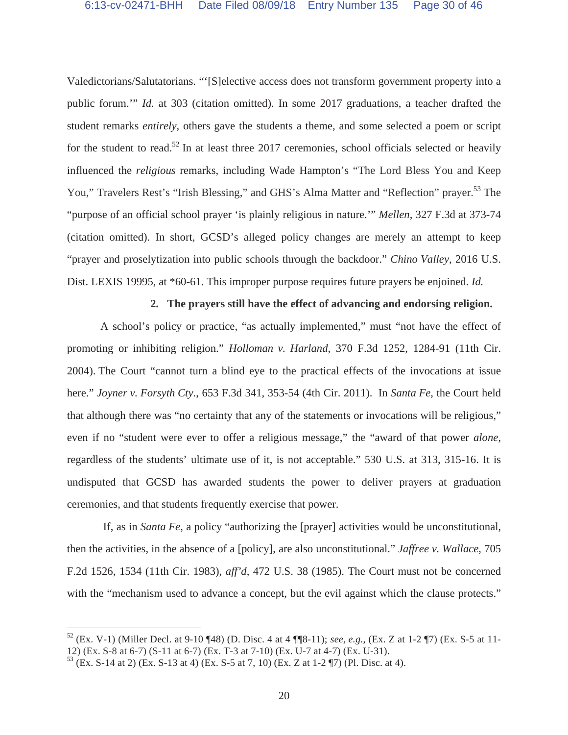Valedictorians/Salutatorians. "'[S]elective access does not transform government property into a public forum.'" *Id.* at 303 (citation omitted). In some 2017 graduations, a teacher drafted the student remarks *entirely*, others gave the students a theme, and some selected a poem or script for the student to read.[52] In at least three 2017 ceremonies, school officials selected or heavily influenced the *religious* remarks, including Wade Hampton's "The Lord Bless You and Keep You," Travelers Rest's "Irish Blessing," and GHS's Alma Matter and "Reflection" prayer.[53] The "purpose of an official school prayer 'is plainly religious in nature.'" *Mellen*, 327 F.3d at 373-74 (citation omitted). In short, GCSD's alleged policy changes are merely an attempt to keep "prayer and proselytization into public schools through the backdoor." *Chino Valley*, 2016 U.S. Dist. LEXIS 19995, at *60-61. This improper purpose requires future prayers be enjoined. *Id.*

**2. The prayers still have the effect of advancing and endorsing religion.**

A school's policy or practice, "as actually implemented," must "not have the effect of promoting or inhibiting religion." *Holloman v. Harland*, 370 F.3d 1252, 1284-91 (11th Cir. 2004). The Court "cannot turn a blind eye to the practical effects of the invocations at issue here." *Joyner v. Forsyth Cty.*, 653 F.3d 341, 353-54 (4th Cir. 2011). In *Santa Fe*, the Court held that although there was "no certainty that any of the statements or invocations will be religious," even if no "student were ever to offer a religious message," the "award of that power *alone*, regardless of the students' ultimate use of it, is not acceptable." 530 U.S. at 313, 315-16. It is undisputed that GCSD has awarded students the power to deliver prayers at graduation ceremonies, and that students frequently exercise that power.

If, as in *Santa Fe*, a policy "authorizing the [prayer] activities would be unconstitutional, then the activities, in the absence of a [policy], are also unconstitutional." *Jaffree v. Wallace*, 705 F.2d 1526, 1534 (11th Cir. 1983), *aff'd*, 472 U.S. 38 (1985). The Court must not be concerned with the "mechanism used to advance a concept, but the evil against which the clause protects."

---

[52] (Ex. V-1) (Miller Decl. at 9-10 ¶48) (D. Disc. 4 at 4 ¶¶8-11); *see, e.g.*, (Ex. Z at 1-2 ¶7) (Ex. S-5 at 11-12) (Ex. S-8 at 6-7) (S-11 at 6-7) (Ex. T-3 at 7-10) (Ex. U-7 at 4-7) (Ex. U-31).

[53] (Ex. S-14 at 2) (Ex. S-13 at 4) (Ex. S-5 at 7, 10) (Ex. Z at 1-2 ¶7) (Pl. Disc. at 4).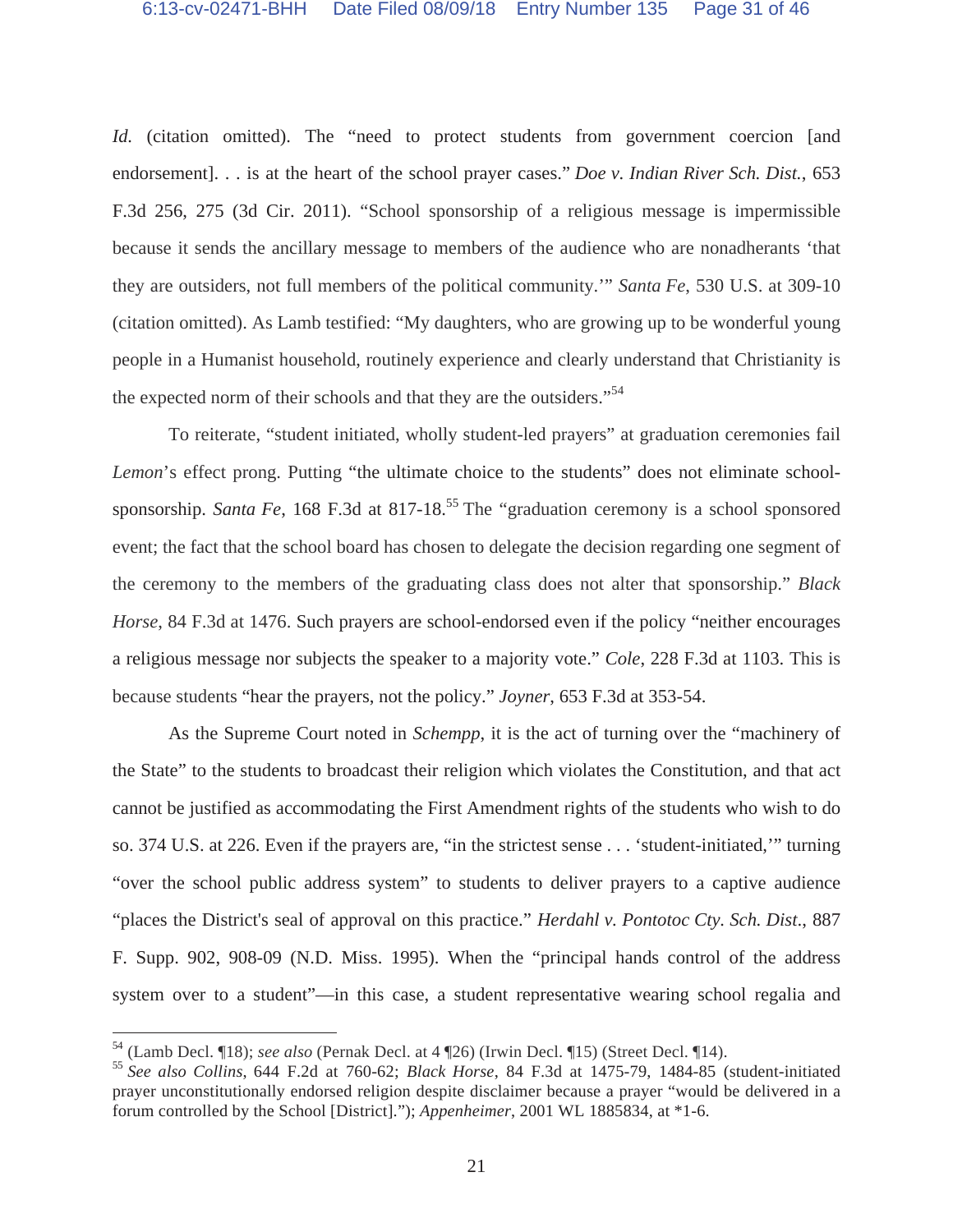*Id.* (citation omitted). The "need to protect students from government coercion [and endorsement]. . . is at the heart of the school prayer cases." *Doe v. Indian River Sch. Dist.*, 653 F.3d 256, 275 (3d Cir. 2011). "School sponsorship of a religious message is impermissible because it sends the ancillary message to members of the audience who are nonadherants 'that they are outsiders, not full members of the political community.'" *Santa Fe*, 530 U.S. at 309-10 (citation omitted). As Lamb testified: "My daughters, who are growing up to be wonderful young people in a Humanist household, routinely experience and clearly understand that Christianity is the expected norm of their schools and that they are the outsiders."[54]

To reiterate, "student initiated, wholly student-led prayers" at graduation ceremonies fail *Lemon*'s effect prong. Putting "the ultimate choice to the students" does not eliminate school-sponsorship. *Santa Fe*, 168 F.3d at 817-18.[55] The "graduation ceremony is a school sponsored event; the fact that the school board has chosen to delegate the decision regarding one segment of the ceremony to the members of the graduating class does not alter that sponsorship." *Black Horse*, 84 F.3d at 1476. Such prayers are school-endorsed even if the policy "neither encourages a religious message nor subjects the speaker to a majority vote." *Cole*, 228 F.3d at 1103. This is because students "hear the prayers, not the policy." *Joyner*, 653 F.3d at 353-54.

As the Supreme Court noted in *Schempp*, it is the act of turning over the "machinery of the State" to the students to broadcast their religion which violates the Constitution, and that act cannot be justified as accommodating the First Amendment rights of the students who wish to do so. 374 U.S. at 226. Even if the prayers are, "in the strictest sense . . . 'student-initiated,'" turning "over the school public address system" to students to deliver prayers to a captive audience "places the District's seal of approval on this practice." *Herdahl v. Pontotoc Cty. Sch. Dist.*, 887 F. Supp. 902, 908-09 (N.D. Miss. 1995). When the "principal hands control of the address system over to a student"—in this case, a student representative wearing school regalia and

---

[54] (Lamb Decl. ¶18); *see also* (Pernak Decl. at 4 ¶26) (Irwin Decl. ¶15) (Street Decl. ¶14).

[55] *See also Collins*, 644 F.2d at 760-62; *Black Horse*, 84 F.3d at 1475-79, 1484-85 (student-initiated prayer unconstitutionally endorsed religion despite disclaimer because a prayer "would be delivered in a forum controlled by the School [District]."); *Appenheimer*, 2001 WL 1885834, at *1-6.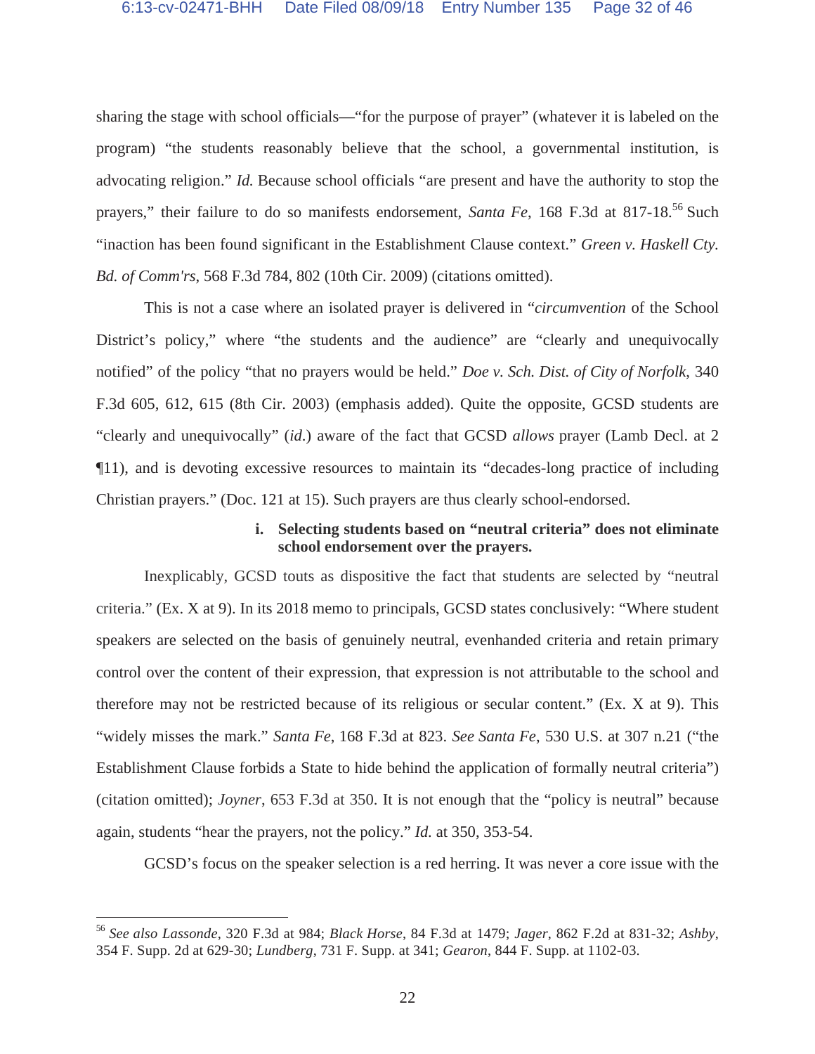sharing the stage with school officials—"for the purpose of prayer" (whatever it is labeled on the program) "the students reasonably believe that the school, a governmental institution, is advocating religion." *Id.* Because school officials "are present and have the authority to stop the prayers," their failure to do so manifests endorsement, *Santa Fe*, 168 F.3d at 817-18.[56] Such "inaction has been found significant in the Establishment Clause context." *Green v. Haskell Cty. Bd. of Comm'rs*, 568 F.3d 784, 802 (10th Cir. 2009) (citations omitted).

This is not a case where an isolated prayer is delivered in "*circumvention* of the School District's policy," where "the students and the audience" are "clearly and unequivocally notified" of the policy "that no prayers would be held." *Doe v. Sch. Dist. of City of Norfolk*, 340 F.3d 605, 612, 615 (8th Cir. 2003) (emphasis added). Quite the opposite, GCSD students are "clearly and unequivocally" (*id.*) aware of the fact that GCSD *allows* prayer (Lamb Decl. at 2 ¶11), and is devoting excessive resources to maintain its "decades-long practice of including Christian prayers." (Doc. 121 at 15). Such prayers are thus clearly school-endorsed.

**i. Selecting students based on "neutral criteria" does not eliminate school endorsement over the prayers.**

Inexplicably, GCSD touts as dispositive the fact that students are selected by "neutral criteria." (Ex. X at 9). In its 2018 memo to principals, GCSD states conclusively: "Where student speakers are selected on the basis of genuinely neutral, evenhanded criteria and retain primary control over the content of their expression, that expression is not attributable to the school and therefore may not be restricted because of its religious or secular content." (Ex. X at 9). This "widely misses the mark." *Santa Fe*, 168 F.3d at 823. *See Santa Fe*, 530 U.S. at 307 n.21 ("the Establishment Clause forbids a State to hide behind the application of formally neutral criteria") (citation omitted); *Joyner*, 653 F.3d at 350. It is not enough that the "policy is neutral" because again, students "hear the prayers, not the policy." *Id.* at 350, 353-54.

GCSD's focus on the speaker selection is a red herring. It was never a core issue with the

---

[56] *See also Lassonde*, 320 F.3d at 984; *Black Horse*, 84 F.3d at 1479; *Jager*, 862 F.2d at 831-32; *Ashby*, 354 F. Supp. 2d at 629-30; *Lundberg*, 731 F. Supp. at 341; *Gearon*, 844 F. Supp. at 1102-03.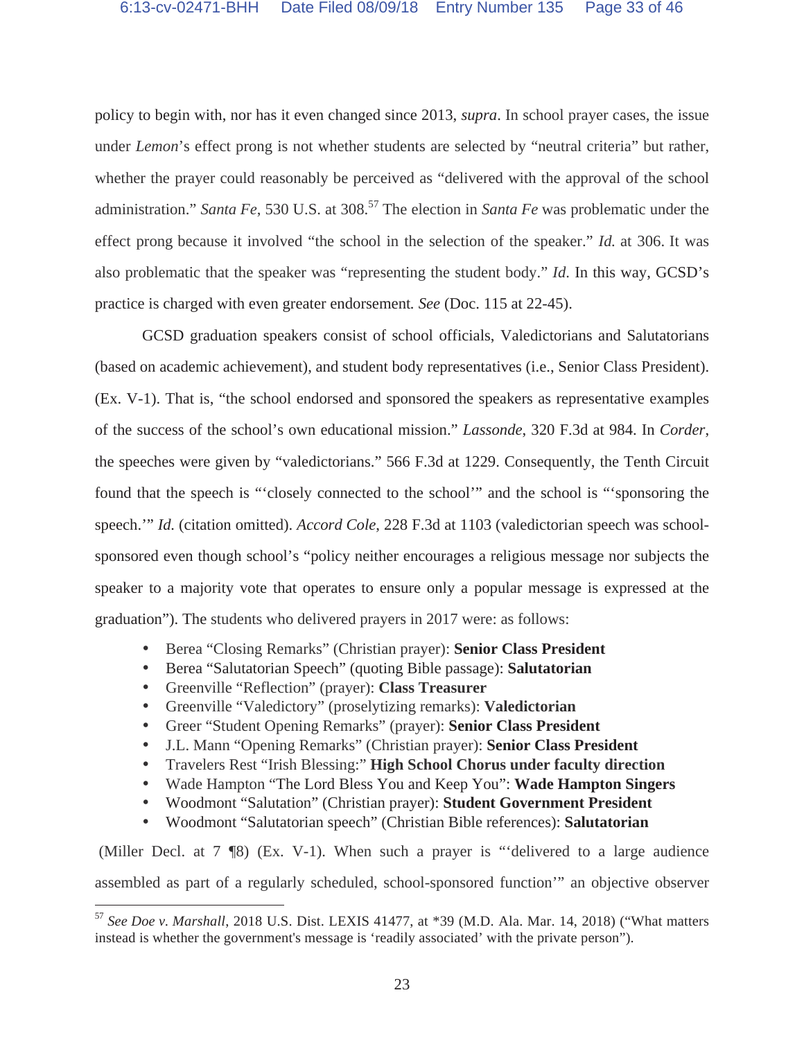policy to begin with, nor has it even changed since 2013, *supra*. In school prayer cases, the issue under *Lemon*'s effect prong is not whether students are selected by "neutral criteria" but rather, whether the prayer could reasonably be perceived as "delivered with the approval of the school administration." *Santa Fe*, 530 U.S. at 308.[57] The election in *Santa Fe* was problematic under the effect prong because it involved "the school in the selection of the speaker." *Id.* at 306. It was also problematic that the speaker was "representing the student body." *Id*. In this way, GCSD's practice is charged with even greater endorsement*. See* (Doc. 115 at 22-45).

GCSD graduation speakers consist of school officials, Valedictorians and Salutatorians (based on academic achievement), and student body representatives (i.e., Senior Class President). (Ex. V-1). That is, "the school endorsed and sponsored the speakers as representative examples of the success of the school's own educational mission." *Lassonde*, 320 F.3d at 984. In *Corder*, the speeches were given by "valedictorians." 566 F.3d at 1229. Consequently, the Tenth Circuit found that the speech is "'closely connected to the school'" and the school is "'sponsoring the speech.'" *Id.* (citation omitted). *Accord Cole*, 228 F.3d at 1103 (valedictorian speech was school-sponsored even though school's "policy neither encourages a religious message nor subjects the speaker to a majority vote that operates to ensure only a popular message is expressed at the graduation"). The students who delivered prayers in 2017 were: as follows:

- Berea "Closing Remarks" (Christian prayer): **Senior Class President**
- Berea "Salutatorian Speech" (quoting Bible passage): **Salutatorian**
- Greenville "Reflection" (prayer): **Class Treasurer**
- Greenville "Valedictory" (proselytizing remarks): **Valedictorian**
- Greer "Student Opening Remarks" (prayer): **Senior Class President**
- J.L. Mann "Opening Remarks" (Christian prayer): **Senior Class President**
- Travelers Rest "Irish Blessing:" **High School Chorus under faculty direction**
- Wade Hampton "The Lord Bless You and Keep You": **Wade Hampton Singers**
- Woodmont "Salutation" (Christian prayer): **Student Government President**
- Woodmont "Salutatorian speech" (Christian Bible references): **Salutatorian**

(Miller Decl. at 7 ¶8) (Ex. V-1). When such a prayer is "'delivered to a large audience assembled as part of a regularly scheduled, school-sponsored function'" an objective observer

---

[57] *See Doe v. Marshall*, 2018 U.S. Dist. LEXIS 41477, at *39 (M.D. Ala. Mar. 14, 2018) ("What matters instead is whether the government's message is 'readily associated' with the private person").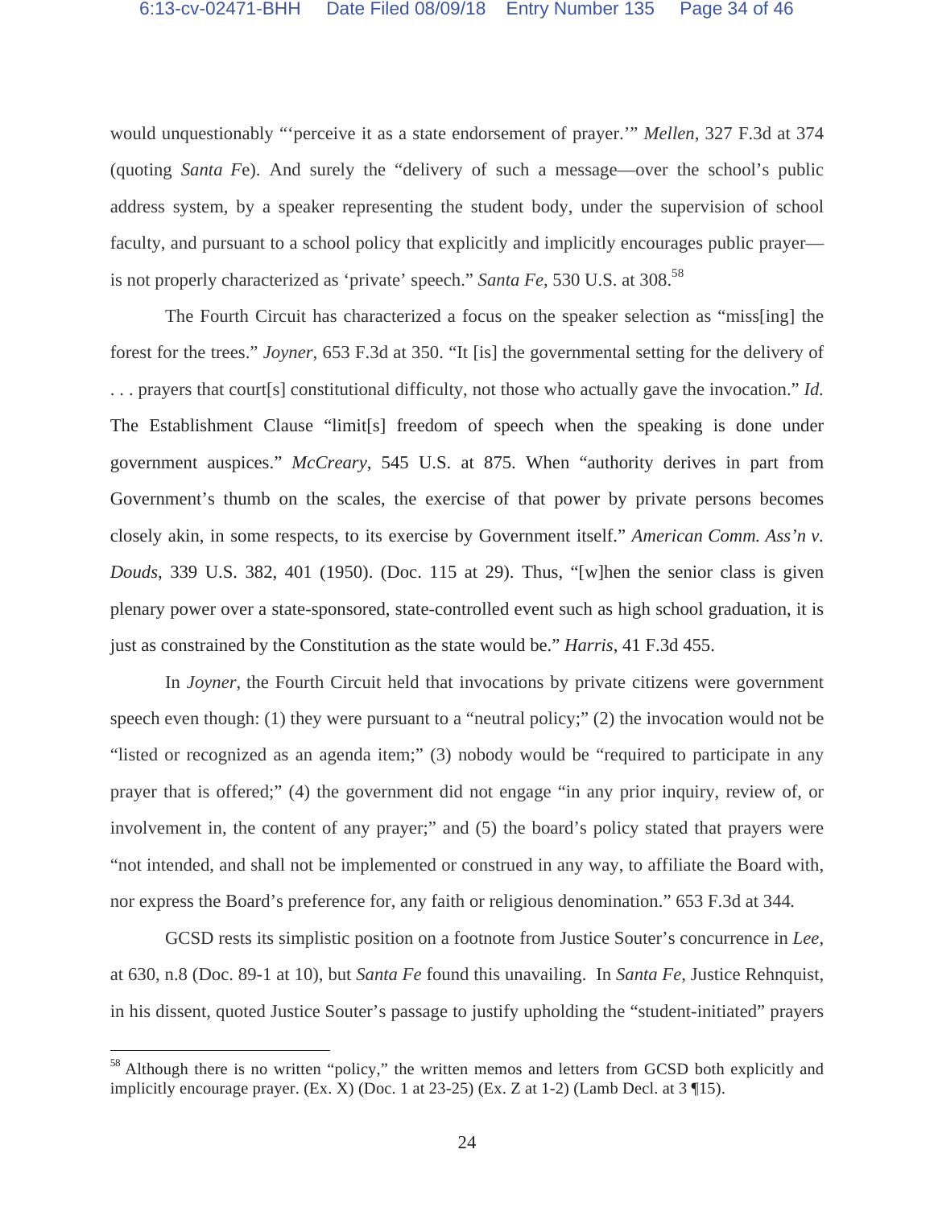would unquestionably "'perceive it as a state endorsement of prayer.'" *Mellen*, 327 F.3d at 374 (quoting *Santa Fe*). And surely the "delivery of such a message—over the school's public address system, by a speaker representing the student body, under the supervision of school faculty, and pursuant to a school policy that explicitly and implicitly encourages public prayer—is not properly characterized as 'private' speech." *Santa Fe*, 530 U.S. at 308.[58]

The Fourth Circuit has characterized a focus on the speaker selection as "miss[ing] the forest for the trees." *Joyner*, 653 F.3d at 350. "It [is] the governmental setting for the delivery of . . . prayers that court[s] constitutional difficulty, not those who actually gave the invocation." *Id.* The Establishment Clause "limit[s] freedom of speech when the speaking is done under government auspices." *McCreary*, 545 U.S. at 875. When "authority derives in part from Government's thumb on the scales, the exercise of that power by private persons becomes closely akin, in some respects, to its exercise by Government itself." *American Comm. Ass'n v. Douds*, 339 U.S. 382, 401 (1950). (Doc. 115 at 29). Thus, "[w]hen the senior class is given plenary power over a state-sponsored, state-controlled event such as high school graduation, it is just as constrained by the Constitution as the state would be." *Harris*, 41 F.3d 455.

In *Joyner*, the Fourth Circuit held that invocations by private citizens were government speech even though: (1) they were pursuant to a "neutral policy;" (2) the invocation would not be "listed or recognized as an agenda item;" (3) nobody would be "required to participate in any prayer that is offered;" (4) the government did not engage "in any prior inquiry, review of, or involvement in, the content of any prayer;" and (5) the board's policy stated that prayers were "not intended, and shall not be implemented or construed in any way, to affiliate the Board with, nor express the Board's preference for, any faith or religious denomination." 653 F.3d at 344.

GCSD rests its simplistic position on a footnote from Justice Souter's concurrence in *Lee*, at 630, n.8 (Doc. 89-1 at 10), but *Santa Fe* found this unavailing. In *Santa Fe*, Justice Rehnquist, in his dissent, quoted Justice Souter's passage to justify upholding the "student-initiated" prayers

[58] Although there is no written "policy," the written memos and letters from GCSD both explicitly and implicitly encourage prayer. (Ex. X) (Doc. 1 at 23-25) (Ex. Z at 1-2) (Lamb Decl. at 3 ¶15).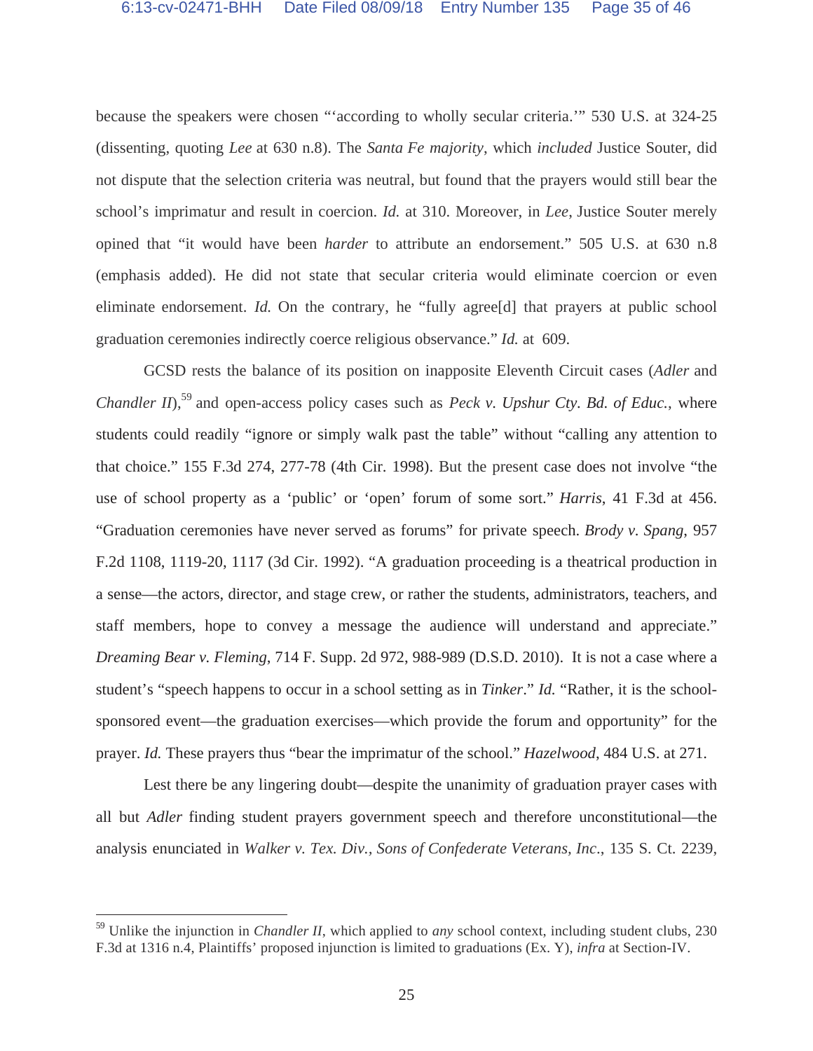because the speakers were chosen "'according to wholly secular criteria.'" 530 U.S. at 324-25 (dissenting, quoting *Lee* at 630 n.8). The *Santa Fe majority*, which *included* Justice Souter, did not dispute that the selection criteria was neutral, but found that the prayers would still bear the school's imprimatur and result in coercion. *Id.* at 310. Moreover, in *Lee*, Justice Souter merely opined that "it would have been *harder* to attribute an endorsement." 505 U.S. at 630 n.8 (emphasis added). He did not state that secular criteria would eliminate coercion or even eliminate endorsement. *Id.* On the contrary, he "fully agree[d] that prayers at public school graduation ceremonies indirectly coerce religious observance." *Id.* at 609.

GCSD rests the balance of its position on inapposite Eleventh Circuit cases (*Adler* and *Chandler II*),[59] and open-access policy cases such as *Peck v. Upshur Cty. Bd. of Educ.*, where students could readily "ignore or simply walk past the table" without "calling any attention to that choice." 155 F.3d 274, 277-78 (4th Cir. 1998). But the present case does not involve "the use of school property as a 'public' or 'open' forum of some sort." *Harris*, 41 F.3d at 456. "Graduation ceremonies have never served as forums" for private speech. *Brody v. Spang*, 957 F.2d 1108, 1119-20, 1117 (3d Cir. 1992). "A graduation proceeding is a theatrical production in a sense—the actors, director, and stage crew, or rather the students, administrators, teachers, and staff members, hope to convey a message the audience will understand and appreciate." *Dreaming Bear v. Fleming*, 714 F. Supp. 2d 972, 988-989 (D.S.D. 2010). It is not a case where a student's "speech happens to occur in a school setting as in *Tinker*." *Id.* "Rather, it is the school-sponsored event—the graduation exercises—which provide the forum and opportunity" for the prayer. *Id.* These prayers thus "bear the imprimatur of the school." *Hazelwood*, 484 U.S. at 271.

Lest there be any lingering doubt—despite the unanimity of graduation prayer cases with all but *Adler* finding student prayers government speech and therefore unconstitutional—the analysis enunciated in *Walker v. Tex. Div., Sons of Confederate Veterans, Inc*., 135 S. Ct. 2239,

---

[59] Unlike the injunction in *Chandler II*, which applied to *any* school context, including student clubs, 230 F.3d at 1316 n.4, Plaintiffs' proposed injunction is limited to graduations (Ex. Y), *infra* at Section-IV.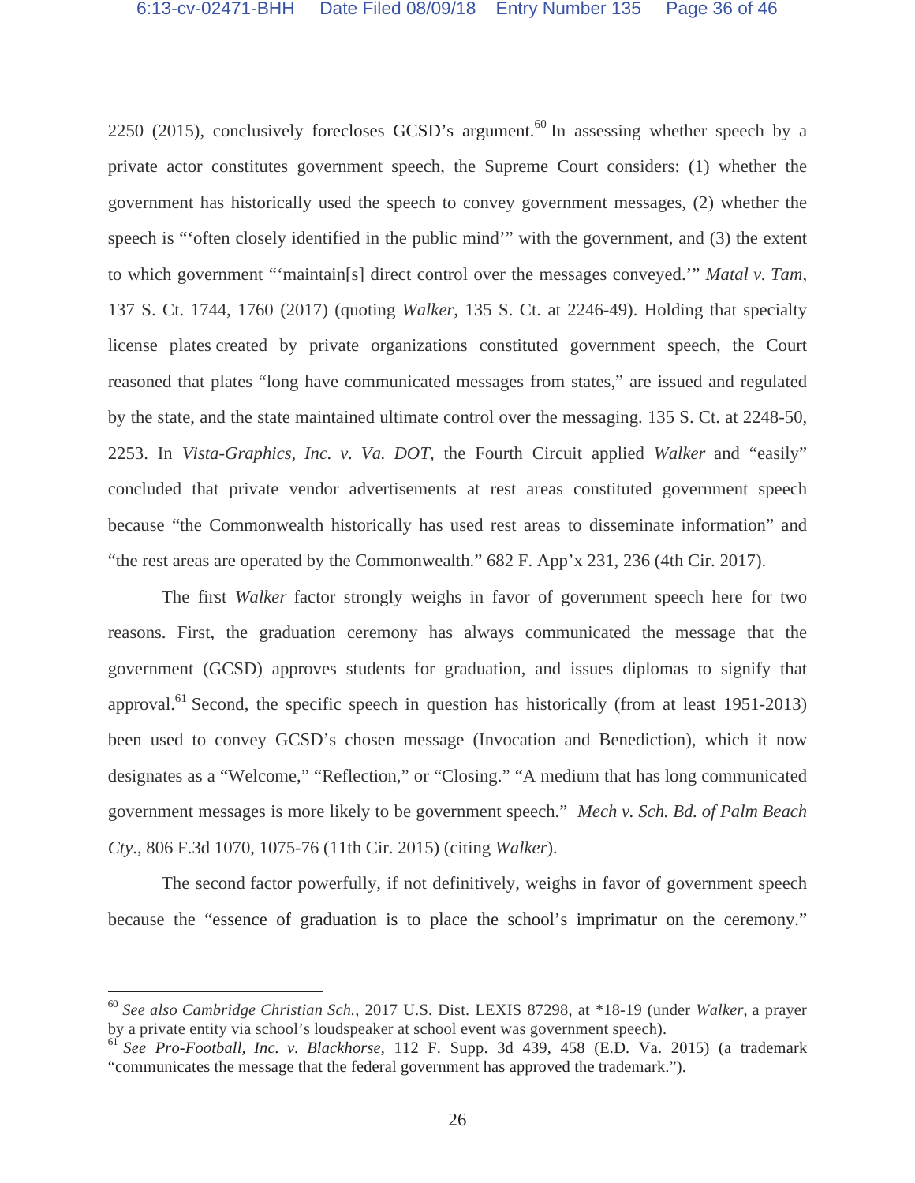2250 (2015), conclusively forecloses GCSD's argument.[60] In assessing whether speech by a private actor constitutes government speech, the Supreme Court considers: (1) whether the government has historically used the speech to convey government messages, (2) whether the speech is "'often closely identified in the public mind'" with the government, and (3) the extent to which government "'maintain[s] direct control over the messages conveyed.'" *Matal v. Tam*, 137 S. Ct. 1744, 1760 (2017) (quoting *Walker*, 135 S. Ct. at 2246-49). Holding that specialty license plates created by private organizations constituted government speech, the Court reasoned that plates "long have communicated messages from states," are issued and regulated by the state, and the state maintained ultimate control over the messaging. 135 S. Ct. at 2248-50, 2253. In *Vista-Graphics, Inc. v. Va. DOT*, the Fourth Circuit applied *Walker* and "easily" concluded that private vendor advertisements at rest areas constituted government speech because "the Commonwealth historically has used rest areas to disseminate information" and "the rest areas are operated by the Commonwealth." 682 F. App'x 231, 236 (4th Cir. 2017).

The first *Walker* factor strongly weighs in favor of government speech here for two reasons. First, the graduation ceremony has always communicated the message that the government (GCSD) approves students for graduation, and issues diplomas to signify that approval.[61] Second, the specific speech in question has historically (from at least 1951-2013) been used to convey GCSD's chosen message (Invocation and Benediction), which it now designates as a "Welcome," "Reflection," or "Closing." "A medium that has long communicated government messages is more likely to be government speech." *Mech v. Sch. Bd. of Palm Beach Cty.*, 806 F.3d 1070, 1075-76 (11th Cir. 2015) (citing *Walker*).

The second factor powerfully, if not definitively, weighs in favor of government speech because the "essence of graduation is to place the school's imprimatur on the ceremony."

---

[60] *See also Cambridge Christian Sch.*, 2017 U.S. Dist. LEXIS 87298, at *18-19 (under *Walker*, a prayer by a private entity via school's loudspeaker at school event was government speech).

[61] *See Pro-Football, Inc. v. Blackhorse*, 112 F. Supp. 3d 439, 458 (E.D. Va. 2015) (a trademark "communicates the message that the federal government has approved the trademark.").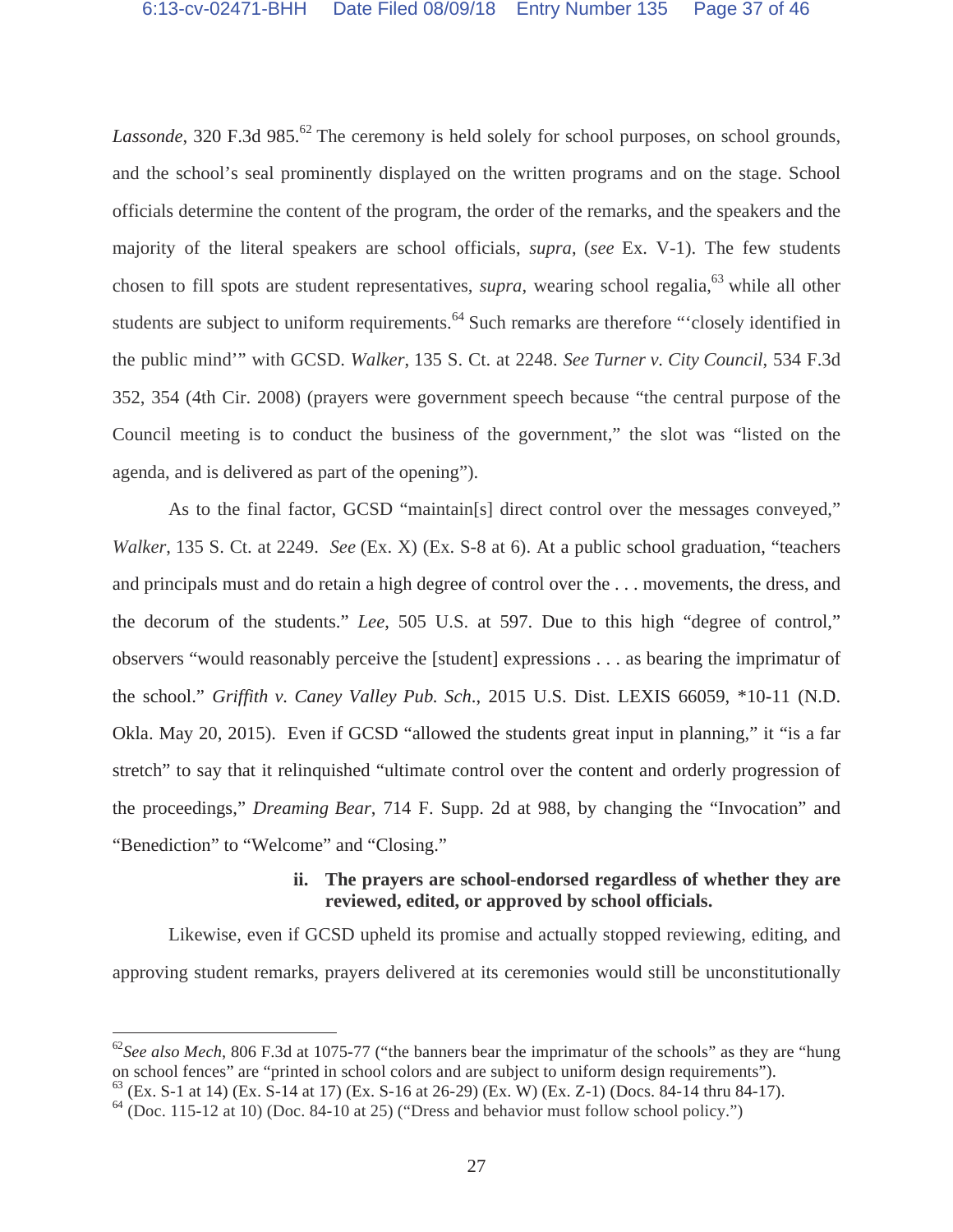*Lassonde*, 320 F.3d 985.[62] The ceremony is held solely for school purposes, on school grounds, and the school's seal prominently displayed on the written programs and on the stage. School officials determine the content of the program, the order of the remarks, and the speakers and the majority of the literal speakers are school officials, *supra*, (*see* Ex. V-1). The few students chosen to fill spots are student representatives, *supra*, wearing school regalia,[63] while all other students are subject to uniform requirements.[64] Such remarks are therefore "'closely identified in the public mind'" with GCSD. *Walker*, 135 S. Ct. at 2248. *See Turner v. City Council*, 534 F.3d 352, 354 (4th Cir. 2008) (prayers were government speech because "the central purpose of the Council meeting is to conduct the business of the government," the slot was "listed on the agenda, and is delivered as part of the opening").

As to the final factor, GCSD "maintain[s] direct control over the messages conveyed," *Walker*, 135 S. Ct. at 2249. *See* (Ex. X) (Ex. S-8 at 6). At a public school graduation, "teachers and principals must and do retain a high degree of control over the . . . movements, the dress, and the decorum of the students." *Lee*, 505 U.S. at 597. Due to this high "degree of control," observers "would reasonably perceive the [student] expressions . . . as bearing the imprimatur of the school." *Griffith v. Caney Valley Pub. Sch.*, 2015 U.S. Dist. LEXIS 66059, *10-11 (N.D. Okla. May 20, 2015). Even if GCSD "allowed the students great input in planning," it "is a far stretch" to say that it relinquished "ultimate control over the content and orderly progression of the proceedings," *Dreaming Bear*, 714 F. Supp. 2d at 988, by changing the "Invocation" and "Benediction" to "Welcome" and "Closing."

**ii. The prayers are school-endorsed regardless of whether they are reviewed, edited, or approved by school officials.**

Likewise, even if GCSD upheld its promise and actually stopped reviewing, editing, and approving student remarks, prayers delivered at its ceremonies would still be unconstitutionally

[62] *See also Mech*, 806 F.3d at 1075-77 ("the banners bear the imprimatur of the schools" as they are "hung on school fences" are "printed in school colors and are subject to uniform design requirements").

[63] (Ex. S-1 at 14) (Ex. S-14 at 17) (Ex. S-16 at 26-29) (Ex. W) (Ex. Z-1) (Docs. 84-14 thru 84-17).

[64] (Doc. 115-12 at 10) (Doc. 84-10 at 25) ("Dress and behavior must follow school policy.")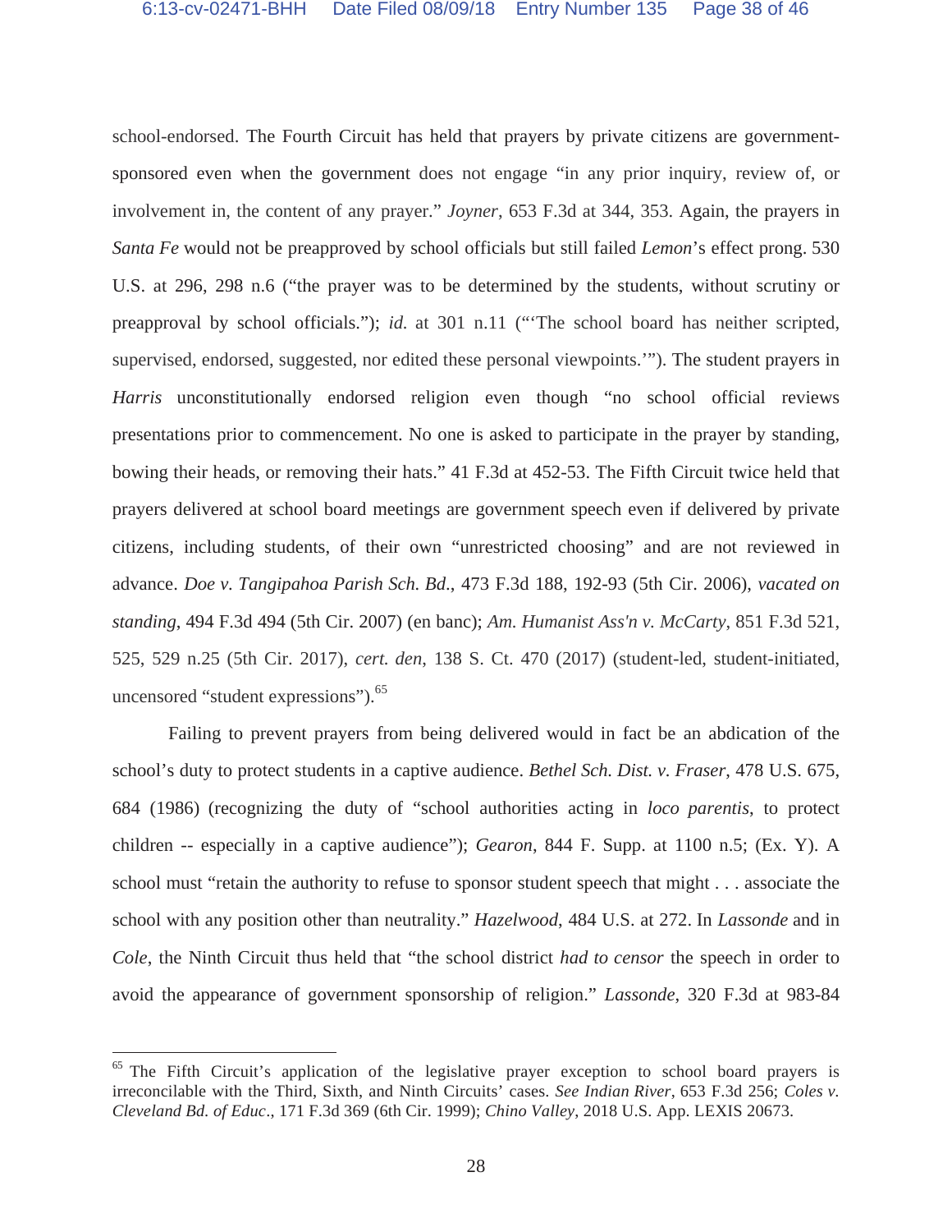school-endorsed. The Fourth Circuit has held that prayers by private citizens are government-sponsored even when the government does not engage "in any prior inquiry, review of, or involvement in, the content of any prayer." *Joyner*, 653 F.3d at 344, 353. Again, the prayers in *Santa Fe* would not be preapproved by school officials but still failed *Lemon*'s effect prong. 530 U.S. at 296, 298 n.6 ("the prayer was to be determined by the students, without scrutiny or preapproval by school officials."); *id.* at 301 n.11 ("'The school board has neither scripted, supervised, endorsed, suggested, nor edited these personal viewpoints.'"). The student prayers in *Harris* unconstitutionally endorsed religion even though "no school official reviews presentations prior to commencement. No one is asked to participate in the prayer by standing, bowing their heads, or removing their hats." 41 F.3d at 452-53. The Fifth Circuit twice held that prayers delivered at school board meetings are government speech even if delivered by private citizens, including students, of their own "unrestricted choosing" and are not reviewed in advance. *Doe v. Tangipahoa Parish Sch. Bd.*, 473 F.3d 188, 192-93 (5th Cir. 2006), *vacated on standing*, 494 F.3d 494 (5th Cir. 2007) (en banc); *Am. Humanist Ass'n v. McCarty*, 851 F.3d 521, 525, 529 n.25 (5th Cir. 2017), *cert. den*, 138 S. Ct. 470 (2017) (student-led, student-initiated, uncensored "student expressions").[65]

Failing to prevent prayers from being delivered would in fact be an abdication of the school's duty to protect students in a captive audience. *Bethel Sch. Dist. v. Fraser*, 478 U.S. 675, 684 (1986) (recognizing the duty of "school authorities acting in *loco parentis*, to protect children -- especially in a captive audience"); *Gearon*, 844 F. Supp. at 1100 n.5; (Ex. Y). A school must "retain the authority to refuse to sponsor student speech that might . . . associate the school with any position other than neutrality." *Hazelwood*, 484 U.S. at 272. In *Lassonde* and in *Cole*, the Ninth Circuit thus held that "the school district *had to censor* the speech in order to avoid the appearance of government sponsorship of religion." *Lassonde*, 320 F.3d at 983-84

---

[65] The Fifth Circuit's application of the legislative prayer exception to school board prayers is irreconcilable with the Third, Sixth, and Ninth Circuits' cases. *See Indian River*, 653 F.3d 256; *Coles v. Cleveland Bd. of Educ*., 171 F.3d 369 (6th Cir. 1999); *Chino Valley*, 2018 U.S. App. LEXIS 20673.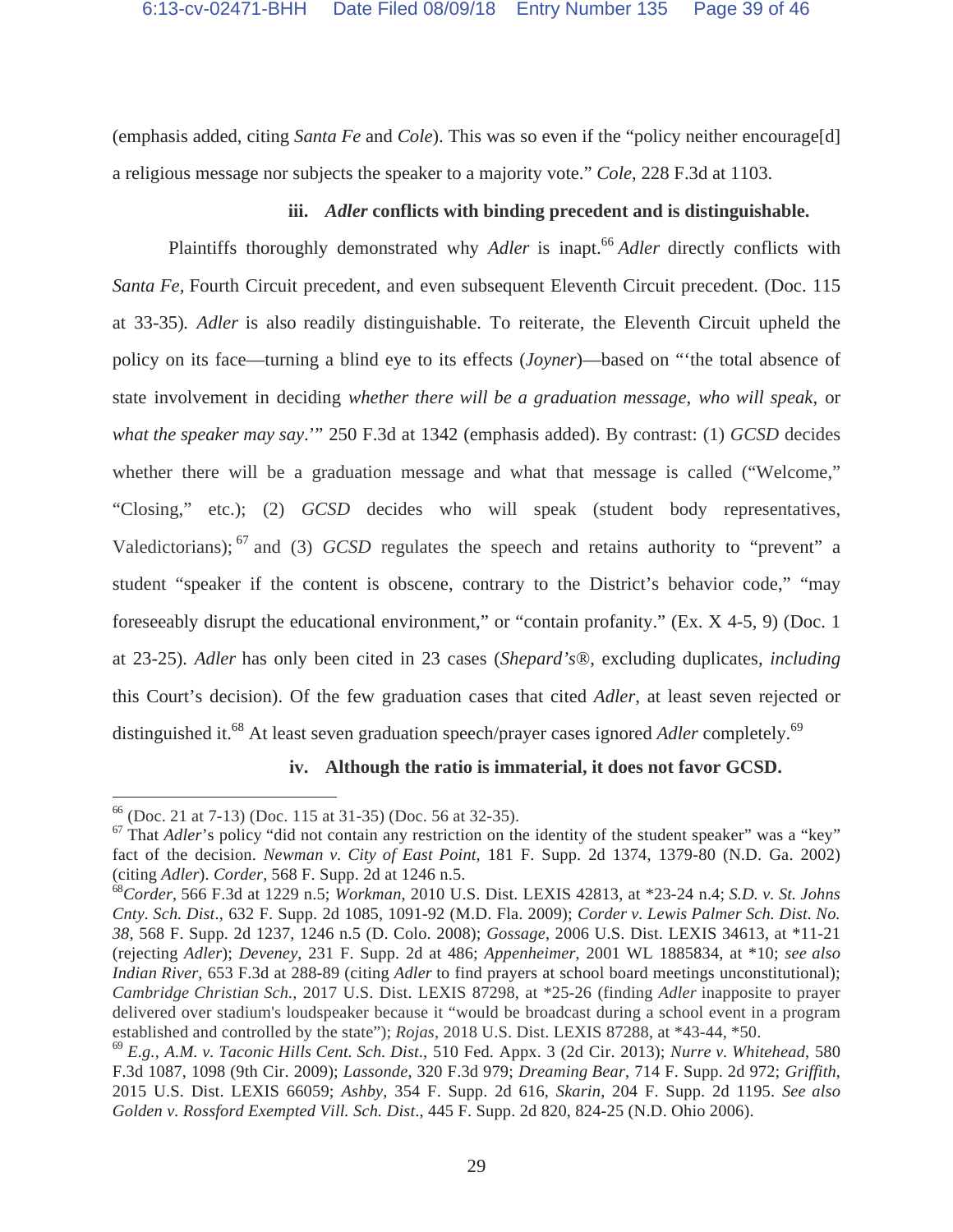(emphasis added, citing *Santa Fe* and *Cole*). This was so even if the "policy neither encourage[d] a religious message nor subjects the speaker to a majority vote." *Cole*, 228 F.3d at 1103.

**iii. *Adler* conflicts with binding precedent and is distinguishable.**

Plaintiffs thoroughly demonstrated why *Adler* is inapt.[66] *Adler* directly conflicts with *Santa Fe,* Fourth Circuit precedent, and even subsequent Eleventh Circuit precedent. (Doc. 115 at 33-35). *Adler* is also readily distinguishable. To reiterate, the Eleventh Circuit upheld the policy on its face—turning a blind eye to its effects (*Joyner*)—based on "'the total absence of state involvement in deciding *whether there will be a graduation message*, *who will speak*, or *what the speaker may say*.'" 250 F.3d at 1342 (emphasis added). By contrast: (1) *GCSD* decides whether there will be a graduation message and what that message is called ("Welcome," "Closing," etc.); (2) *GCSD* decides who will speak (student body representatives, Valedictorians);[67] and (3) *GCSD* regulates the speech and retains authority to "prevent" a student "speaker if the content is obscene, contrary to the District's behavior code," "may foreseeably disrupt the educational environment," or "contain profanity." (Ex. X 4-5, 9) (Doc. 1 at 23-25). *Adler* has only been cited in 23 cases (*Shepard's®*, excluding duplicates, *including* this Court's decision). Of the few graduation cases that cited *Adler*, at least seven rejected or distinguished it.[68] At least seven graduation speech/prayer cases ignored *Adler* completely.[69]

**iv. Although the ratio is immaterial, it does not favor GCSD.**

---

[66] (Doc. 21 at 7-13) (Doc. 115 at 31-35) (Doc. 56 at 32-35).

[67] That *Adler*'s policy "did not contain any restriction on the identity of the student speaker" was a "key" fact of the decision. *Newman v. City of East Point*, 181 F. Supp. 2d 1374, 1379-80 (N.D. Ga. 2002) (citing *Adler*). *Corder*, 568 F. Supp. 2d at 1246 n.5.

[68] *Corder*, 566 F.3d at 1229 n.5; *Workman*, 2010 U.S. Dist. LEXIS 42813, at *23-24 n.4; *S.D. v. St. Johns Cnty. Sch. Dist*., 632 F. Supp. 2d 1085, 1091-92 (M.D. Fla. 2009); *Corder v. Lewis Palmer Sch. Dist. No. 38*, 568 F. Supp. 2d 1237, 1246 n.5 (D. Colo. 2008); *Gossage*, 2006 U.S. Dist. LEXIS 34613, at *11-21 (rejecting *Adler*); *Deveney*, 231 F. Supp. 2d at 486; *Appenheimer*, 2001 WL 1885834, at *10; *see also Indian River*, 653 F.3d at 288-89 (citing *Adler* to find prayers at school board meetings unconstitutional); *Cambridge Christian Sch.*, 2017 U.S. Dist. LEXIS 87298, at *25-26 (finding *Adler* inapposite to prayer delivered over stadium's loudspeaker because it "would be broadcast during a school event in a program established and controlled by the state"); *Rojas*, 2018 U.S. Dist. LEXIS 87288, at *43-44, *50.

[69] *E.g., A.M. v. Taconic Hills Cent. Sch. Dist.*, 510 Fed. Appx. 3 (2d Cir. 2013); *Nurre v. Whitehead*, 580 F.3d 1087, 1098 (9th Cir. 2009); *Lassonde*, 320 F.3d 979; *Dreaming Bear*, 714 F. Supp. 2d 972; *Griffith*, 2015 U.S. Dist. LEXIS 66059; *Ashby*, 354 F. Supp. 2d 616, *Skarin*, 204 F. Supp. 2d 1195. *See also Golden v. Rossford Exempted Vill. Sch. Dist*., 445 F. Supp. 2d 820, 824-25 (N.D. Ohio 2006).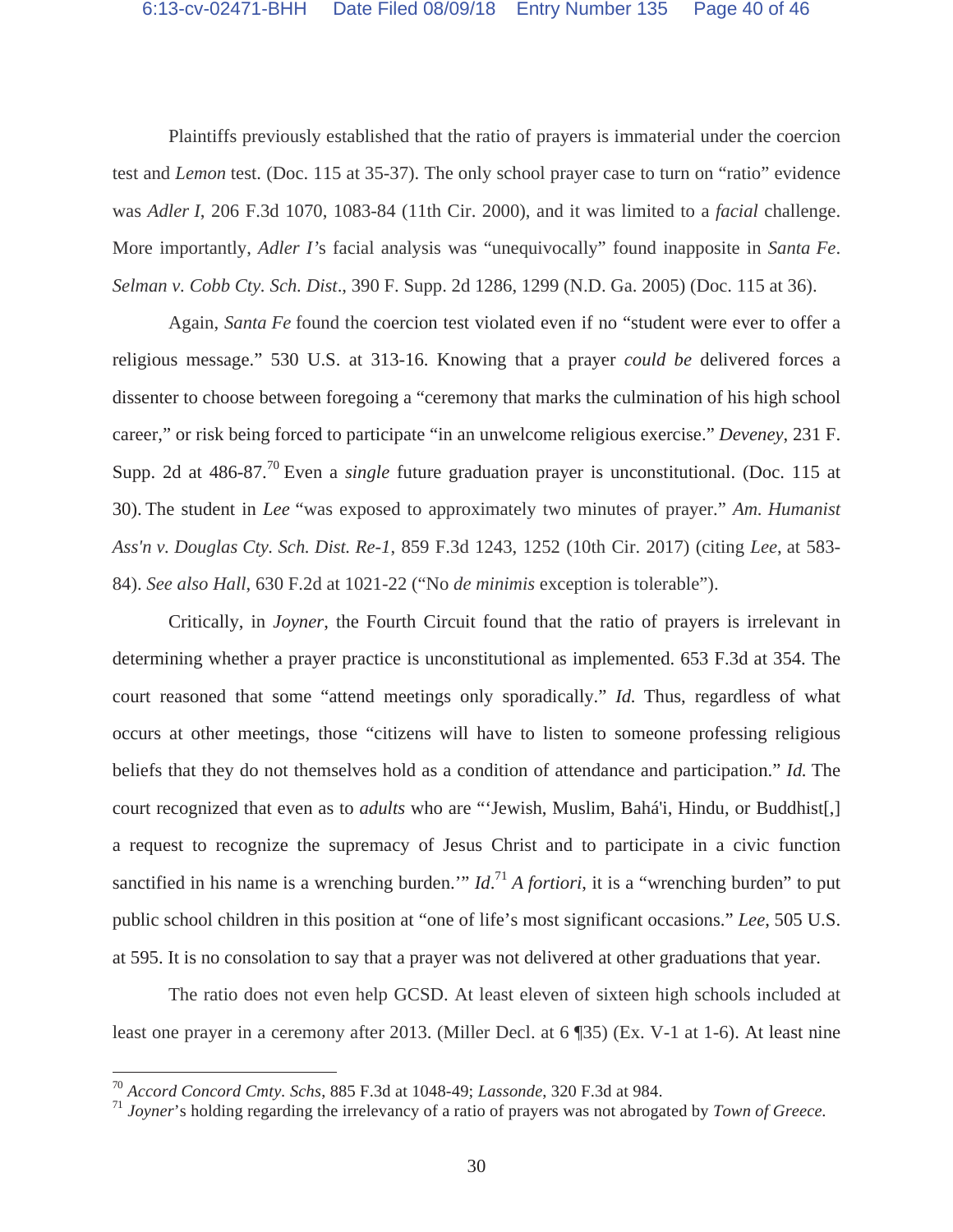Plaintiffs previously established that the ratio of prayers is immaterial under the coercion test and *Lemon* test. (Doc. 115 at 35-37). The only school prayer case to turn on "ratio" evidence was *Adler I*, 206 F.3d 1070, 1083-84 (11th Cir. 2000), and it was limited to a *facial* challenge. More importantly, *Adler I*'s facial analysis was "unequivocally" found inapposite in *Santa Fe*. *Selman v. Cobb Cty. Sch. Dist*., 390 F. Supp. 2d 1286, 1299 (N.D. Ga. 2005) (Doc. 115 at 36).

Again, *Santa Fe* found the coercion test violated even if no "student were ever to offer a religious message." 530 U.S. at 313-16. Knowing that a prayer *could be* delivered forces a dissenter to choose between foregoing a "ceremony that marks the culmination of his high school career," or risk being forced to participate "in an unwelcome religious exercise." *Deveney*, 231 F. Supp. 2d at 486-87.[70] Even a *single* future graduation prayer is unconstitutional. (Doc. 115 at 30). The student in *Lee* "was exposed to approximately two minutes of prayer." *Am. Humanist Ass'n v. Douglas Cty. Sch. Dist. Re-1*, 859 F.3d 1243, 1252 (10th Cir. 2017) (citing *Lee*, at 583-84). *See also Hall*, 630 F.2d at 1021-22 ("No *de minimis* exception is tolerable").

Critically, in *Joyner*, the Fourth Circuit found that the ratio of prayers is irrelevant in determining whether a prayer practice is unconstitutional as implemented. 653 F.3d at 354. The court reasoned that some "attend meetings only sporadically." *Id.* Thus, regardless of what occurs at other meetings, those "citizens will have to listen to someone professing religious beliefs that they do not themselves hold as a condition of attendance and participation." *Id.* The court recognized that even as to *adults* who are "'Jewish, Muslim, Bahá'i, Hindu, or Buddhist[,] a request to recognize the supremacy of Jesus Christ and to participate in a civic function sanctified in his name is a wrenching burden.'" *Id*.[71] *A fortiori*, it is a "wrenching burden" to put public school children in this position at "one of life's most significant occasions." *Lee*, 505 U.S. at 595. It is no consolation to say that a prayer was not delivered at other graduations that year.

The ratio does not even help GCSD. At least eleven of sixteen high schools included at least one prayer in a ceremony after 2013. (Miller Decl. at 6 ¶35) (Ex. V-1 at 1-6). At least nine

---

[70] *Accord Concord Cmty. Schs*, 885 F.3d at 1048-49; *Lassonde*, 320 F.3d at 984.

[71] *Joyner*'s holding regarding the irrelevancy of a ratio of prayers was not abrogated by *Town of Greece*.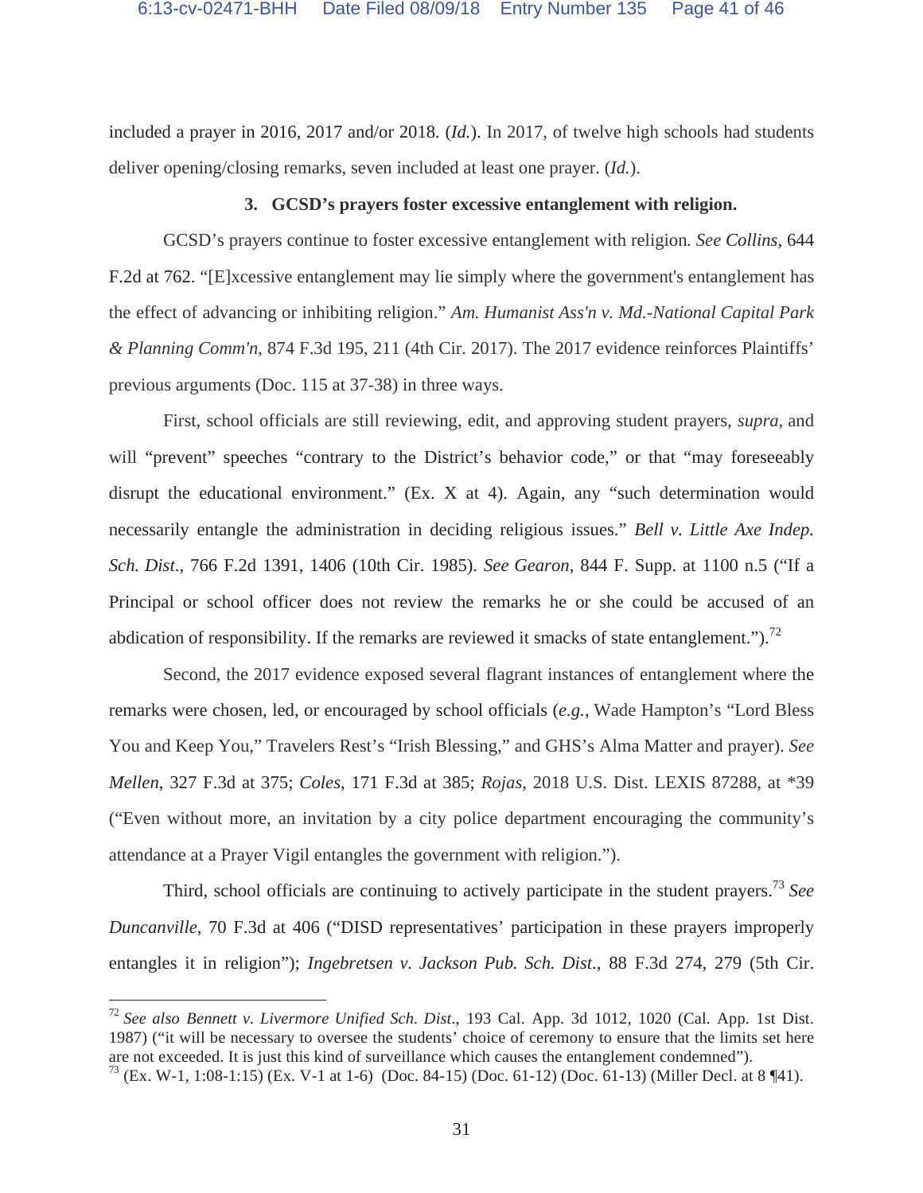included a prayer in 2016, 2017 and/or 2018. (*Id.*). In 2017, of twelve high schools had students deliver opening/closing remarks, seven included at least one prayer. (*Id.*).

### 3. GCSD's prayers foster excessive entanglement with religion.

GCSD's prayers continue to foster excessive entanglement with religion. *See Collins*, 644 F.2d at 762. "[E]xcessive entanglement may lie simply where the government's entanglement has the effect of advancing or inhibiting religion." *Am. Humanist Ass'n v. Md.-National Capital Park & Planning Comm'n*, 874 F.3d 195, 211 (4th Cir. 2017). The 2017 evidence reinforces Plaintiffs' previous arguments (Doc. 115 at 37-38) in three ways.

First, school officials are still reviewing, edit, and approving student prayers, *supra*, and will "prevent" speeches "contrary to the District's behavior code," or that "may foreseeably disrupt the educational environment." (Ex. X at 4). Again, any "such determination would necessarily entangle the administration in deciding religious issues." *Bell v. Little Axe Indep. Sch. Dist.*, 766 F.2d 1391, 1406 (10th Cir. 1985). *See Gearon*, 844 F. Supp. at 1100 n.5 ("If a Principal or school officer does not review the remarks he or she could be accused of an abdication of responsibility. If the remarks are reviewed it smacks of state entanglement.").[72]

Second, the 2017 evidence exposed several flagrant instances of entanglement where the remarks were chosen, led, or encouraged by school officials (*e.g.*, Wade Hampton's "Lord Bless You and Keep You," Travelers Rest's "Irish Blessing," and GHS's Alma Matter and prayer). *See Mellen*, 327 F.3d at 375; *Coles*, 171 F.3d at 385; *Rojas*, 2018 U.S. Dist. LEXIS 87288, at *39 ("Even without more, an invitation by a city police department encouraging the community's attendance at a Prayer Vigil entangles the government with religion.").

Third, school officials are continuing to actively participate in the student prayers.[73] *See Duncanville*, 70 F.3d at 406 ("DISD representatives' participation in these prayers improperly entangles it in religion"); *Ingebretsen v. Jackson Pub. Sch. Dist.*, 88 F.3d 274, 279 (5th Cir.

---

[72] *See also Bennett v. Livermore Unified Sch. Dist.*, 193 Cal. App. 3d 1012, 1020 (Cal. App. 1st Dist. 1987) ("it will be necessary to oversee the students' choice of ceremony to ensure that the limits set here are not exceeded. It is just this kind of surveillance which causes the entanglement condemned").

[73] (Ex. W-1, 1:08-1:15) (Ex. V-1 at 1-6) (Doc. 84-15) (Doc. 61-12) (Doc. 61-13) (Miller Decl. at 8 ¶41).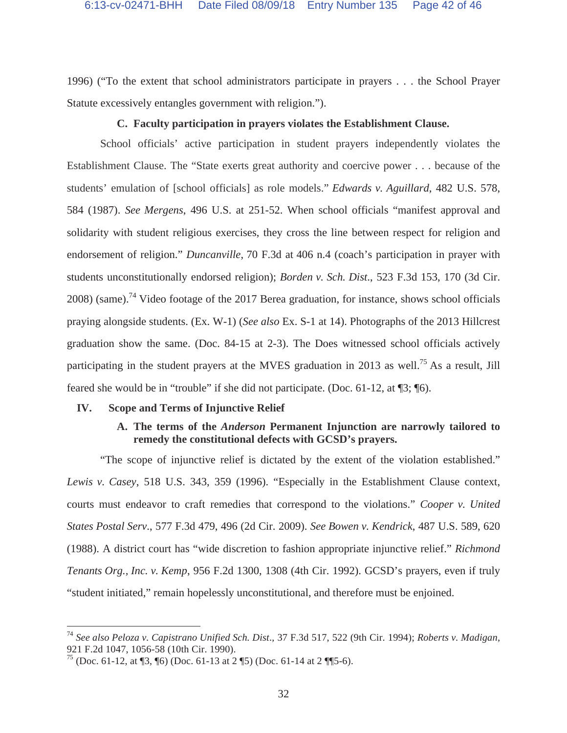1996) ("To the extent that school administrators participate in prayers . . . the School Prayer Statute excessively entangles government with religion.").

### C. Faculty participation in prayers violates the Establishment Clause.

School officials' active participation in student prayers independently violates the Establishment Clause. The "State exerts great authority and coercive power . . . because of the students' emulation of [school officials] as role models." *Edwards v. Aguillard*, 482 U.S. 578, 584 (1987). *See Mergens*, 496 U.S. at 251-52. When school officials "manifest approval and solidarity with student religious exercises, they cross the line between respect for religion and endorsement of religion." *Duncanville*, 70 F.3d at 406 n.4 (coach's participation in prayer with students unconstitutionally endorsed religion); *Borden v. Sch. Dist.*, 523 F.3d 153, 170 (3d Cir. 2008) (same).[74] Video footage of the 2017 Berea graduation, for instance, shows school officials praying alongside students. (Ex. W-1) (*See also* Ex. S-1 at 14). Photographs of the 2013 Hillcrest graduation show the same. (Doc. 84-15 at 2-3). The Does witnessed school officials actively participating in the student prayers at the MVES graduation in 2013 as well.[75] As a result, Jill feared she would be in "trouble" if she did not participate. (Doc. 61-12, at ¶3; ¶6).

## IV. Scope and Terms of Injunctive Relief

### A. The terms of the *Anderson* Permanent Injunction are narrowly tailored to remedy the constitutional defects with GCSD's prayers.

"The scope of injunctive relief is dictated by the extent of the violation established." *Lewis v. Casey*, 518 U.S. 343, 359 (1996). "Especially in the Establishment Clause context, courts must endeavor to craft remedies that correspond to the violations." *Cooper v. United States Postal Serv*., 577 F.3d 479, 496 (2d Cir. 2009). *See Bowen v. Kendrick*, 487 U.S. 589, 620 (1988). A district court has "wide discretion to fashion appropriate injunctive relief." *Richmond Tenants Org., Inc. v. Kemp*, 956 F.2d 1300, 1308 (4th Cir. 1992). GCSD's prayers, even if truly "student initiated," remain hopelessly unconstitutional, and therefore must be enjoined.

---

[74] *See also Peloza v. Capistrano Unified Sch. Dist*., 37 F.3d 517, 522 (9th Cir. 1994); *Roberts v. Madigan*, 921 F.2d 1047, 1056-58 (10th Cir. 1990).

[75] (Doc. 61-12, at ¶3, ¶6) (Doc. 61-13 at 2 ¶5) (Doc. 61-14 at 2 ¶¶5-6).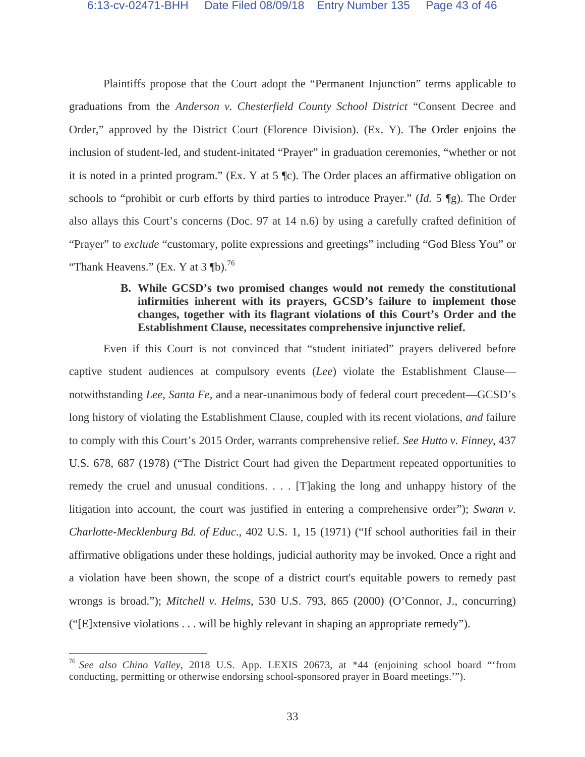Plaintiffs propose that the Court adopt the "Permanent Injunction" terms applicable to graduations from the *Anderson v. Chesterfield County School District* "Consent Decree and Order," approved by the District Court (Florence Division). (Ex. Y). The Order enjoins the inclusion of student-led, and student-initated "Prayer" in graduation ceremonies, "whether or not it is noted in a printed program." (Ex. Y at 5 ¶c). The Order places an affirmative obligation on schools to "prohibit or curb efforts by third parties to introduce Prayer." (*Id.* 5 ¶g). The Order also allays this Court's concerns (Doc. 97 at 14 n.6) by using a carefully crafted definition of "Prayer" to *exclude* "customary, polite expressions and greetings" including "God Bless You" or "Thank Heavens." (Ex. Y at 3 ¶b).[76]

**B. While GCSD's two promised changes would not remedy the constitutional infirmities inherent with its prayers, GCSD's failure to implement those changes, together with its flagrant violations of this Court's Order and the Establishment Clause, necessitates comprehensive injunctive relief.**

Even if this Court is not convinced that "student initiated" prayers delivered before captive student audiences at compulsory events (*Lee*) violate the Establishment Clause—notwithstanding *Lee*, *Santa Fe*, and a near-unanimous body of federal court precedent—GCSD's long history of violating the Establishment Clause, coupled with its recent violations, *and* failure to comply with this Court's 2015 Order, warrants comprehensive relief. *See Hutto v. Finney*, 437 U.S. 678, 687 (1978) ("The District Court had given the Department repeated opportunities to remedy the cruel and unusual conditions. . . . [T]aking the long and unhappy history of the litigation into account, the court was justified in entering a comprehensive order"); *Swann v. Charlotte-Mecklenburg Bd. of Educ.*, 402 U.S. 1, 15 (1971) ("If school authorities fail in their affirmative obligations under these holdings, judicial authority may be invoked. Once a right and a violation have been shown, the scope of a district court's equitable powers to remedy past wrongs is broad."); *Mitchell v. Helms*, 530 U.S. 793, 865 (2000) (O'Connor, J., concurring) ("[E]xtensive violations . . . will be highly relevant in shaping an appropriate remedy").

---

[76] *See also Chino Valley*, 2018 U.S. App. LEXIS 20673, at *44 (enjoining school board "'from conducting, permitting or otherwise endorsing school-sponsored prayer in Board meetings.'").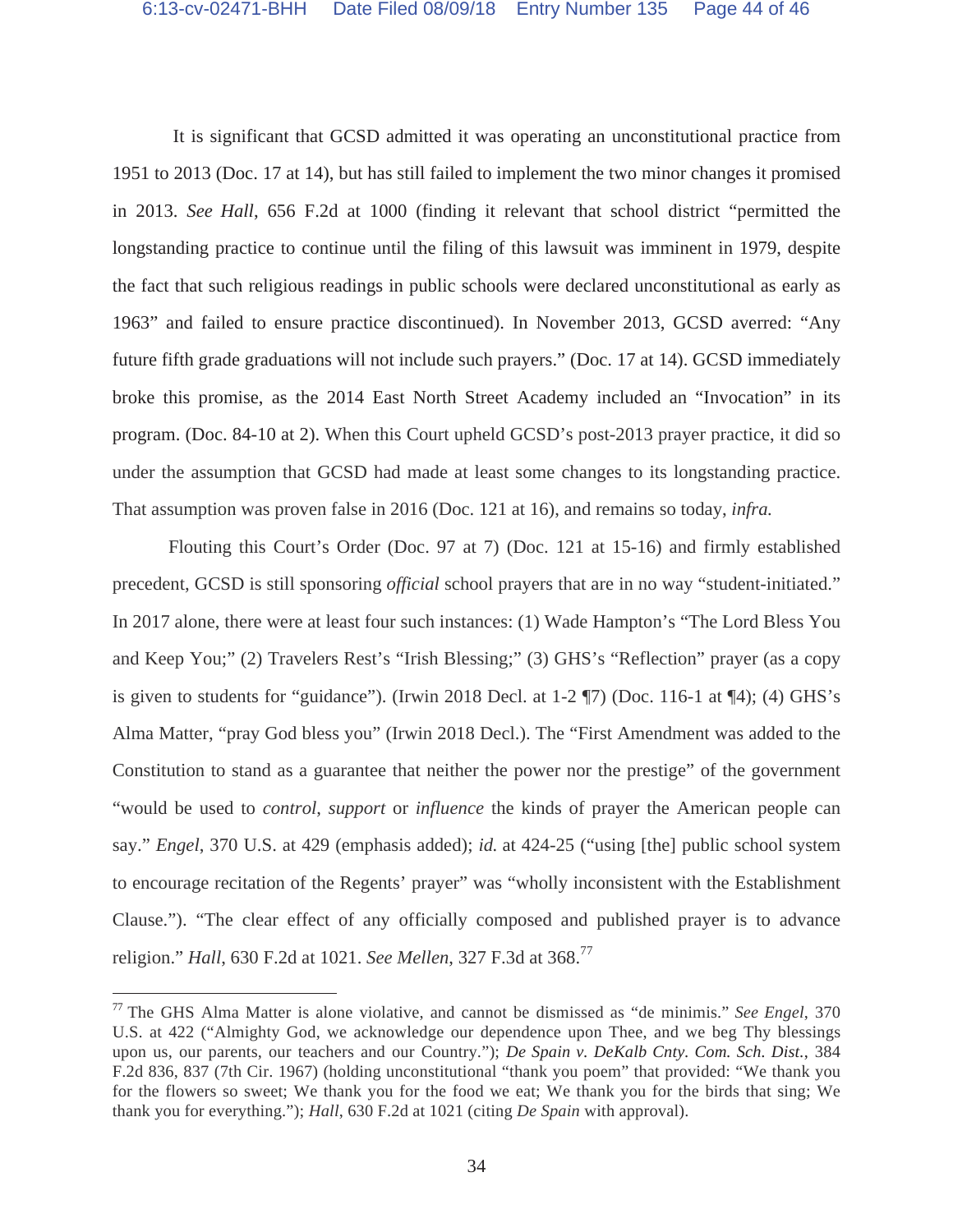It is significant that GCSD admitted it was operating an unconstitutional practice from 1951 to 2013 (Doc. 17 at 14), but has still failed to implement the two minor changes it promised in 2013. *See Hall*, 656 F.2d at 1000 (finding it relevant that school district "permitted the longstanding practice to continue until the filing of this lawsuit was imminent in 1979, despite the fact that such religious readings in public schools were declared unconstitutional as early as 1963" and failed to ensure practice discontinued). In November 2013, GCSD averred: "Any future fifth grade graduations will not include such prayers." (Doc. 17 at 14). GCSD immediately broke this promise, as the 2014 East North Street Academy included an "Invocation" in its program. (Doc. 84-10 at 2). When this Court upheld GCSD's post-2013 prayer practice, it did so under the assumption that GCSD had made at least some changes to its longstanding practice. That assumption was proven false in 2016 (Doc. 121 at 16), and remains so today, *infra.*

Flouting this Court's Order (Doc. 97 at 7) (Doc. 121 at 15-16) and firmly established precedent, GCSD is still sponsoring *official* school prayers that are in no way "student-initiated." In 2017 alone, there were at least four such instances: (1) Wade Hampton's "The Lord Bless You and Keep You;" (2) Travelers Rest's "Irish Blessing;" (3) GHS's "Reflection" prayer (as a copy is given to students for "guidance"). (Irwin 2018 Decl. at 1-2 ¶7) (Doc. 116-1 at ¶4); (4) GHS's Alma Matter, "pray God bless you" (Irwin 2018 Decl.). The "First Amendment was added to the Constitution to stand as a guarantee that neither the power nor the prestige" of the government "would be used to *control*, *support* or *influence* the kinds of prayer the American people can say." *Engel*, 370 U.S. at 429 (emphasis added); *id.* at 424-25 ("using [the] public school system to encourage recitation of the Regents' prayer" was "wholly inconsistent with the Establishment Clause."). "The clear effect of any officially composed and published prayer is to advance religion." *Hall*, 630 F.2d at 1021. *See Mellen*, 327 F.3d at 368.[77]

---

[77] The GHS Alma Matter is alone violative, and cannot be dismissed as "de minimis." *See Engel*, 370 U.S. at 422 ("Almighty God, we acknowledge our dependence upon Thee, and we beg Thy blessings upon us, our parents, our teachers and our Country."); *De Spain v. DeKalb Cnty. Com. Sch. Dist.*, 384 F.2d 836, 837 (7th Cir. 1967) (holding unconstitutional "thank you poem" that provided: "We thank you for the flowers so sweet; We thank you for the food we eat; We thank you for the birds that sing; We thank you for everything."); *Hall*, 630 F.2d at 1021 (citing *De Spain* with approval).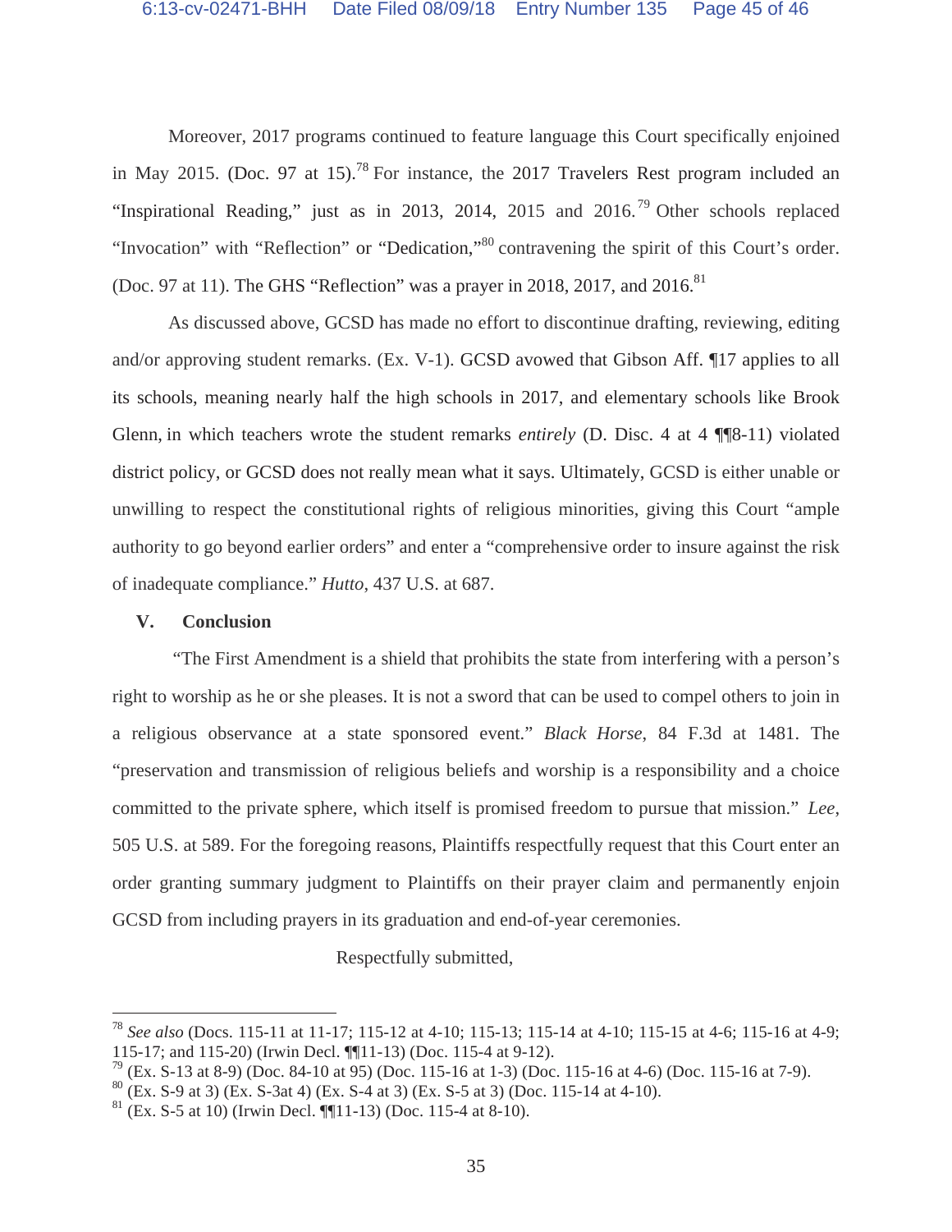Moreover, 2017 programs continued to feature language this Court specifically enjoined in May 2015. (Doc. 97 at 15).[78] For instance, the 2017 Travelers Rest program included an "Inspirational Reading," just as in 2013, 2014, 2015 and 2016.[79] Other schools replaced "Invocation" with "Reflection" or "Dedication,"[80] contravening the spirit of this Court's order. (Doc. 97 at 11). The GHS "Reflection" was a prayer in 2018, 2017, and 2016.[81]

As discussed above, GCSD has made no effort to discontinue drafting, reviewing, editing and/or approving student remarks. (Ex. V-1). GCSD avowed that Gibson Aff. ¶17 applies to all its schools, meaning nearly half the high schools in 2017, and elementary schools like Brook Glenn, in which teachers wrote the student remarks *entirely* (D. Disc. 4 at 4 ¶¶8-11) violated district policy, or GCSD does not really mean what it says. Ultimately, GCSD is either unable or unwilling to respect the constitutional rights of religious minorities, giving this Court "ample authority to go beyond earlier orders" and enter a "comprehensive order to insure against the risk of inadequate compliance." *Hutto*, 437 U.S. at 687.

## V. Conclusion

"The First Amendment is a shield that prohibits the state from interfering with a person's right to worship as he or she pleases. It is not a sword that can be used to compel others to join in a religious observance at a state sponsored event." *Black Horse*, 84 F.3d at 1481. The "preservation and transmission of religious beliefs and worship is a responsibility and a choice committed to the private sphere, which itself is promised freedom to pursue that mission." *Lee*, 505 U.S. at 589. For the foregoing reasons, Plaintiffs respectfully request that this Court enter an order granting summary judgment to Plaintiffs on their prayer claim and permanently enjoin GCSD from including prayers in its graduation and end-of-year ceremonies.

Respectfully submitted,

---

[78] *See also* (Docs. 115-11 at 11-17; 115-12 at 4-10; 115-13; 115-14 at 4-10; 115-15 at 4-6; 115-16 at 4-9; 115-17; and 115-20) (Irwin Decl. ¶¶11-13) (Doc. 115-4 at 9-12).

[79] (Ex. S-13 at 8-9) (Doc. 84-10 at 95) (Doc. 115-16 at 1-3) (Doc. 115-16 at 4-6) (Doc. 115-16 at 7-9).

[80] (Ex. S-9 at 3) (Ex. S-3at 4) (Ex. S-4 at 3) (Ex. S-5 at 3) (Doc. 115-14 at 4-10).

[81] (Ex. S-5 at 10) (Irwin Decl. ¶¶11-13) (Doc. 115-4 at 8-10).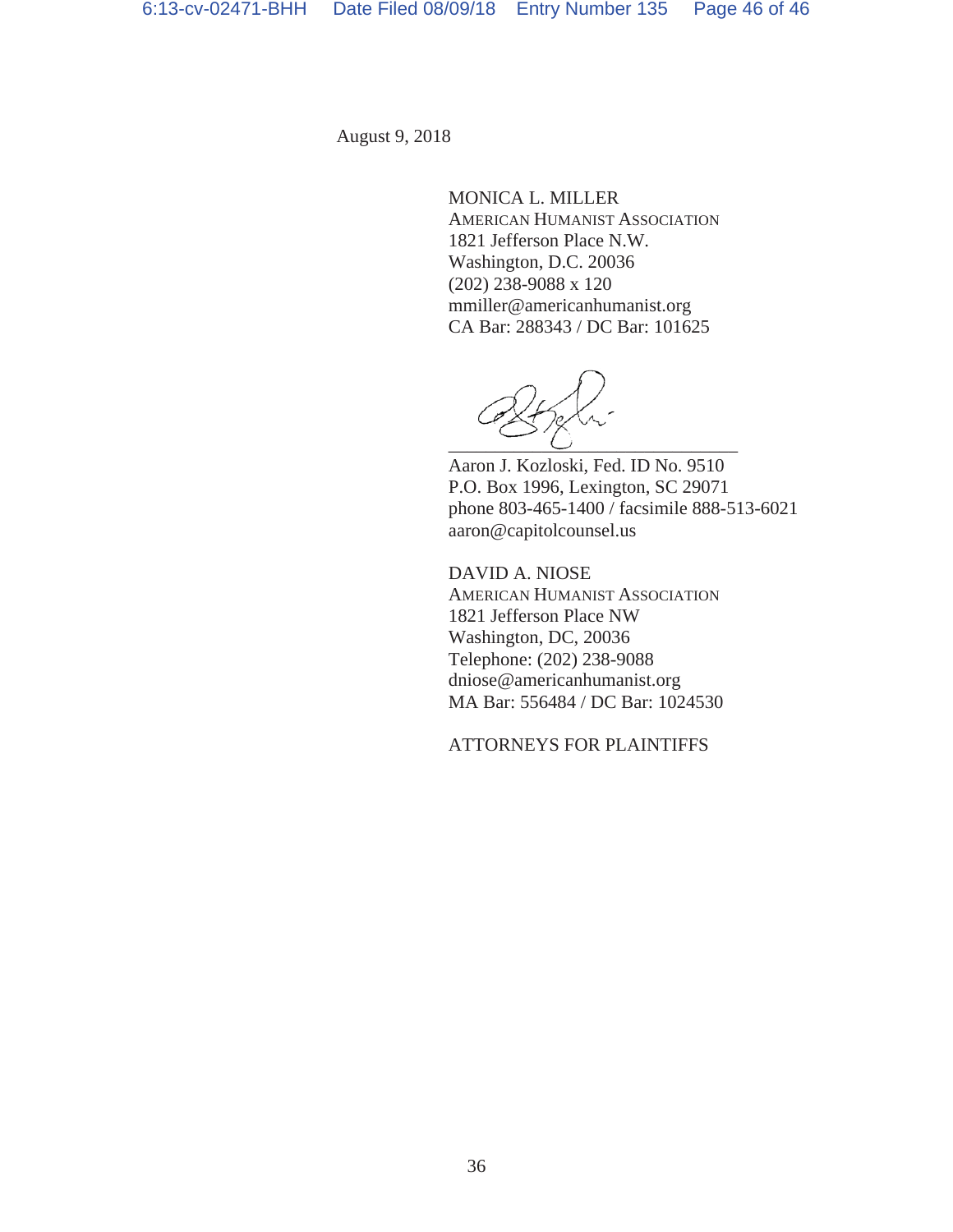August 9, 2018

MONICA L. MILLER
AMERICAN HUMANIST ASSOCIATION
1821 Jefferson Place N.W.
Washington, D.C. 20036
(202) 238-9088 x 120
mmiller@americanhumanist.org
CA Bar: 288343 / DC Bar: 101625

\_\_\_\_\_\_\_\_\_\_\_\_\_\_\_\_\_\_\_\_\_\_\_\_\_\_\_\_\_\_
Aaron J. Kozloski, Fed. ID No. 9510
P.O. Box 1996, Lexington, SC 29071
phone 803-465-1400 / facsimile 888-513-6021
aaron@capitolcounsel.us

DAVID A. NIOSE
AMERICAN HUMANIST ASSOCIATION
1821 Jefferson Place NW
Washington, DC, 20036
Telephone: (202) 238-9088
dniose@americanhumanist.org
MA Bar: 556484 / DC Bar: 1024530

ATTORNEYS FOR PLAINTIFFS